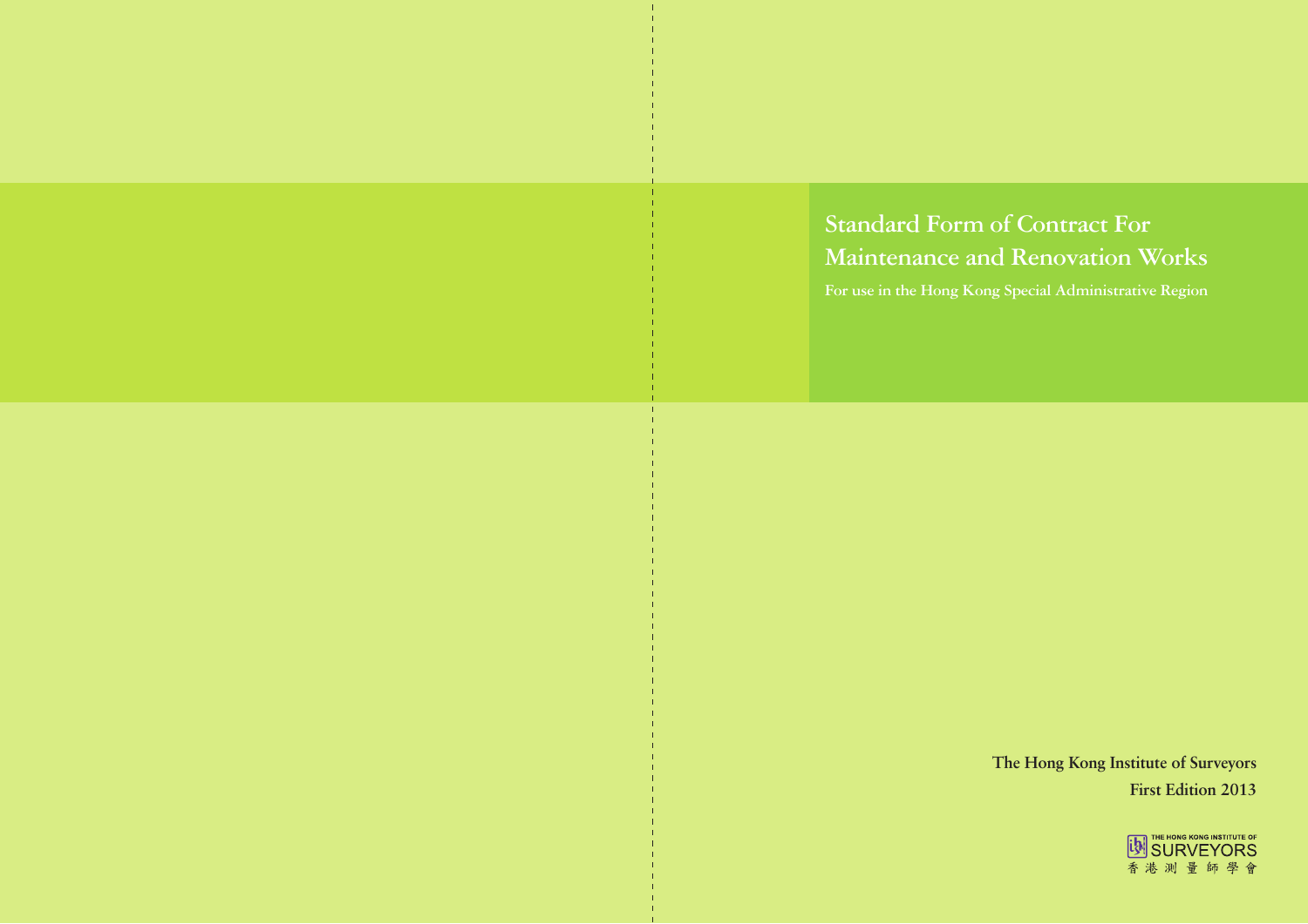# Standard Form of Contract For Maintenance and Renovation Works

For use in the Hong Kong Special Administrative Region

**The Hong Kong Institute of Surveyors**

**First Edition 2013**

THE HONG KONG INSTITUTE OF SURVEYORS

香港測量師學會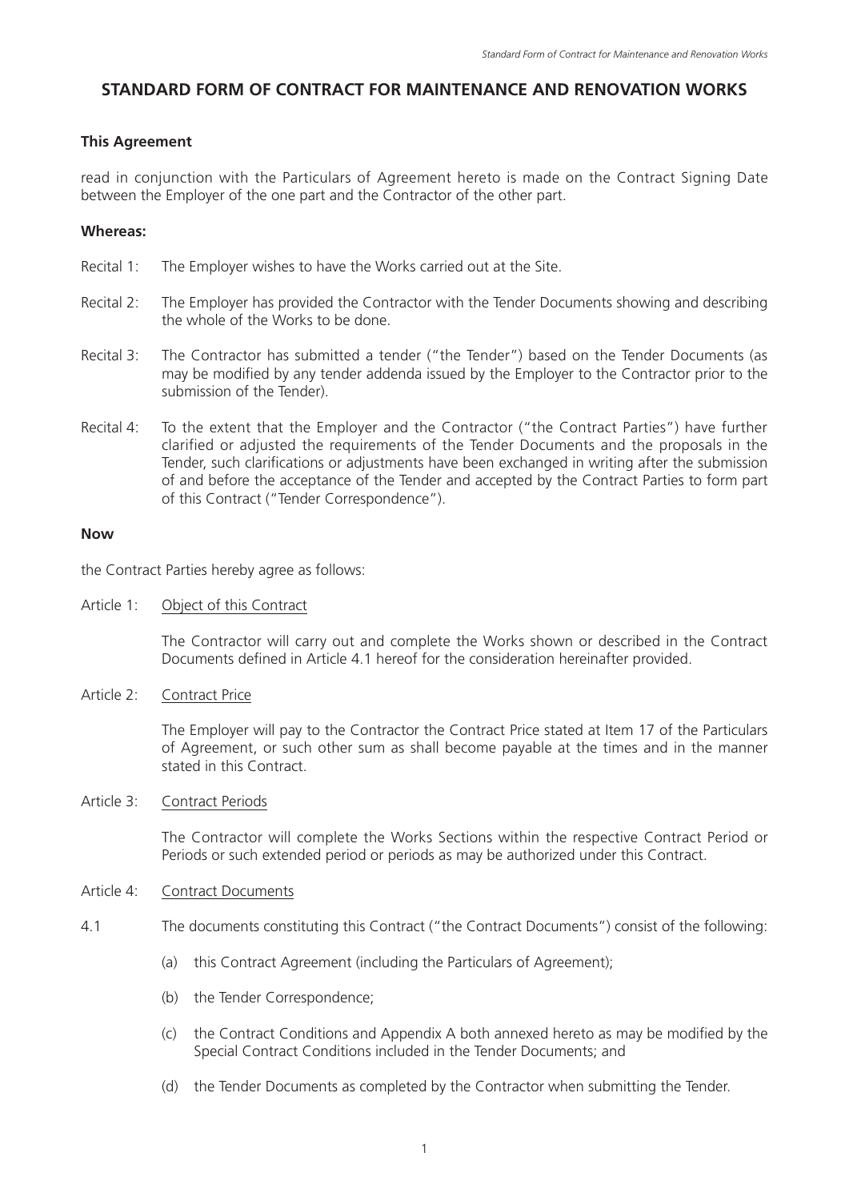# STANDARD FORM OF CONTRACT FOR MAINTENANCE AND RENOVATION WORKS

**This Agreement**

read in conjunction with the Particulars of Agreement hereto is made on the Contract Signing Date between the Employer of the one part and the Contractor of the other part.

**Whereas:**

Recital 1: The Employer wishes to have the Works carried out at the Site.

Recital 2: The Employer has provided the Contractor with the Tender Documents showing and describing the whole of the Works to be done.

Recital 3: The Contractor has submitted a tender ("the Tender") based on the Tender Documents (as may be modified by any tender addenda issued by the Employer to the Contractor prior to the submission of the Tender).

Recital 4: To the extent that the Employer and the Contractor ("the Contract Parties") have further clarified or adjusted the requirements of the Tender Documents and the proposals in the Tender, such clarifications or adjustments have been exchanged in writing after the submission of and before the acceptance of the Tender and accepted by the Contract Parties to form part of this Contract ("Tender Correspondence").

**Now**

the Contract Parties hereby agree as follows:

Article 1: Object of this Contract

The Contractor will carry out and complete the Works shown or described in the Contract Documents defined in Article 4.1 hereof for the consideration hereinafter provided.

Article 2: Contract Price

The Employer will pay to the Contractor the Contract Price stated at Item 17 of the Particulars of Agreement, or such other sum as shall become payable at the times and in the manner stated in this Contract.

Article 3: Contract Periods

The Contractor will complete the Works Sections within the respective Contract Period or Periods or such extended period or periods as may be authorized under this Contract.

Article 4: Contract Documents

4.1 The documents constituting this Contract ("the Contract Documents") consist of the following:

(a) this Contract Agreement (including the Particulars of Agreement);

(b) the Tender Correspondence;

(c) the Contract Conditions and Appendix A both annexed hereto as may be modified by the Special Contract Conditions included in the Tender Documents; and

(d) the Tender Documents as completed by the Contractor when submitting the Tender.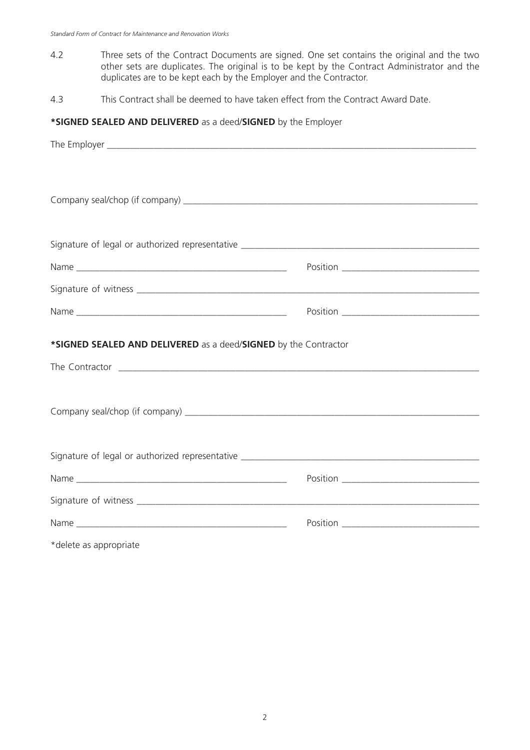4.2 Three sets of the Contract Documents are signed. One set contains the original and the two other sets are duplicates. The original is to be kept by the Contract Administrator and the duplicates are to be kept each by the Employer and the Contractor.

4.3 This Contract shall be deemed to have taken effect from the Contract Award Date.

***SIGNED SEALED AND DELIVERED** as a deed/**SIGNED** by the Employer

The Employer ________________________________________________________________________

Company seal/chop (if company) _______________________________________________________

Signature of legal or authorized representative ____________________________________________

Name ______________________________________ Position ___________________________

Signature of witness __________________________________________________________________

Name ______________________________________ Position ___________________________

***SIGNED SEALED AND DELIVERED** as a deed/**SIGNED** by the Contractor

The Contractor ______________________________________________________________________

Company seal/chop (if company) _______________________________________________________

Signature of legal or authorized representative ____________________________________________

Name ______________________________________ Position ___________________________

Signature of witness __________________________________________________________________

Name ______________________________________ Position ___________________________

*delete as appropriate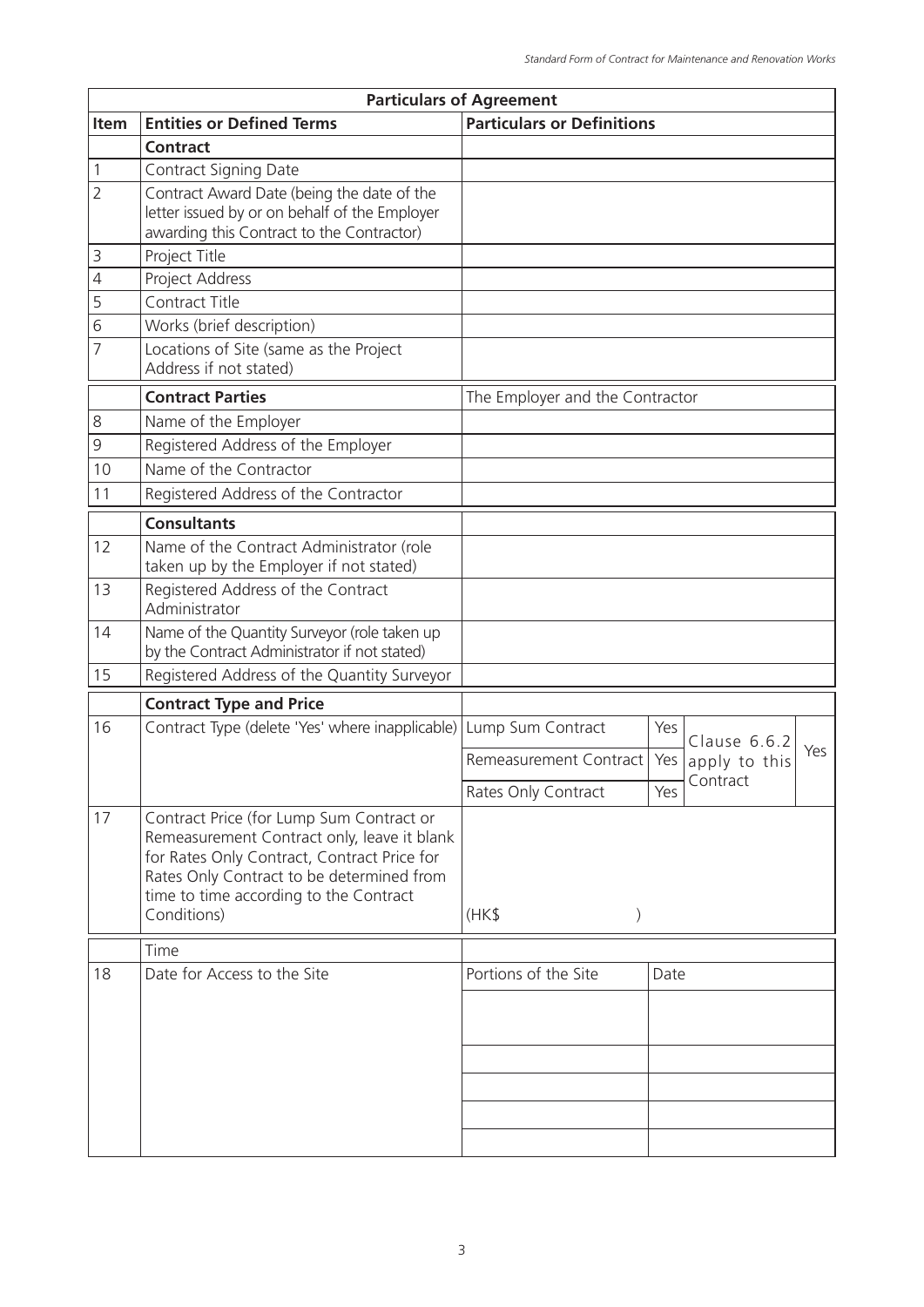| Particulars of Agreement | | | | | |
|---|---|---|---|---|---|
| **Item** | **Entities or Defined Terms** | **Particulars or Definitions** | | | |
| | **Contract** | | | | |
| 1 | Contract Signing Date | | | | |
| 2 | Contract Award Date (being the date of the letter issued by or on behalf of the Employer awarding this Contract to the Contractor) | | | | |
| 3 | Project Title | | | | |
| 4 | Project Address | | | | |
| 5 | Contract Title | | | | |
| 6 | Works (brief description) | | | | |
| 7 | Locations of Site (same as the Project Address if not stated) | | | | |
| | **Contract Parties** | The Employer and the Contractor | | | |
| 8 | Name of the Employer | | | | |
| 9 | Registered Address of the Employer | | | | |
| 10 | Name of the Contractor | | | | |
| 11 | Registered Address of the Contractor | | | | |
| | **Consultants** | | | | |
| 12 | Name of the Contract Administrator (role taken up by the Employer if not stated) | | | | |
| 13 | Registered Address of the Contract Administrator | | | | |
| 14 | Name of the Quantity Surveyor (role taken up by the Contract Administrator if not stated) | | | | |
| 15 | Registered Address of the Quantity Surveyor | | | | |
| | **Contract Type and Price** | | | | |
| 16 | Contract Type (delete 'Yes' where inapplicable) | Lump Sum Contract | Yes | Clause 6.6.2 apply to this Contract | Yes |
| | | Remeasurement Contract | Yes | | |
| | | Rates Only Contract | Yes | | |
| 17 | Contract Price (for Lump Sum Contract or Remeasurement Contract only, leave it blank for Rates Only Contract, Contract Price for Rates Only Contract to be determined from time to time according to the Contract Conditions) | (HK$ ) | | | |
| | Time | | | | |
| 18 | Date for Access to the Site | Portions of the Site | Date | | |
| | | | | | |
| | | | | | |
| | | | | | |
| | | | | | |
| | | | | | |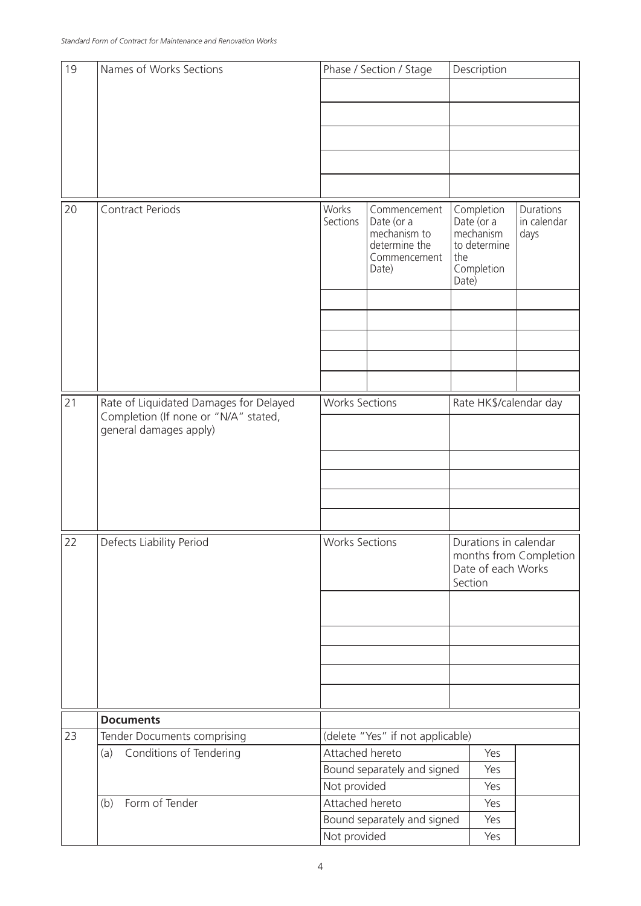| | | | | | |
|---|---|---|---|---|---|
| 19 | Names of Works Sections | Phase / Section / Stage | | Description | |
| | | | | | |
| | | | | | |
| | | | | | |
| | | | | | |
| | | | | | |
| 20 | Contract Periods | Works Sections | Commencement Date (or a mechanism to determine the Commencement Date) | Completion Date (or a mechanism to determine the Completion Date) | Durations in calendar days |
| | | | | | |
| | | | | | |
| | | | | | |
| | | | | | |
| | | | | | |
| 21 | Rate of Liquidated Damages for Delayed Completion (If none or "N/A" stated, general damages apply) | Works Sections | | Rate HK$/calendar day | |
| | | | | | |
| | | | | | |
| | | | | | |
| | | | | | |
| | | | | | |
| 22 | Defects Liability Period | Works Sections | | Durations in calendar months from Completion Date of each Works Section | |
| | | | | | |
| | | | | | |
| | | | | | |
| | | | | | |
| | | | | | |
| | **Documents** | | | | |
| 23 | Tender Documents comprising | (delete "Yes" if not applicable) | | | |
| | (a) Conditions of Tendering | Attached hereto | | Yes | |
| | | Bound separately and signed | | Yes | |
| | | Not provided | | Yes | |
| | (b) Form of Tender | Attached hereto | | Yes | |
| | | Bound separately and signed | | Yes | |
| | | Not provided | | Yes | |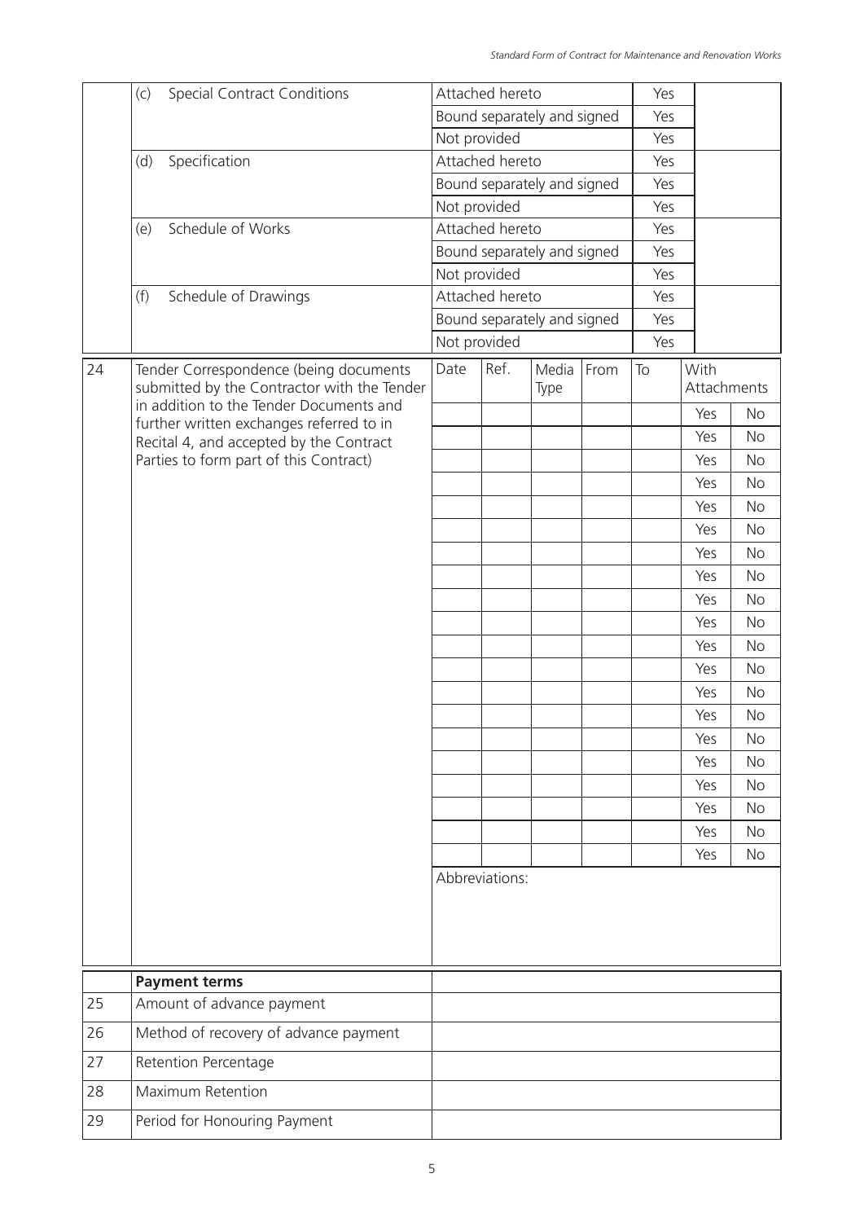| | | | |
|---|---|---|---|
| | (c) Special Contract Conditions | Attached hereto | Yes |
| | | Bound separately and signed | Yes |
| | | Not provided | Yes |
| | (d) Specification | Attached hereto | Yes |
| | | Bound separately and signed | Yes |
| | | Not provided | Yes |
| | (e) Schedule of Works | Attached hereto | Yes |
| | | Bound separately and signed | Yes |
| | | Not provided | Yes |
| | (f) Schedule of Drawings | Attached hereto | Yes |
| | | Bound separately and signed | Yes |
| | | Not provided | Yes |

| | | Date | Ref. | Media Type | From | To | With Attachments | |
|---|---|---|---|---|---|---|---|---|
| 24 | Tender Correspondence (being documents submitted by the Contractor with the Tender in addition to the Tender Documents and further written exchanges referred to in Recital 4, and accepted by the Contract Parties to form part of this Contract) | | | | | | Yes | No |
| | | | | | | | Yes | No |
| | | | | | | | Yes | No |
| | | | | | | | Yes | No |
| | | | | | | | Yes | No |
| | | | | | | | Yes | No |
| | | | | | | | Yes | No |
| | | | | | | | Yes | No |
| | | | | | | | Yes | No |
| | | | | | | | Yes | No |
| | | | | | | | Yes | No |
| | | | | | | | Yes | No |
| | | | | | | | Yes | No |
| | | | | | | | Yes | No |
| | | | | | | | Yes | No |
| | | | | | | | Yes | No |
| | | | | | | | Yes | No |
| | | | | | | | Yes | No |
| | | | | | | | Yes | No |
| | | | | | | | Yes | No |
| | | Abbreviations: | | | | | | |

| | | |
|---|---|---|
| | **Payment terms** | |
| 25 | Amount of advance payment | |
| 26 | Method of recovery of advance payment | |
| 27 | Retention Percentage | |
| 28 | Maximum Retention | |
| 29 | Period for Honouring Payment | |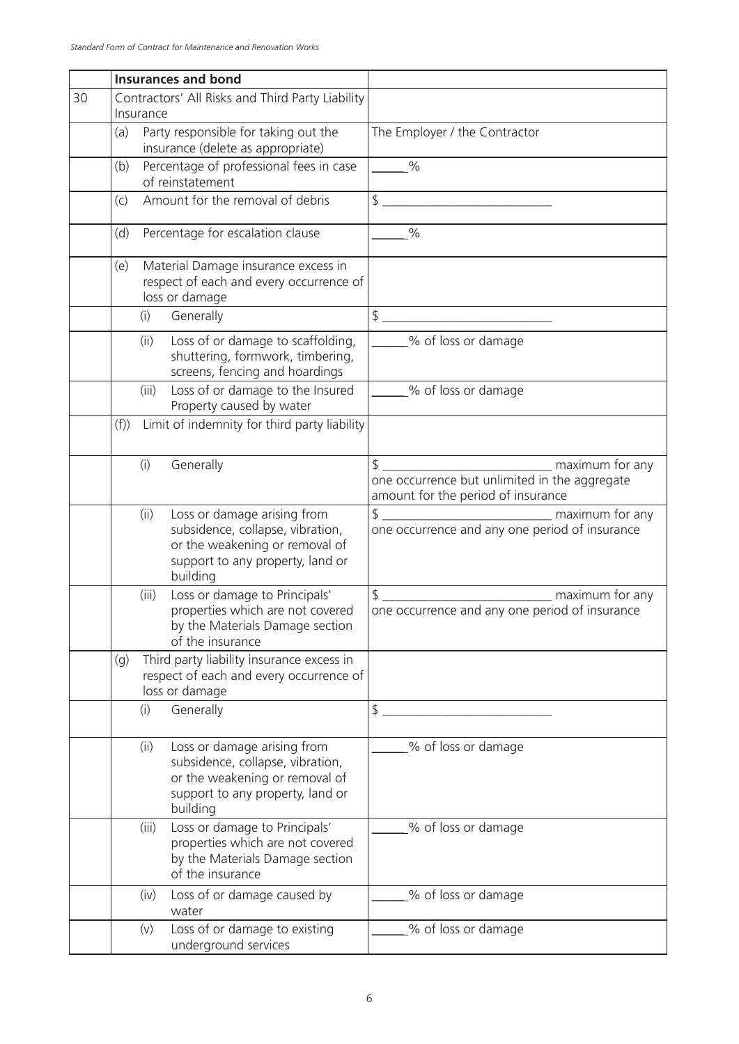| | Insurances and bond | |
|---|---|---|
| 30 | Contractors' All Risks and Third Party Liability Insurance | |
| | (a) Party responsible for taking out the insurance (delete as appropriate) | The Employer / the Contractor |
| | (b) Percentage of professional fees in case of reinstatement | ______% |
| | (c) Amount for the removal of debris | $ ___________________________ |
| | (d) Percentage for escalation clause | ______% |
| | (e) Material Damage insurance excess in respect of each and every occurrence of loss or damage | |
| | (i) Generally | $ ___________________________ |
| | (ii) Loss of or damage to scaffolding, shuttering, formwork, timbering, screens, fencing and hoardings | ______% of loss or damage |
| | (iii) Loss of or damage to the Insured Property caused by water | ______% of loss or damage |
| | (f)) Limit of indemnity for third party liability | |
| | (i) Generally | $ __________________________ maximum for any one occurrence but unlimited in the aggregate amount for the period of insurance |
| | (ii) Loss or damage arising from subsidence, collapse, vibration, or the weakening or removal of support to any property, land or building | $ __________________________ maximum for any one occurrence and any one period of insurance |
| | (iii) Loss or damage to Principals' properties which are not covered by the Materials Damage section of the insurance | $ __________________________ maximum for any one occurrence and any one period of insurance |
| | (g) Third party liability insurance excess in respect of each and every occurrence of loss or damage | |
| | (i) Generally | $ ___________________________ |
| | (ii) Loss or damage arising from subsidence, collapse, vibration, or the weakening or removal of support to any property, land or building | ______% of loss or damage |
| | (iii) Loss or damage to Principals' properties which are not covered by the Materials Damage section of the insurance | ______% of loss or damage |
| | (iv) Loss of or damage caused by water | ______% of loss or damage |
| | (v) Loss of or damage to existing underground services | ______% of loss or damage |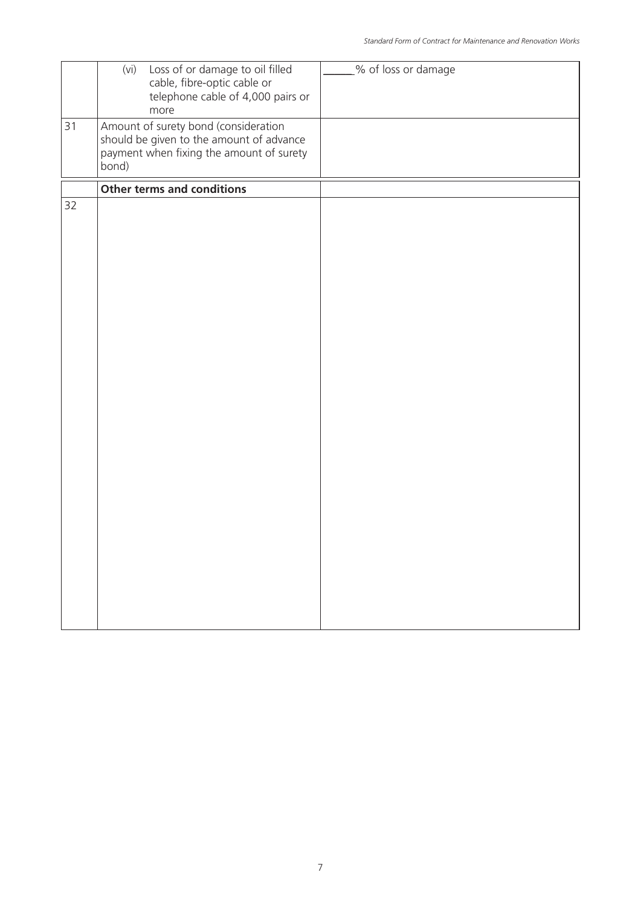| | | |
|---|---|---|
| | (vi) Loss of or damage to oil filled cable, fibre-optic cable or telephone cable of 4,000 pairs or more | ______% of loss or damage |
| 31 | Amount of surety bond (consideration should be given to the amount of advance payment when fixing the amount of surety bond) | |
| | **Other terms and conditions** | |
| 32 | | |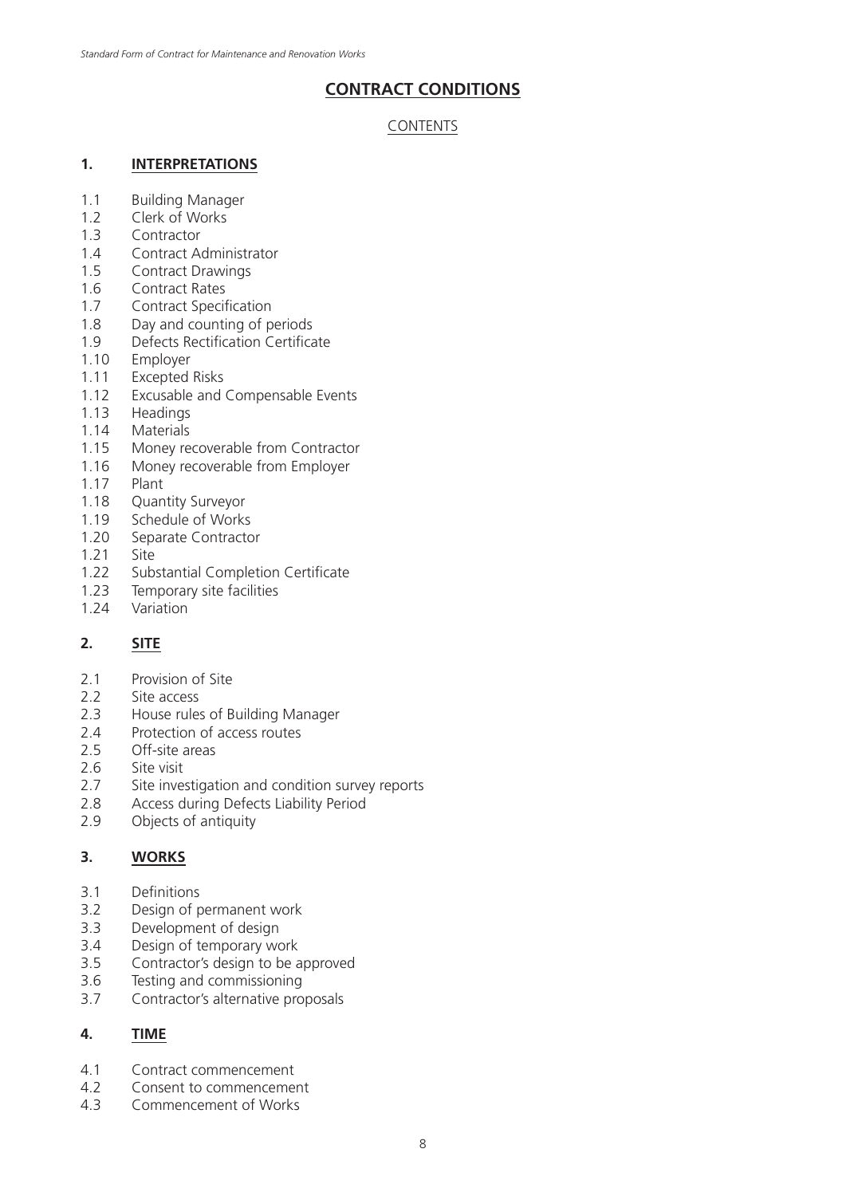# CONTRACT CONDITIONS

## CONTENTS

### 1. INTERPRETATIONS

1.1 Building Manager
1.2 Clerk of Works
1.3 Contractor
1.4 Contract Administrator
1.5 Contract Drawings
1.6 Contract Rates
1.7 Contract Specification
1.8 Day and counting of periods
1.9 Defects Rectification Certificate
1.10 Employer
1.11 Excepted Risks
1.12 Excusable and Compensable Events
1.13 Headings
1.14 Materials
1.15 Money recoverable from Contractor
1.16 Money recoverable from Employer
1.17 Plant
1.18 Quantity Surveyor
1.19 Schedule of Works
1.20 Separate Contractor
1.21 Site
1.22 Substantial Completion Certificate
1.23 Temporary site facilities
1.24 Variation

### 2. SITE

2.1 Provision of Site
2.2 Site access
2.3 House rules of Building Manager
2.4 Protection of access routes
2.5 Off-site areas
2.6 Site visit
2.7 Site investigation and condition survey reports
2.8 Access during Defects Liability Period
2.9 Objects of antiquity

### 3. WORKS

3.1 Definitions
3.2 Design of permanent work
3.3 Development of design
3.4 Design of temporary work
3.5 Contractor's design to be approved
3.6 Testing and commissioning
3.7 Contractor's alternative proposals

### 4. TIME

4.1 Contract commencement
4.2 Consent to commencement
4.3 Commencement of Works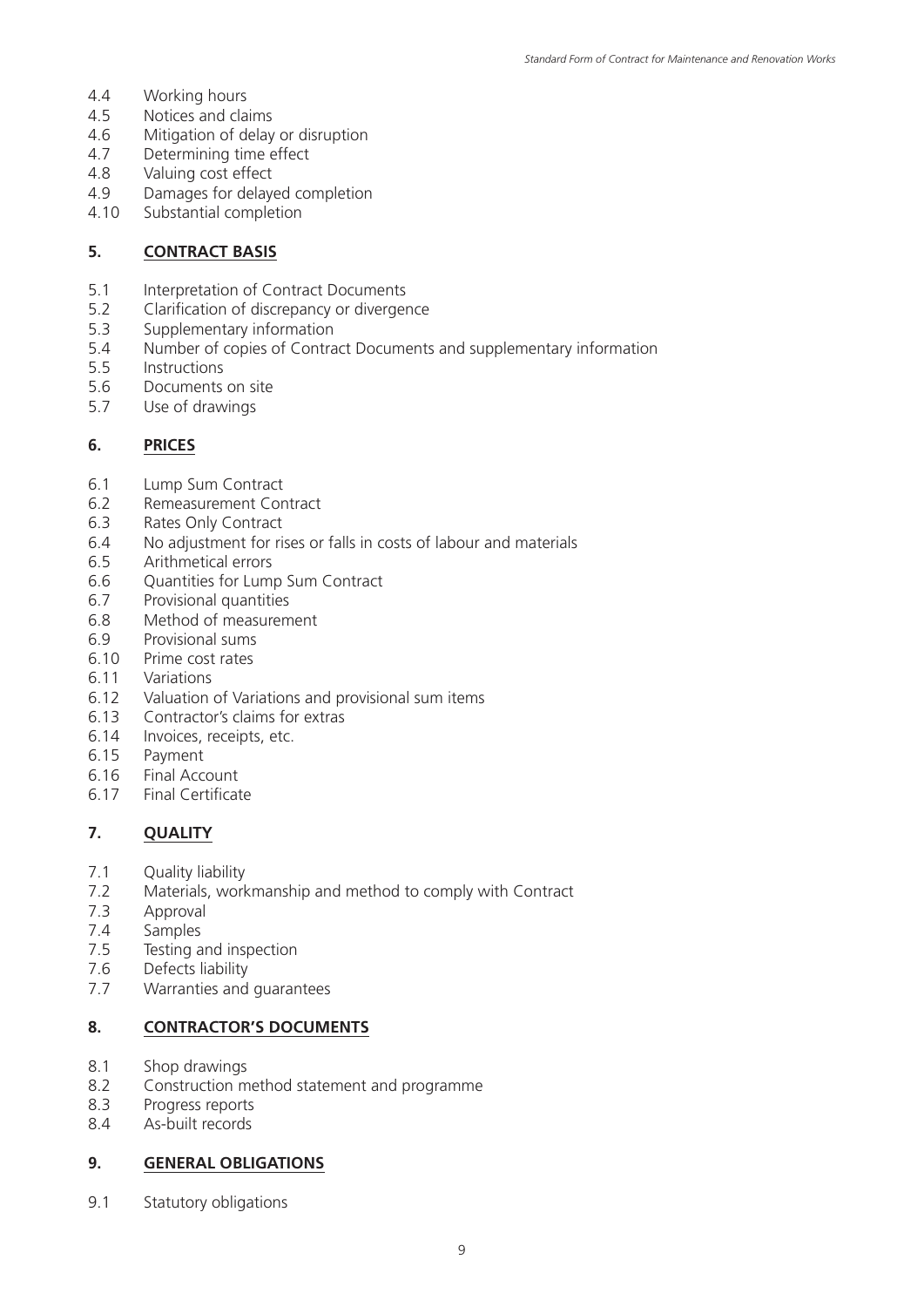4.4 Working hours
4.5 Notices and claims
4.6 Mitigation of delay or disruption
4.7 Determining time effect
4.8 Valuing cost effect
4.9 Damages for delayed completion
4.10 Substantial completion

## 5. CONTRACT BASIS

5.1 Interpretation of Contract Documents
5.2 Clarification of discrepancy or divergence
5.3 Supplementary information
5.4 Number of copies of Contract Documents and supplementary information
5.5 Instructions
5.6 Documents on site
5.7 Use of drawings

## 6. PRICES

6.1 Lump Sum Contract
6.2 Remeasurement Contract
6.3 Rates Only Contract
6.4 No adjustment for rises or falls in costs of labour and materials
6.5 Arithmetical errors
6.6 Quantities for Lump Sum Contract
6.7 Provisional quantities
6.8 Method of measurement
6.9 Provisional sums
6.10 Prime cost rates
6.11 Variations
6.12 Valuation of Variations and provisional sum items
6.13 Contractor's claims for extras
6.14 Invoices, receipts, etc.
6.15 Payment
6.16 Final Account
6.17 Final Certificate

## 7. QUALITY

7.1 Quality liability
7.2 Materials, workmanship and method to comply with Contract
7.3 Approval
7.4 Samples
7.5 Testing and inspection
7.6 Defects liability
7.7 Warranties and guarantees

## 8. CONTRACTOR'S DOCUMENTS

8.1 Shop drawings
8.2 Construction method statement and programme
8.3 Progress reports
8.4 As-built records

## 9. GENERAL OBLIGATIONS

9.1 Statutory obligations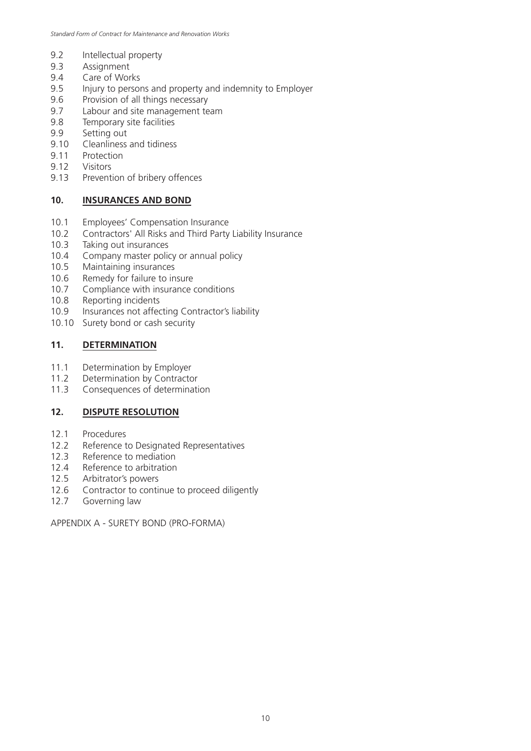9.2 Intellectual property
9.3 Assignment
9.4 Care of Works
9.5 Injury to persons and property and indemnity to Employer
9.6 Provision of all things necessary
9.7 Labour and site management team
9.8 Temporary site facilities
9.9 Setting out
9.10 Cleanliness and tidiness
9.11 Protection
9.12 Visitors
9.13 Prevention of bribery offences

## 10. INSURANCES AND BOND

10.1 Employees' Compensation Insurance
10.2 Contractors' All Risks and Third Party Liability Insurance
10.3 Taking out insurances
10.4 Company master policy or annual policy
10.5 Maintaining insurances
10.6 Remedy for failure to insure
10.7 Compliance with insurance conditions
10.8 Reporting incidents
10.9 Insurances not affecting Contractor's liability
10.10 Surety bond or cash security

## 11. DETERMINATION

11.1 Determination by Employer
11.2 Determination by Contractor
11.3 Consequences of determination

## 12. DISPUTE RESOLUTION

12.1 Procedures
12.2 Reference to Designated Representatives
12.3 Reference to mediation
12.4 Reference to arbitration
12.5 Arbitrator's powers
12.6 Contractor to continue to proceed diligently
12.7 Governing law

APPENDIX A - SURETY BOND (PRO-FORMA)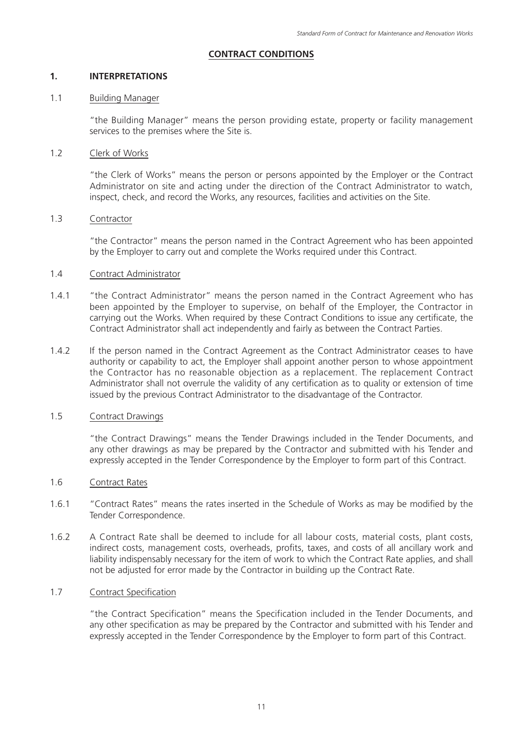## CONTRACT CONDITIONS

### 1. INTERPRETATIONS

1.1 Building Manager

"the Building Manager" means the person providing estate, property or facility management services to the premises where the Site is.

1.2 Clerk of Works

"the Clerk of Works" means the person or persons appointed by the Employer or the Contract Administrator on site and acting under the direction of the Contract Administrator to watch, inspect, check, and record the Works, any resources, facilities and activities on the Site.

1.3 Contractor

"the Contractor" means the person named in the Contract Agreement who has been appointed by the Employer to carry out and complete the Works required under this Contract.

1.4 Contract Administrator

1.4.1 "the Contract Administrator" means the person named in the Contract Agreement who has been appointed by the Employer to supervise, on behalf of the Employer, the Contractor in carrying out the Works. When required by these Contract Conditions to issue any certificate, the Contract Administrator shall act independently and fairly as between the Contract Parties.

1.4.2 If the person named in the Contract Agreement as the Contract Administrator ceases to have authority or capability to act, the Employer shall appoint another person to whose appointment the Contractor has no reasonable objection as a replacement. The replacement Contract Administrator shall not overrule the validity of any certification as to quality or extension of time issued by the previous Contract Administrator to the disadvantage of the Contractor.

1.5 Contract Drawings

"the Contract Drawings" means the Tender Drawings included in the Tender Documents, and any other drawings as may be prepared by the Contractor and submitted with his Tender and expressly accepted in the Tender Correspondence by the Employer to form part of this Contract.

1.6 Contract Rates

1.6.1 "Contract Rates" means the rates inserted in the Schedule of Works as may be modified by the Tender Correspondence.

1.6.2 A Contract Rate shall be deemed to include for all labour costs, material costs, plant costs, indirect costs, management costs, overheads, profits, taxes, and costs of all ancillary work and liability indispensably necessary for the item of work to which the Contract Rate applies, and shall not be adjusted for error made by the Contractor in building up the Contract Rate.

1.7 Contract Specification

"the Contract Specification" means the Specification included in the Tender Documents, and any other specification as may be prepared by the Contractor and submitted with his Tender and expressly accepted in the Tender Correspondence by the Employer to form part of this Contract.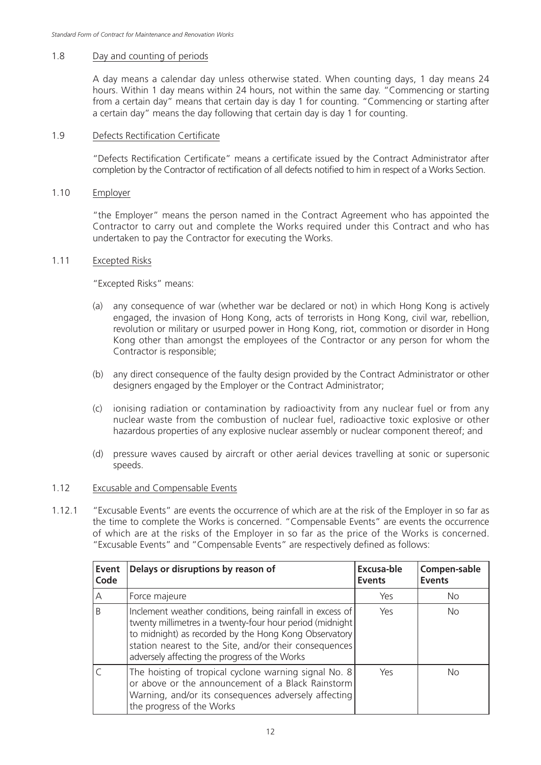### 1.8 Day and counting of periods

A day means a calendar day unless otherwise stated. When counting days, 1 day means 24 hours. Within 1 day means within 24 hours, not within the same day. "Commencing or starting from a certain day" means that certain day is day 1 for counting. "Commencing or starting after a certain day" means the day following that certain day is day 1 for counting.

### 1.9 Defects Rectification Certificate

"Defects Rectification Certificate" means a certificate issued by the Contract Administrator after completion by the Contractor of rectification of all defects notified to him in respect of a Works Section.

### 1.10 Employer

"the Employer" means the person named in the Contract Agreement who has appointed the Contractor to carry out and complete the Works required under this Contract and who has undertaken to pay the Contractor for executing the Works.

### 1.11 Excepted Risks

"Excepted Risks" means:

(a) any consequence of war (whether war be declared or not) in which Hong Kong is actively engaged, the invasion of Hong Kong, acts of terrorists in Hong Kong, civil war, rebellion, revolution or military or usurped power in Hong Kong, riot, commotion or disorder in Hong Kong other than amongst the employees of the Contractor or any person for whom the Contractor is responsible;

(b) any direct consequence of the faulty design provided by the Contract Administrator or other designers engaged by the Employer or the Contract Administrator;

(c) ionising radiation or contamination by radioactivity from any nuclear fuel or from any nuclear waste from the combustion of nuclear fuel, radioactive toxic explosive or other hazardous properties of any explosive nuclear assembly or nuclear component thereof; and

(d) pressure waves caused by aircraft or other aerial devices travelling at sonic or supersonic speeds.

### 1.12 Excusable and Compensable Events

1.12.1 "Excusable Events" are events the occurrence of which are at the risk of the Employer in so far as the time to complete the Works is concerned. "Compensable Events" are events the occurrence of which are at the risks of the Employer in so far as the price of the Works is concerned. "Excusable Events" and "Compensable Events" are respectively defined as follows:

| Event Code | Delays or disruptions by reason of | Excusa-ble Events | Compen-sable Events |
|---|---|---|---|
| A | Force majeure | Yes | No |
| B | Inclement weather conditions, being rainfall in excess of twenty millimetres in a twenty-four hour period (midnight to midnight) as recorded by the Hong Kong Observatory station nearest to the Site, and/or their consequences adversely affecting the progress of the Works | Yes | No |
| C | The hoisting of tropical cyclone warning signal No. 8 or above or the announcement of a Black Rainstorm Warning, and/or its consequences adversely affecting the progress of the Works | Yes | No |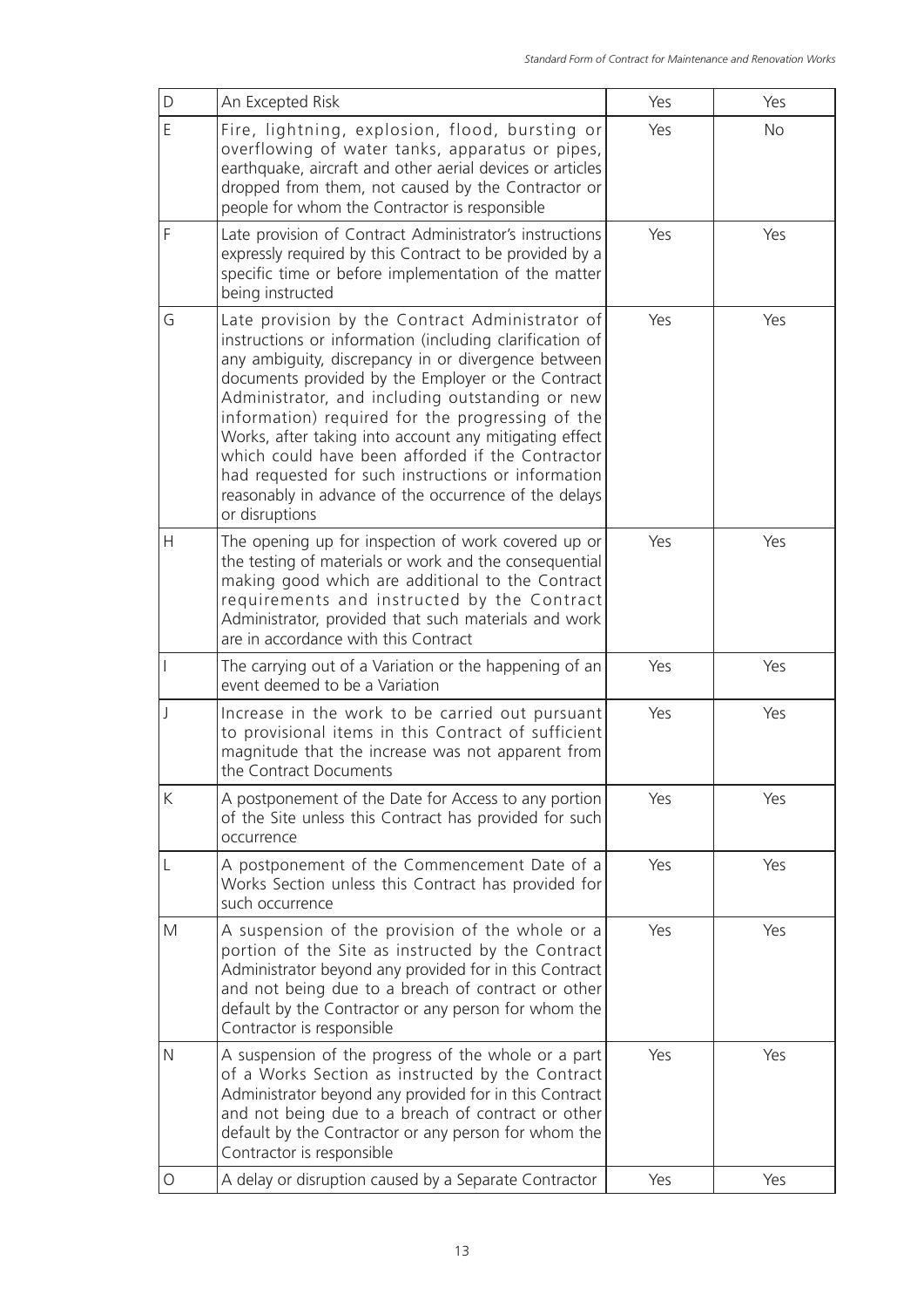| | | | |
|---|---|---|---|
| D | An Excepted Risk | Yes | Yes |
| E | Fire, lightning, explosion, flood, bursting or overflowing of water tanks, apparatus or pipes, earthquake, aircraft and other aerial devices or articles dropped from them, not caused by the Contractor or people for whom the Contractor is responsible | Yes | No |
| F | Late provision of Contract Administrator's instructions expressly required by this Contract to be provided by a specific time or before implementation of the matter being instructed | Yes | Yes |
| G | Late provision by the Contract Administrator of instructions or information (including clarification of any ambiguity, discrepancy in or divergence between documents provided by the Employer or the Contract Administrator, and including outstanding or new information) required for the progressing of the Works, after taking into account any mitigating effect which could have been afforded if the Contractor had requested for such instructions or information reasonably in advance of the occurrence of the delays or disruptions | Yes | Yes |
| H | The opening up for inspection of work covered up or the testing of materials or work and the consequential making good which are additional to the Contract requirements and instructed by the Contract Administrator, provided that such materials and work are in accordance with this Contract | Yes | Yes |
| I | The carrying out of a Variation or the happening of an event deemed to be a Variation | Yes | Yes |
| J | Increase in the work to be carried out pursuant to provisional items in this Contract of sufficient magnitude that the increase was not apparent from the Contract Documents | Yes | Yes |
| K | A postponement of the Date for Access to any portion of the Site unless this Contract has provided for such occurrence | Yes | Yes |
| L | A postponement of the Commencement Date of a Works Section unless this Contract has provided for such occurrence | Yes | Yes |
| M | A suspension of the provision of the whole or a portion of the Site as instructed by the Contract Administrator beyond any provided for in this Contract and not being due to a breach of contract or other default by the Contractor or any person for whom the Contractor is responsible | Yes | Yes |
| N | A suspension of the progress of the whole or a part of a Works Section as instructed by the Contract Administrator beyond any provided for in this Contract and not being due to a breach of contract or other default by the Contractor or any person for whom the Contractor is responsible | Yes | Yes |
| O | A delay or disruption caused by a Separate Contractor | Yes | Yes |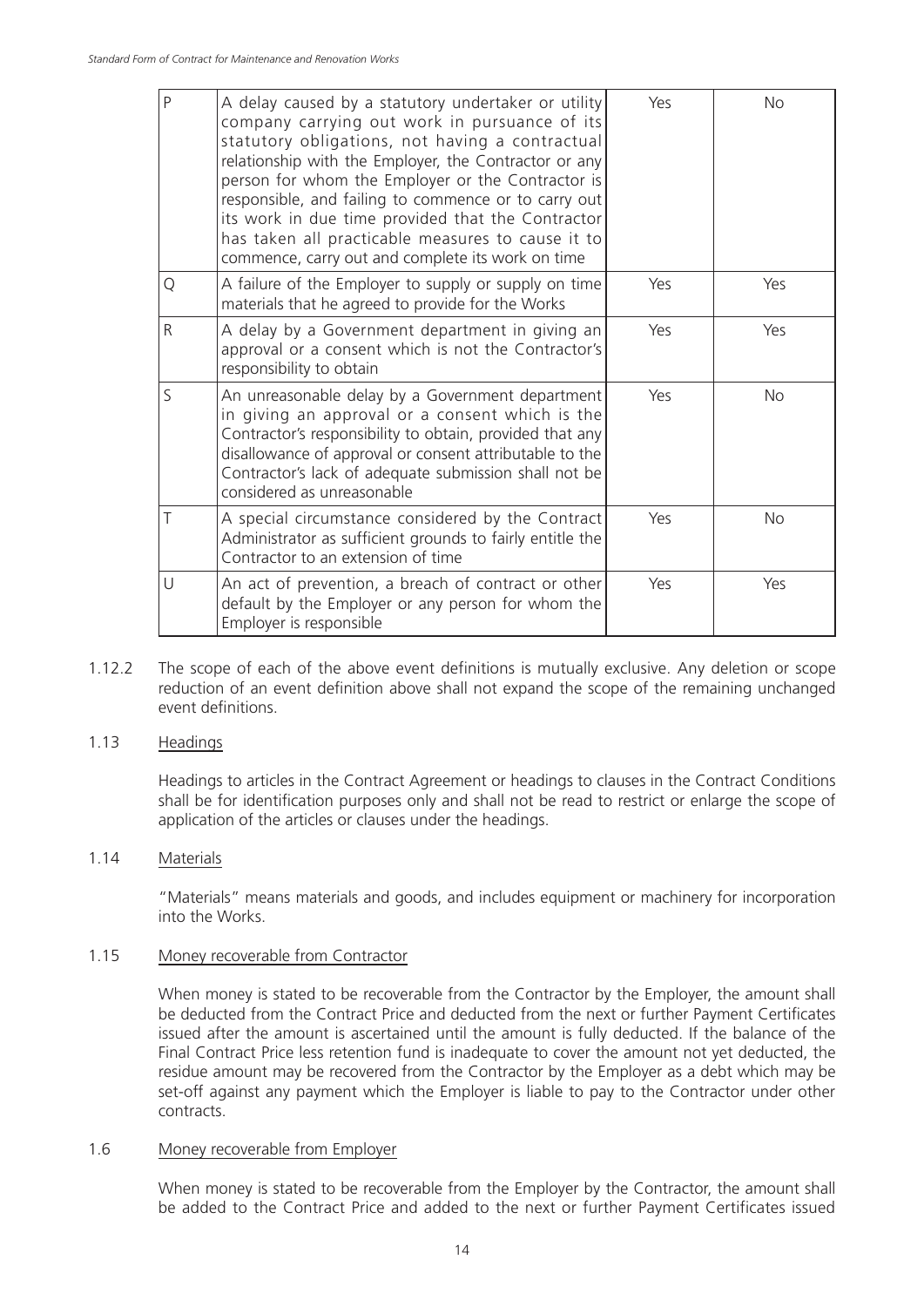| P | A delay caused by a statutory undertaker or utility company carrying out work in pursuance of its statutory obligations, not having a contractual relationship with the Employer, the Contractor or any person for whom the Employer or the Contractor is responsible, and failing to commence or to carry out its work in due time provided that the Contractor has taken all practicable measures to cause it to commence, carry out and complete its work on time | Yes | No |
|---|---|---|---|
| Q | A failure of the Employer to supply or supply on time materials that he agreed to provide for the Works | Yes | Yes |
| R | A delay by a Government department in giving an approval or a consent which is not the Contractor's responsibility to obtain | Yes | Yes |
| S | An unreasonable delay by a Government department in giving an approval or a consent which is the Contractor's responsibility to obtain, provided that any disallowance of approval or consent attributable to the Contractor's lack of adequate submission shall not be considered as unreasonable | Yes | No |
| T | A special circumstance considered by the Contract Administrator as sufficient grounds to fairly entitle the Contractor to an extension of time | Yes | No |
| U | An act of prevention, a breach of contract or other default by the Employer or any person for whom the Employer is responsible | Yes | Yes |

1.12.2 The scope of each of the above event definitions is mutually exclusive. Any deletion or scope reduction of an event definition above shall not expand the scope of the remaining unchanged event definitions.

1.13 Headings

Headings to articles in the Contract Agreement or headings to clauses in the Contract Conditions shall be for identification purposes only and shall not be read to restrict or enlarge the scope of application of the articles or clauses under the headings.

1.14 Materials

"Materials" means materials and goods, and includes equipment or machinery for incorporation into the Works.

1.15 Money recoverable from Contractor

When money is stated to be recoverable from the Contractor by the Employer, the amount shall be deducted from the Contract Price and deducted from the next or further Payment Certificates issued after the amount is ascertained until the amount is fully deducted. If the balance of the Final Contract Price less retention fund is inadequate to cover the amount not yet deducted, the residue amount may be recovered from the Contractor by the Employer as a debt which may be set-off against any payment which the Employer is liable to pay to the Contractor under other contracts.

1.6 Money recoverable from Employer

When money is stated to be recoverable from the Employer by the Contractor, the amount shall be added to the Contract Price and added to the next or further Payment Certificates issued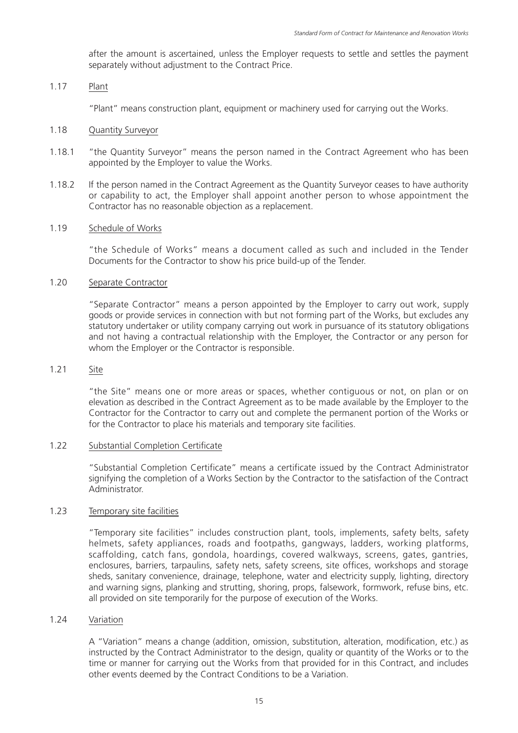after the amount is ascertained, unless the Employer requests to settle and settles the payment separately without adjustment to the Contract Price.

1.17 <u>Plant</u>

"Plant" means construction plant, equipment or machinery used for carrying out the Works.

1.18 <u>Quantity Surveyor</u>

1.18.1 "the Quantity Surveyor" means the person named in the Contract Agreement who has been appointed by the Employer to value the Works.

1.18.2 If the person named in the Contract Agreement as the Quantity Surveyor ceases to have authority or capability to act, the Employer shall appoint another person to whose appointment the Contractor has no reasonable objection as a replacement.

1.19 <u>Schedule of Works</u>

"the Schedule of Works" means a document called as such and included in the Tender Documents for the Contractor to show his price build-up of the Tender.

1.20 <u>Separate Contractor</u>

"Separate Contractor" means a person appointed by the Employer to carry out work, supply goods or provide services in connection with but not forming part of the Works, but excludes any statutory undertaker or utility company carrying out work in pursuance of its statutory obligations and not having a contractual relationship with the Employer, the Contractor or any person for whom the Employer or the Contractor is responsible.

1.21 <u>Site</u>

"the Site" means one or more areas or spaces, whether contiguous or not, on plan or on elevation as described in the Contract Agreement as to be made available by the Employer to the Contractor for the Contractor to carry out and complete the permanent portion of the Works or for the Contractor to place his materials and temporary site facilities.

1.22 <u>Substantial Completion Certificate</u>

"Substantial Completion Certificate" means a certificate issued by the Contract Administrator signifying the completion of a Works Section by the Contractor to the satisfaction of the Contract Administrator.

1.23 <u>Temporary site facilities</u>

"Temporary site facilities" includes construction plant, tools, implements, safety belts, safety helmets, safety appliances, roads and footpaths, gangways, ladders, working platforms, scaffolding, catch fans, gondola, hoardings, covered walkways, screens, gates, gantries, enclosures, barriers, tarpaulins, safety nets, safety screens, site offices, workshops and storage sheds, sanitary convenience, drainage, telephone, water and electricity supply, lighting, directory and warning signs, planking and strutting, shoring, props, falsework, formwork, refuse bins, etc. all provided on site temporarily for the purpose of execution of the Works.

1.24 <u>Variation</u>

A "Variation" means a change (addition, omission, substitution, alteration, modification, etc.) as instructed by the Contract Administrator to the design, quality or quantity of the Works or to the time or manner for carrying out the Works from that provided for in this Contract, and includes other events deemed by the Contract Conditions to be a Variation.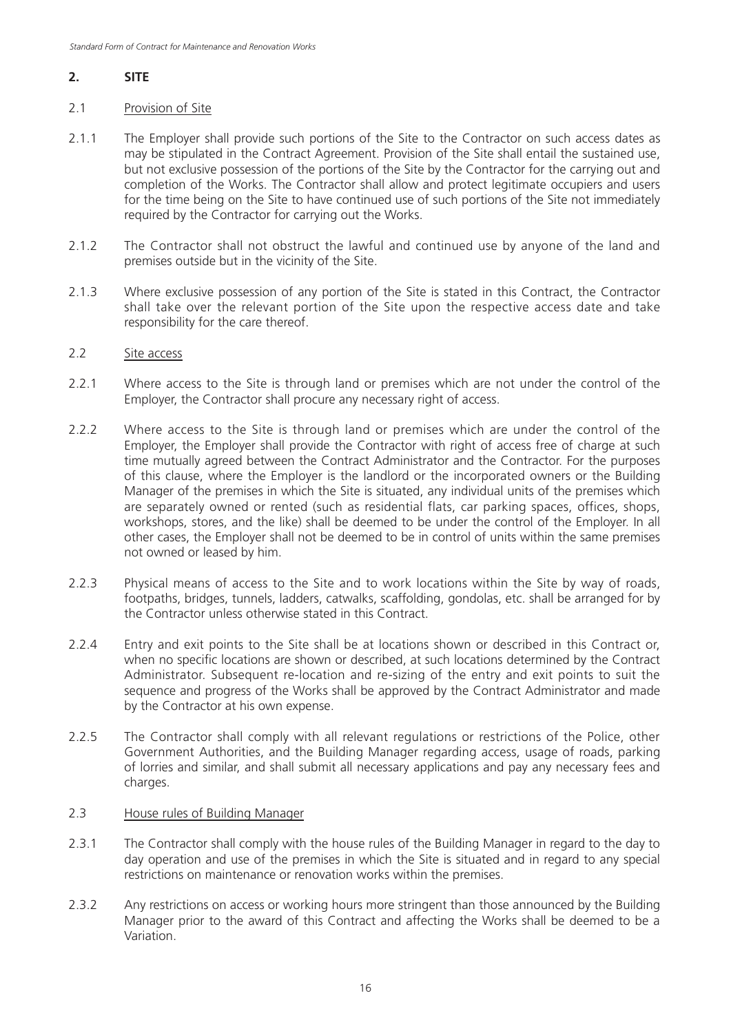## 2. SITE

### 2.1 Provision of Site

2.1.1 The Employer shall provide such portions of the Site to the Contractor on such access dates as may be stipulated in the Contract Agreement. Provision of the Site shall entail the sustained use, but not exclusive possession of the portions of the Site by the Contractor for the carrying out and completion of the Works. The Contractor shall allow and protect legitimate occupiers and users for the time being on the Site to have continued use of such portions of the Site not immediately required by the Contractor for carrying out the Works.

2.1.2 The Contractor shall not obstruct the lawful and continued use by anyone of the land and premises outside but in the vicinity of the Site.

2.1.3 Where exclusive possession of any portion of the Site is stated in this Contract, the Contractor shall take over the relevant portion of the Site upon the respective access date and take responsibility for the care thereof.

### 2.2 Site access

2.2.1 Where access to the Site is through land or premises which are not under the control of the Employer, the Contractor shall procure any necessary right of access.

2.2.2 Where access to the Site is through land or premises which are under the control of the Employer, the Employer shall provide the Contractor with right of access free of charge at such time mutually agreed between the Contract Administrator and the Contractor. For the purposes of this clause, where the Employer is the landlord or the incorporated owners or the Building Manager of the premises in which the Site is situated, any individual units of the premises which are separately owned or rented (such as residential flats, car parking spaces, offices, shops, workshops, stores, and the like) shall be deemed to be under the control of the Employer. In all other cases, the Employer shall not be deemed to be in control of units within the same premises not owned or leased by him.

2.2.3 Physical means of access to the Site and to work locations within the Site by way of roads, footpaths, bridges, tunnels, ladders, catwalks, scaffolding, gondolas, etc. shall be arranged for by the Contractor unless otherwise stated in this Contract.

2.2.4 Entry and exit points to the Site shall be at locations shown or described in this Contract or, when no specific locations are shown or described, at such locations determined by the Contract Administrator. Subsequent re-location and re-sizing of the entry and exit points to suit the sequence and progress of the Works shall be approved by the Contract Administrator and made by the Contractor at his own expense.

2.2.5 The Contractor shall comply with all relevant regulations or restrictions of the Police, other Government Authorities, and the Building Manager regarding access, usage of roads, parking of lorries and similar, and shall submit all necessary applications and pay any necessary fees and charges.

### 2.3 House rules of Building Manager

2.3.1 The Contractor shall comply with the house rules of the Building Manager in regard to the day to day operation and use of the premises in which the Site is situated and in regard to any special restrictions on maintenance or renovation works within the premises.

2.3.2 Any restrictions on access or working hours more stringent than those announced by the Building Manager prior to the award of this Contract and affecting the Works shall be deemed to be a Variation.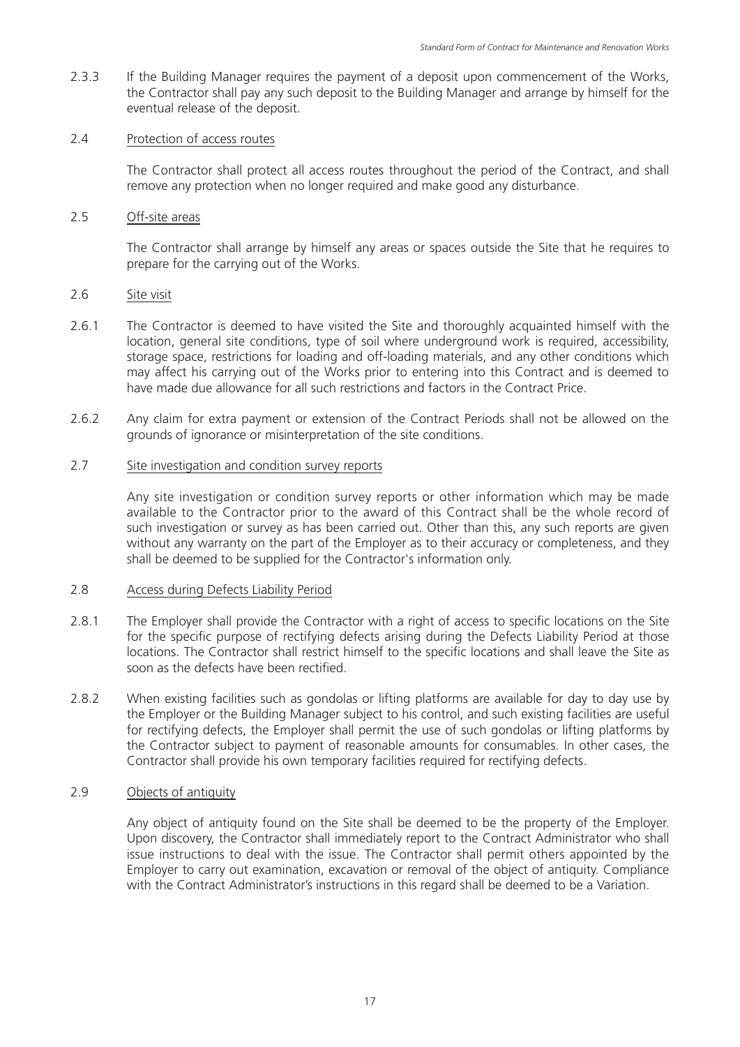2.3.3 If the Building Manager requires the payment of a deposit upon commencement of the Works, the Contractor shall pay any such deposit to the Building Manager and arrange by himself for the eventual release of the deposit.

2.4 Protection of access routes

The Contractor shall protect all access routes throughout the period of the Contract, and shall remove any protection when no longer required and make good any disturbance.

2.5 Off-site areas

The Contractor shall arrange by himself any areas or spaces outside the Site that he requires to prepare for the carrying out of the Works.

2.6 Site visit

2.6.1 The Contractor is deemed to have visited the Site and thoroughly acquainted himself with the location, general site conditions, type of soil where underground work is required, accessibility, storage space, restrictions for loading and off-loading materials, and any other conditions which may affect his carrying out of the Works prior to entering into this Contract and is deemed to have made due allowance for all such restrictions and factors in the Contract Price.

2.6.2 Any claim for extra payment or extension of the Contract Periods shall not be allowed on the grounds of ignorance or misinterpretation of the site conditions.

2.7 Site investigation and condition survey reports

Any site investigation or condition survey reports or other information which may be made available to the Contractor prior to the award of this Contract shall be the whole record of such investigation or survey as has been carried out. Other than this, any such reports are given without any warranty on the part of the Employer as to their accuracy or completeness, and they shall be deemed to be supplied for the Contractor's information only.

2.8 Access during Defects Liability Period

2.8.1 The Employer shall provide the Contractor with a right of access to specific locations on the Site for the specific purpose of rectifying defects arising during the Defects Liability Period at those locations. The Contractor shall restrict himself to the specific locations and shall leave the Site as soon as the defects have been rectified.

2.8.2 When existing facilities such as gondolas or lifting platforms are available for day to day use by the Employer or the Building Manager subject to his control, and such existing facilities are useful for rectifying defects, the Employer shall permit the use of such gondolas or lifting platforms by the Contractor subject to payment of reasonable amounts for consumables. In other cases, the Contractor shall provide his own temporary facilities required for rectifying defects.

2.9 Objects of antiquity

Any object of antiquity found on the Site shall be deemed to be the property of the Employer. Upon discovery, the Contractor shall immediately report to the Contract Administrator who shall issue instructions to deal with the issue. The Contractor shall permit others appointed by the Employer to carry out examination, excavation or removal of the object of antiquity. Compliance with the Contract Administrator's instructions in this regard shall be deemed to be a Variation.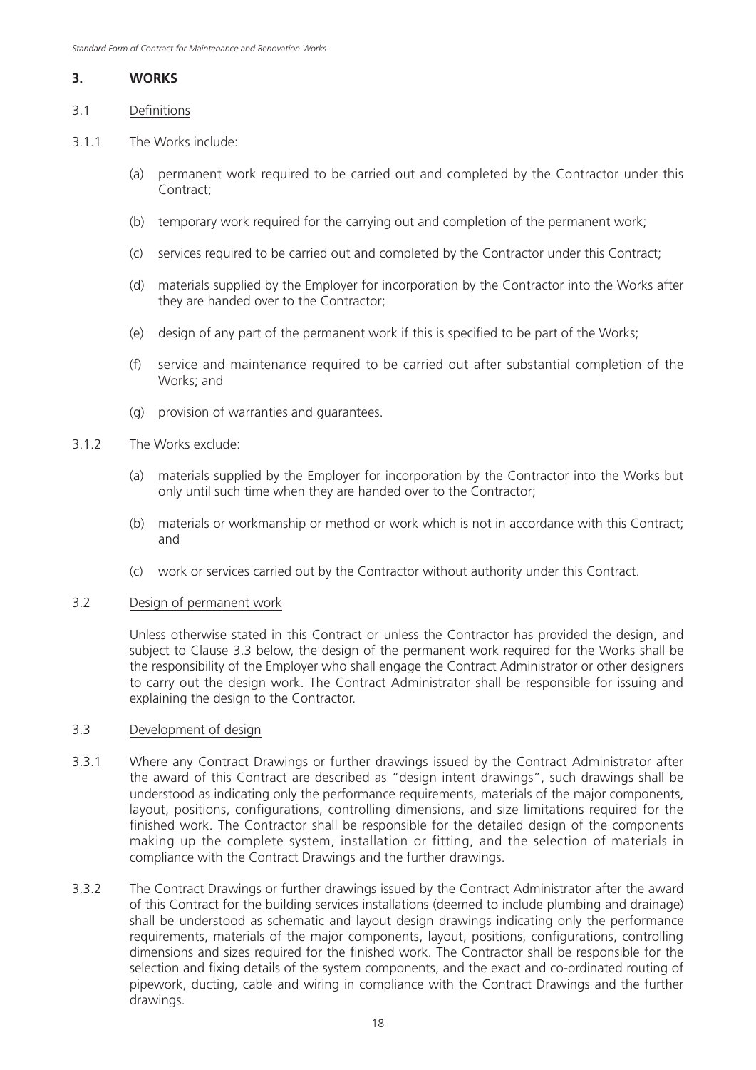## 3. WORKS

### 3.1 Definitions

3.1.1 The Works include:

(a) permanent work required to be carried out and completed by the Contractor under this Contract;

(b) temporary work required for the carrying out and completion of the permanent work;

(c) services required to be carried out and completed by the Contractor under this Contract;

(d) materials supplied by the Employer for incorporation by the Contractor into the Works after they are handed over to the Contractor;

(e) design of any part of the permanent work if this is specified to be part of the Works;

(f) service and maintenance required to be carried out after substantial completion of the Works; and

(g) provision of warranties and guarantees.

3.1.2 The Works exclude:

(a) materials supplied by the Employer for incorporation by the Contractor into the Works but only until such time when they are handed over to the Contractor;

(b) materials or workmanship or method or work which is not in accordance with this Contract; and

(c) work or services carried out by the Contractor without authority under this Contract.

### 3.2 Design of permanent work

Unless otherwise stated in this Contract or unless the Contractor has provided the design, and subject to Clause 3.3 below, the design of the permanent work required for the Works shall be the responsibility of the Employer who shall engage the Contract Administrator or other designers to carry out the design work. The Contract Administrator shall be responsible for issuing and explaining the design to the Contractor.

### 3.3 Development of design

3.3.1 Where any Contract Drawings or further drawings issued by the Contract Administrator after the award of this Contract are described as "design intent drawings", such drawings shall be understood as indicating only the performance requirements, materials of the major components, layout, positions, configurations, controlling dimensions, and size limitations required for the finished work. The Contractor shall be responsible for the detailed design of the components making up the complete system, installation or fitting, and the selection of materials in compliance with the Contract Drawings and the further drawings.

3.3.2 The Contract Drawings or further drawings issued by the Contract Administrator after the award of this Contract for the building services installations (deemed to include plumbing and drainage) shall be understood as schematic and layout design drawings indicating only the performance requirements, materials of the major components, layout, positions, configurations, controlling dimensions and sizes required for the finished work. The Contractor shall be responsible for the selection and fixing details of the system components, and the exact and co-ordinated routing of pipework, ducting, cable and wiring in compliance with the Contract Drawings and the further drawings.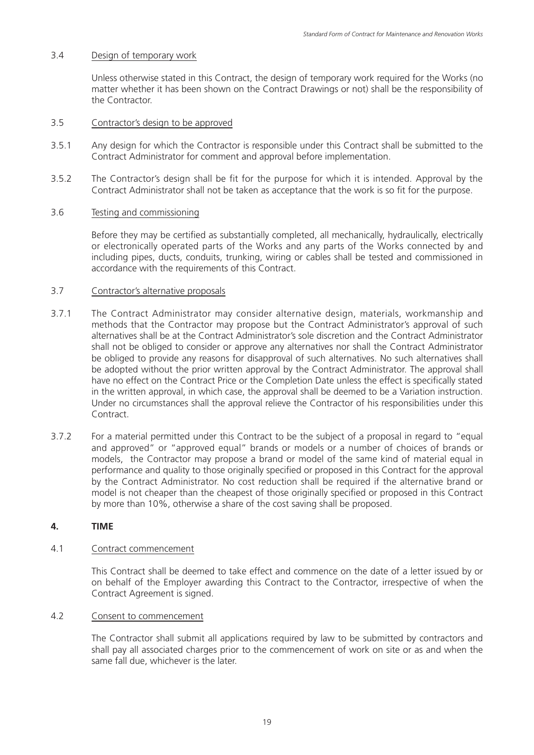3.4 Design of temporary work

Unless otherwise stated in this Contract, the design of temporary work required for the Works (no matter whether it has been shown on the Contract Drawings or not) shall be the responsibility of the Contractor.

3.5 Contractor's design to be approved

3.5.1 Any design for which the Contractor is responsible under this Contract shall be submitted to the Contract Administrator for comment and approval before implementation.

3.5.2 The Contractor's design shall be fit for the purpose for which it is intended. Approval by the Contract Administrator shall not be taken as acceptance that the work is so fit for the purpose.

3.6 Testing and commissioning

Before they may be certified as substantially completed, all mechanically, hydraulically, electrically or electronically operated parts of the Works and any parts of the Works connected by and including pipes, ducts, conduits, trunking, wiring or cables shall be tested and commissioned in accordance with the requirements of this Contract.

3.7 Contractor's alternative proposals

3.7.1 The Contract Administrator may consider alternative design, materials, workmanship and methods that the Contractor may propose but the Contract Administrator's approval of such alternatives shall be at the Contract Administrator's sole discretion and the Contract Administrator shall not be obliged to consider or approve any alternatives nor shall the Contract Administrator be obliged to provide any reasons for disapproval of such alternatives. No such alternatives shall be adopted without the prior written approval by the Contract Administrator. The approval shall have no effect on the Contract Price or the Completion Date unless the effect is specifically stated in the written approval, in which case, the approval shall be deemed to be a Variation instruction. Under no circumstances shall the approval relieve the Contractor of his responsibilities under this Contract.

3.7.2 For a material permitted under this Contract to be the subject of a proposal in regard to "equal and approved" or "approved equal" brands or models or a number of choices of brands or models, the Contractor may propose a brand or model of the same kind of material equal in performance and quality to those originally specified or proposed in this Contract for the approval by the Contract Administrator. No cost reduction shall be required if the alternative brand or model is not cheaper than the cheapest of those originally specified or proposed in this Contract by more than 10%, otherwise a share of the cost saving shall be proposed.

## 4. TIME

4.1 Contract commencement

This Contract shall be deemed to take effect and commence on the date of a letter issued by or on behalf of the Employer awarding this Contract to the Contractor, irrespective of when the Contract Agreement is signed.

4.2 Consent to commencement

The Contractor shall submit all applications required by law to be submitted by contractors and shall pay all associated charges prior to the commencement of work on site or as and when the same fall due, whichever is the later.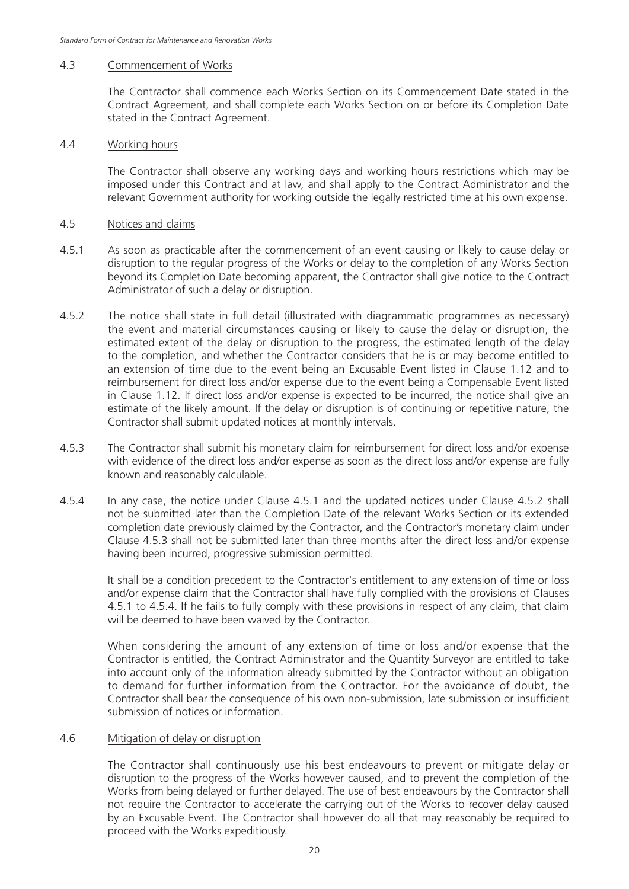#### 4.3 Commencement of Works

The Contractor shall commence each Works Section on its Commencement Date stated in the Contract Agreement, and shall complete each Works Section on or before its Completion Date stated in the Contract Agreement.

#### 4.4 Working hours

The Contractor shall observe any working days and working hours restrictions which may be imposed under this Contract and at law, and shall apply to the Contract Administrator and the relevant Government authority for working outside the legally restricted time at his own expense.

#### 4.5 Notices and claims

4.5.1 As soon as practicable after the commencement of an event causing or likely to cause delay or disruption to the regular progress of the Works or delay to the completion of any Works Section beyond its Completion Date becoming apparent, the Contractor shall give notice to the Contract Administrator of such a delay or disruption.

4.5.2 The notice shall state in full detail (illustrated with diagrammatic programmes as necessary) the event and material circumstances causing or likely to cause the delay or disruption, the estimated extent of the delay or disruption to the progress, the estimated length of the delay to the completion, and whether the Contractor considers that he is or may become entitled to an extension of time due to the event being an Excusable Event listed in Clause 1.12 and to reimbursement for direct loss and/or expense due to the event being a Compensable Event listed in Clause 1.12. If direct loss and/or expense is expected to be incurred, the notice shall give an estimate of the likely amount. If the delay or disruption is of continuing or repetitive nature, the Contractor shall submit updated notices at monthly intervals.

4.5.3 The Contractor shall submit his monetary claim for reimbursement for direct loss and/or expense with evidence of the direct loss and/or expense as soon as the direct loss and/or expense are fully known and reasonably calculable.

4.5.4 In any case, the notice under Clause 4.5.1 and the updated notices under Clause 4.5.2 shall not be submitted later than the Completion Date of the relevant Works Section or its extended completion date previously claimed by the Contractor, and the Contractor's monetary claim under Clause 4.5.3 shall not be submitted later than three months after the direct loss and/or expense having been incurred, progressive submission permitted.

It shall be a condition precedent to the Contractor's entitlement to any extension of time or loss and/or expense claim that the Contractor shall have fully complied with the provisions of Clauses 4.5.1 to 4.5.4. If he fails to fully comply with these provisions in respect of any claim, that claim will be deemed to have been waived by the Contractor.

When considering the amount of any extension of time or loss and/or expense that the Contractor is entitled, the Contract Administrator and the Quantity Surveyor are entitled to take into account only of the information already submitted by the Contractor without an obligation to demand for further information from the Contractor. For the avoidance of doubt, the Contractor shall bear the consequence of his own non-submission, late submission or insufficient submission of notices or information.

#### 4.6 Mitigation of delay or disruption

The Contractor shall continuously use his best endeavours to prevent or mitigate delay or disruption to the progress of the Works however caused, and to prevent the completion of the Works from being delayed or further delayed. The use of best endeavours by the Contractor shall not require the Contractor to accelerate the carrying out of the Works to recover delay caused by an Excusable Event. The Contractor shall however do all that may reasonably be required to proceed with the Works expeditiously.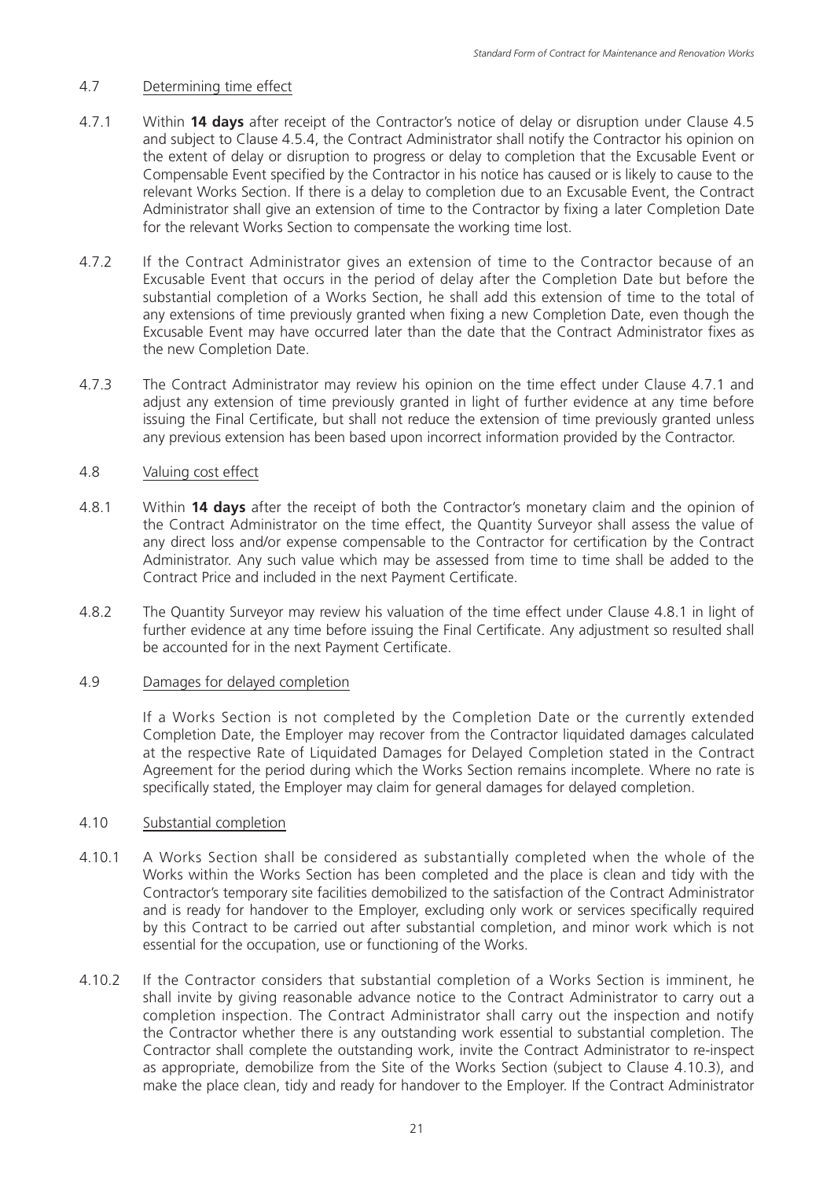### 4.7 Determining time effect

4.7.1 Within **14 days** after receipt of the Contractor's notice of delay or disruption under Clause 4.5 and subject to Clause 4.5.4, the Contract Administrator shall notify the Contractor his opinion on the extent of delay or disruption to progress or delay to completion that the Excusable Event or Compensable Event specified by the Contractor in his notice has caused or is likely to cause to the relevant Works Section. If there is a delay to completion due to an Excusable Event, the Contract Administrator shall give an extension of time to the Contractor by fixing a later Completion Date for the relevant Works Section to compensate the working time lost.

4.7.2 If the Contract Administrator gives an extension of time to the Contractor because of an Excusable Event that occurs in the period of delay after the Completion Date but before the substantial completion of a Works Section, he shall add this extension of time to the total of any extensions of time previously granted when fixing a new Completion Date, even though the Excusable Event may have occurred later than the date that the Contract Administrator fixes as the new Completion Date.

4.7.3 The Contract Administrator may review his opinion on the time effect under Clause 4.7.1 and adjust any extension of time previously granted in light of further evidence at any time before issuing the Final Certificate, but shall not reduce the extension of time previously granted unless any previous extension has been based upon incorrect information provided by the Contractor.

### 4.8 Valuing cost effect

4.8.1 Within **14 days** after the receipt of both the Contractor's monetary claim and the opinion of the Contract Administrator on the time effect, the Quantity Surveyor shall assess the value of any direct loss and/or expense compensable to the Contractor for certification by the Contract Administrator. Any such value which may be assessed from time to time shall be added to the Contract Price and included in the next Payment Certificate.

4.8.2 The Quantity Surveyor may review his valuation of the time effect under Clause 4.8.1 in light of further evidence at any time before issuing the Final Certificate. Any adjustment so resulted shall be accounted for in the next Payment Certificate.

### 4.9 Damages for delayed completion

If a Works Section is not completed by the Completion Date or the currently extended Completion Date, the Employer may recover from the Contractor liquidated damages calculated at the respective Rate of Liquidated Damages for Delayed Completion stated in the Contract Agreement for the period during which the Works Section remains incomplete. Where no rate is specifically stated, the Employer may claim for general damages for delayed completion.

### 4.10 Substantial completion

4.10.1 A Works Section shall be considered as substantially completed when the whole of the Works within the Works Section has been completed and the place is clean and tidy with the Contractor's temporary site facilities demobilized to the satisfaction of the Contract Administrator and is ready for handover to the Employer, excluding only work or services specifically required by this Contract to be carried out after substantial completion, and minor work which is not essential for the occupation, use or functioning of the Works.

4.10.2 If the Contractor considers that substantial completion of a Works Section is imminent, he shall invite by giving reasonable advance notice to the Contract Administrator to carry out a completion inspection. The Contract Administrator shall carry out the inspection and notify the Contractor whether there is any outstanding work essential to substantial completion. The Contractor shall complete the outstanding work, invite the Contract Administrator to re-inspect as appropriate, demobilize from the Site of the Works Section (subject to Clause 4.10.3), and make the place clean, tidy and ready for handover to the Employer. If the Contract Administrator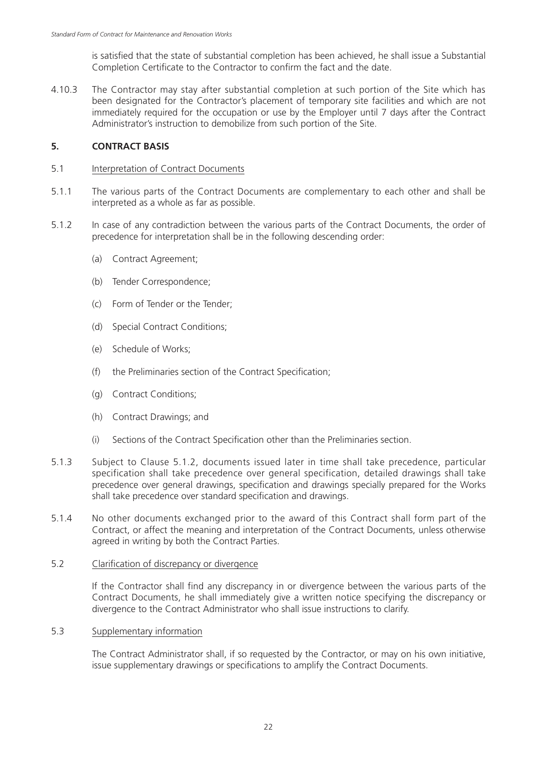is satisfied that the state of substantial completion has been achieved, he shall issue a Substantial Completion Certificate to the Contractor to confirm the fact and the date.

4.10.3 The Contractor may stay after substantial completion at such portion of the Site which has been designated for the Contractor's placement of temporary site facilities and which are not immediately required for the occupation or use by the Employer until 7 days after the Contract Administrator's instruction to demobilize from such portion of the Site.

## 5. CONTRACT BASIS

### 5.1 Interpretation of Contract Documents

5.1.1 The various parts of the Contract Documents are complementary to each other and shall be interpreted as a whole as far as possible.

5.1.2 In case of any contradiction between the various parts of the Contract Documents, the order of precedence for interpretation shall be in the following descending order:

(a) Contract Agreement;

(b) Tender Correspondence;

(c) Form of Tender or the Tender;

(d) Special Contract Conditions;

(e) Schedule of Works;

(f) the Preliminaries section of the Contract Specification;

(g) Contract Conditions;

(h) Contract Drawings; and

(i) Sections of the Contract Specification other than the Preliminaries section.

5.1.3 Subject to Clause 5.1.2, documents issued later in time shall take precedence, particular specification shall take precedence over general specification, detailed drawings shall take precedence over general drawings, specification and drawings specially prepared for the Works shall take precedence over standard specification and drawings.

5.1.4 No other documents exchanged prior to the award of this Contract shall form part of the Contract, or affect the meaning and interpretation of the Contract Documents, unless otherwise agreed in writing by both the Contract Parties.

### 5.2 Clarification of discrepancy or divergence

If the Contractor shall find any discrepancy in or divergence between the various parts of the Contract Documents, he shall immediately give a written notice specifying the discrepancy or divergence to the Contract Administrator who shall issue instructions to clarify.

### 5.3 Supplementary information

The Contract Administrator shall, if so requested by the Contractor, or may on his own initiative, issue supplementary drawings or specifications to amplify the Contract Documents.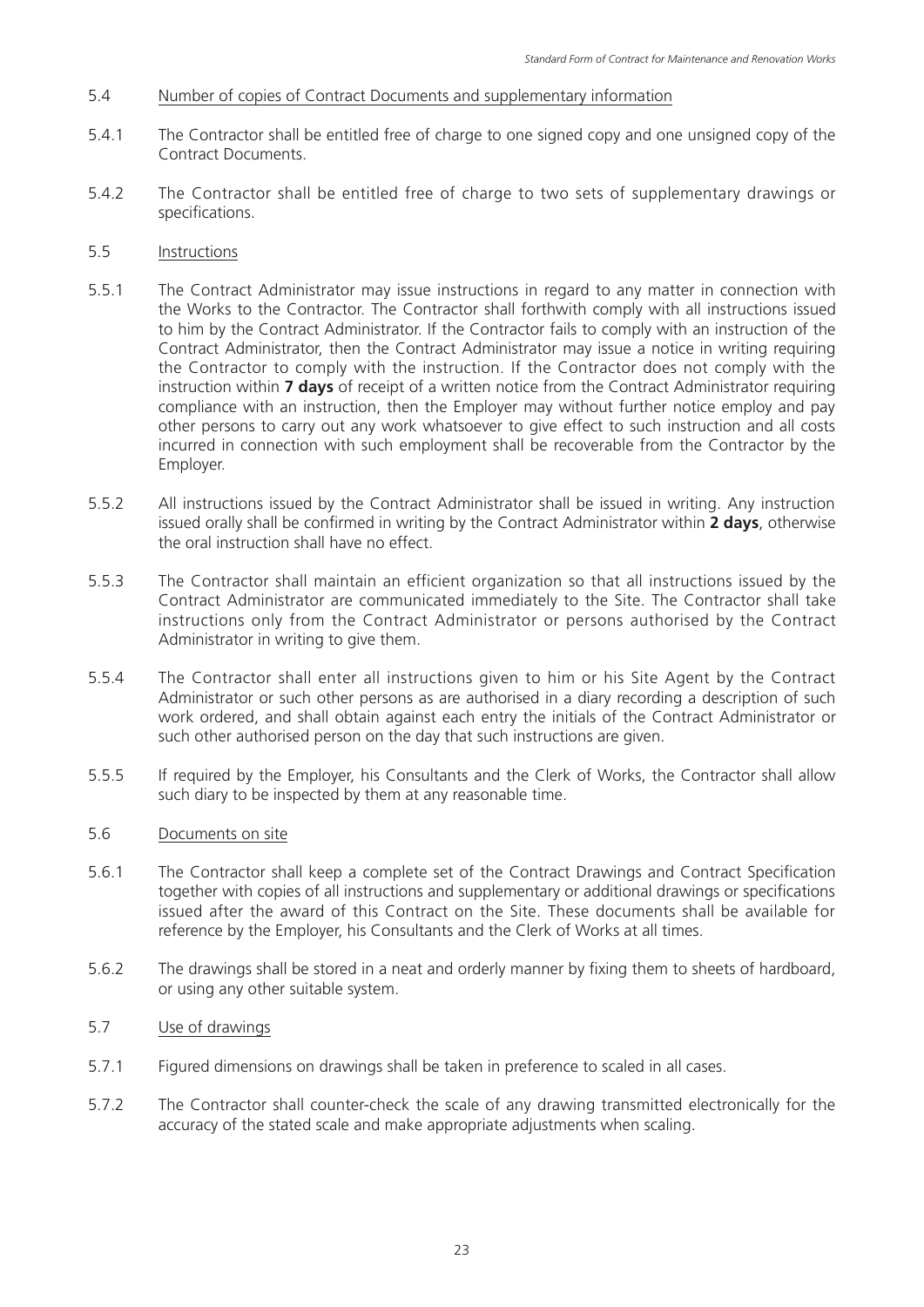5.4 Number of copies of Contract Documents and supplementary information

5.4.1 The Contractor shall be entitled free of charge to one signed copy and one unsigned copy of the Contract Documents.

5.4.2 The Contractor shall be entitled free of charge to two sets of supplementary drawings or specifications.

5.5 Instructions

5.5.1 The Contract Administrator may issue instructions in regard to any matter in connection with the Works to the Contractor. The Contractor shall forthwith comply with all instructions issued to him by the Contract Administrator. If the Contractor fails to comply with an instruction of the Contract Administrator, then the Contract Administrator may issue a notice in writing requiring the Contractor to comply with the instruction. If the Contractor does not comply with the instruction within **7 days** of receipt of a written notice from the Contract Administrator requiring compliance with an instruction, then the Employer may without further notice employ and pay other persons to carry out any work whatsoever to give effect to such instruction and all costs incurred in connection with such employment shall be recoverable from the Contractor by the Employer.

5.5.2 All instructions issued by the Contract Administrator shall be issued in writing. Any instruction issued orally shall be confirmed in writing by the Contract Administrator within **2 days**, otherwise the oral instruction shall have no effect.

5.5.3 The Contractor shall maintain an efficient organization so that all instructions issued by the Contract Administrator are communicated immediately to the Site. The Contractor shall take instructions only from the Contract Administrator or persons authorised by the Contract Administrator in writing to give them.

5.5.4 The Contractor shall enter all instructions given to him or his Site Agent by the Contract Administrator or such other persons as are authorised in a diary recording a description of such work ordered, and shall obtain against each entry the initials of the Contract Administrator or such other authorised person on the day that such instructions are given.

5.5.5 If required by the Employer, his Consultants and the Clerk of Works, the Contractor shall allow such diary to be inspected by them at any reasonable time.

5.6 Documents on site

5.6.1 The Contractor shall keep a complete set of the Contract Drawings and Contract Specification together with copies of all instructions and supplementary or additional drawings or specifications issued after the award of this Contract on the Site. These documents shall be available for reference by the Employer, his Consultants and the Clerk of Works at all times.

5.6.2 The drawings shall be stored in a neat and orderly manner by fixing them to sheets of hardboard, or using any other suitable system.

5.7 Use of drawings

5.7.1 Figured dimensions on drawings shall be taken in preference to scaled in all cases.

5.7.2 The Contractor shall counter-check the scale of any drawing transmitted electronically for the accuracy of the stated scale and make appropriate adjustments when scaling.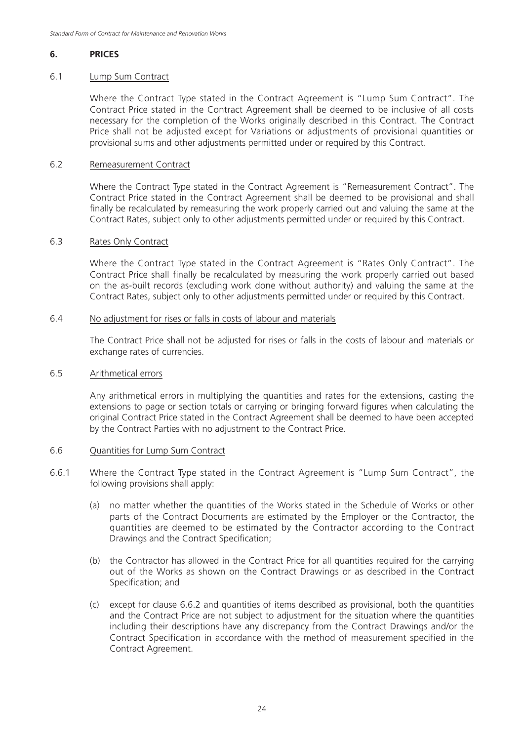## 6. PRICES

6.1 Lump Sum Contract

Where the Contract Type stated in the Contract Agreement is "Lump Sum Contract". The Contract Price stated in the Contract Agreement shall be deemed to be inclusive of all costs necessary for the completion of the Works originally described in this Contract. The Contract Price shall not be adjusted except for Variations or adjustments of provisional quantities or provisional sums and other adjustments permitted under or required by this Contract.

6.2 Remeasurement Contract

Where the Contract Type stated in the Contract Agreement is "Remeasurement Contract". The Contract Price stated in the Contract Agreement shall be deemed to be provisional and shall finally be recalculated by remeasuring the work properly carried out and valuing the same at the Contract Rates, subject only to other adjustments permitted under or required by this Contract.

6.3 Rates Only Contract

Where the Contract Type stated in the Contract Agreement is "Rates Only Contract". The Contract Price shall finally be recalculated by measuring the work properly carried out based on the as-built records (excluding work done without authority) and valuing the same at the Contract Rates, subject only to other adjustments permitted under or required by this Contract.

6.4 No adjustment for rises or falls in costs of labour and materials

The Contract Price shall not be adjusted for rises or falls in the costs of labour and materials or exchange rates of currencies.

6.5 Arithmetical errors

Any arithmetical errors in multiplying the quantities and rates for the extensions, casting the extensions to page or section totals or carrying or bringing forward figures when calculating the original Contract Price stated in the Contract Agreement shall be deemed to have been accepted by the Contract Parties with no adjustment to the Contract Price.

6.6 Quantities for Lump Sum Contract

6.6.1 Where the Contract Type stated in the Contract Agreement is "Lump Sum Contract", the following provisions shall apply:

(a) no matter whether the quantities of the Works stated in the Schedule of Works or other parts of the Contract Documents are estimated by the Employer or the Contractor, the quantities are deemed to be estimated by the Contractor according to the Contract Drawings and the Contract Specification;

(b) the Contractor has allowed in the Contract Price for all quantities required for the carrying out of the Works as shown on the Contract Drawings or as described in the Contract Specification; and

(c) except for clause 6.6.2 and quantities of items described as provisional, both the quantities and the Contract Price are not subject to adjustment for the situation where the quantities including their descriptions have any discrepancy from the Contract Drawings and/or the Contract Specification in accordance with the method of measurement specified in the Contract Agreement.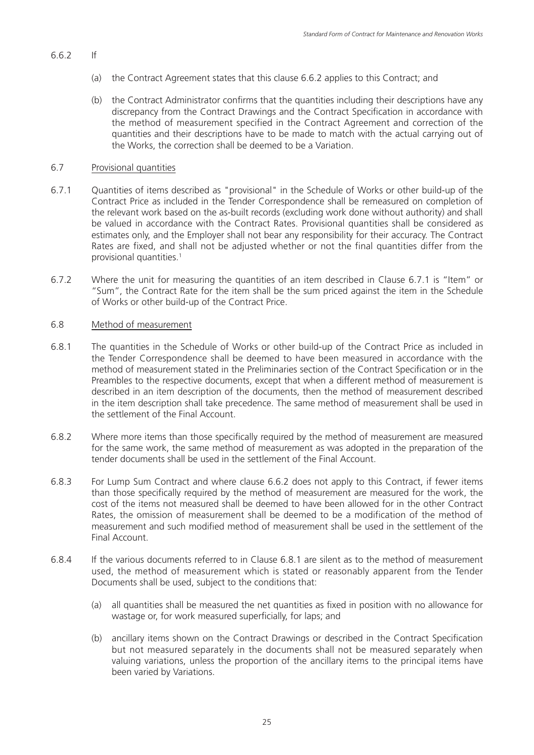6.6.2 If

(a) the Contract Agreement states that this clause 6.6.2 applies to this Contract; and

(b) the Contract Administrator confirms that the quantities including their descriptions have any discrepancy from the Contract Drawings and the Contract Specification in accordance with the method of measurement specified in the Contract Agreement and correction of the quantities and their descriptions have to be made to match with the actual carrying out of the Works, the correction shall be deemed to be a Variation.

## 6.7 Provisional quantities

6.7.1 Quantities of items described as "provisional" in the Schedule of Works or other build-up of the Contract Price as included in the Tender Correspondence shall be remeasured on completion of the relevant work based on the as-built records (excluding work done without authority) and shall be valued in accordance with the Contract Rates. Provisional quantities shall be considered as estimates only, and the Employer shall not bear any responsibility for their accuracy. The Contract Rates are fixed, and shall not be adjusted whether or not the final quantities differ from the provisional quantities.[1]

6.7.2 Where the unit for measuring the quantities of an item described in Clause 6.7.1 is "Item" or "Sum", the Contract Rate for the item shall be the sum priced against the item in the Schedule of Works or other build-up of the Contract Price.

## 6.8 Method of measurement

6.8.1 The quantities in the Schedule of Works or other build-up of the Contract Price as included in the Tender Correspondence shall be deemed to have been measured in accordance with the method of measurement stated in the Preliminaries section of the Contract Specification or in the Preambles to the respective documents, except that when a different method of measurement is described in an item description of the documents, then the method of measurement described in the item description shall take precedence. The same method of measurement shall be used in the settlement of the Final Account.

6.8.2 Where more items than those specifically required by the method of measurement are measured for the same work, the same method of measurement as was adopted in the preparation of the tender documents shall be used in the settlement of the Final Account.

6.8.3 For Lump Sum Contract and where clause 6.6.2 does not apply to this Contract, if fewer items than those specifically required by the method of measurement are measured for the work, the cost of the items not measured shall be deemed to have been allowed for in the other Contract Rates, the omission of measurement shall be deemed to be a modification of the method of measurement and such modified method of measurement shall be used in the settlement of the Final Account.

6.8.4 If the various documents referred to in Clause 6.8.1 are silent as to the method of measurement used, the method of measurement which is stated or reasonably apparent from the Tender Documents shall be used, subject to the conditions that:

(a) all quantities shall be measured the net quantities as fixed in position with no allowance for wastage or, for work measured superficially, for laps; and

(b) ancillary items shown on the Contract Drawings or described in the Contract Specification but not measured separately in the documents shall not be measured separately when valuing variations, unless the proportion of the ancillary items to the principal items have been varied by Variations.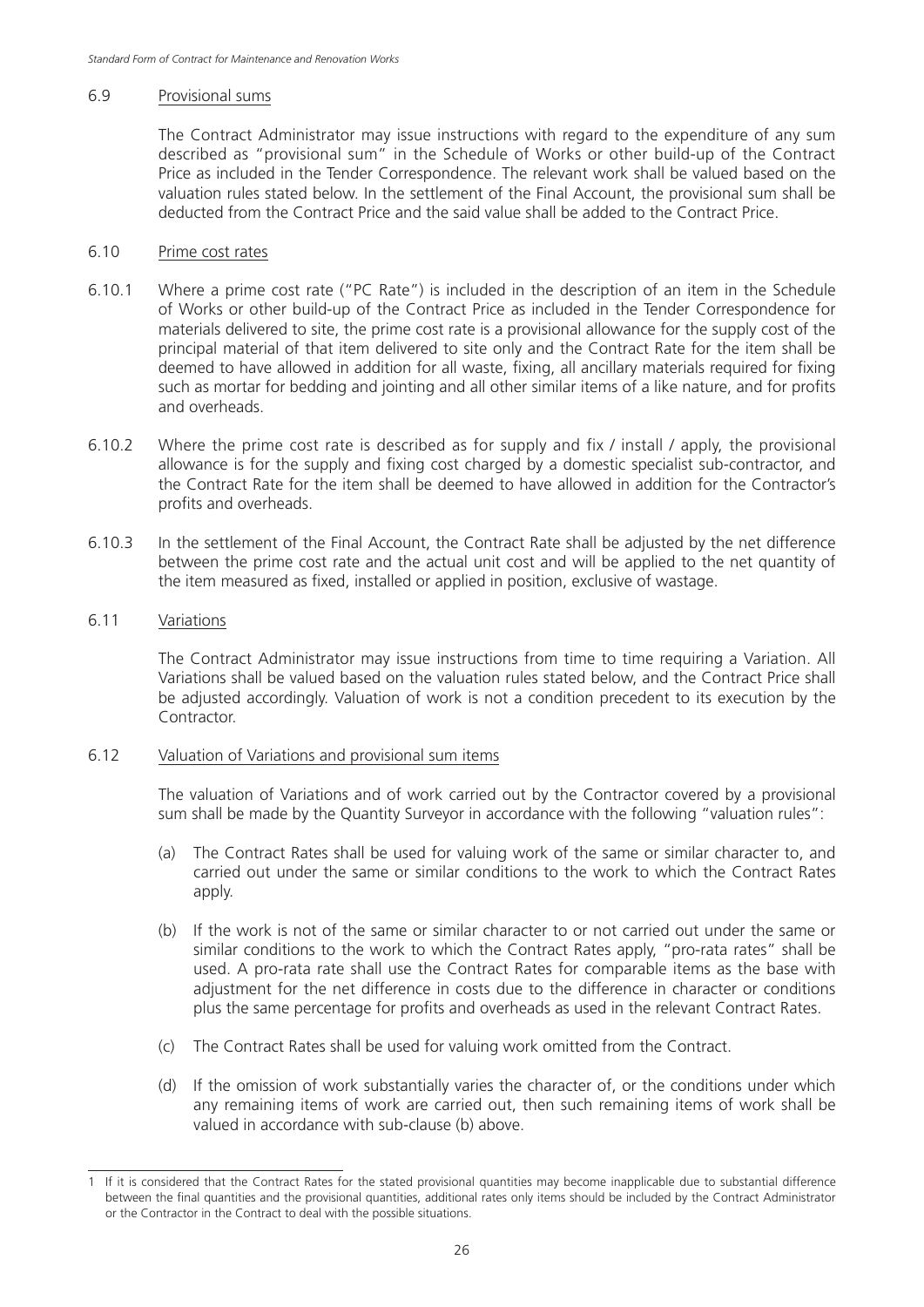### 6.9 Provisional sums

The Contract Administrator may issue instructions with regard to the expenditure of any sum described as "provisional sum" in the Schedule of Works or other build-up of the Contract Price as included in the Tender Correspondence. The relevant work shall be valued based on the valuation rules stated below. In the settlement of the Final Account, the provisional sum shall be deducted from the Contract Price and the said value shall be added to the Contract Price.

### 6.10 Prime cost rates

6.10.1 Where a prime cost rate ("PC Rate") is included in the description of an item in the Schedule of Works or other build-up of the Contract Price as included in the Tender Correspondence for materials delivered to site, the prime cost rate is a provisional allowance for the supply cost of the principal material of that item delivered to site only and the Contract Rate for the item shall be deemed to have allowed in addition for all waste, fixing, all ancillary materials required for fixing such as mortar for bedding and jointing and all other similar items of a like nature, and for profits and overheads.

6.10.2 Where the prime cost rate is described as for supply and fix / install / apply, the provisional allowance is for the supply and fixing cost charged by a domestic specialist sub-contractor, and the Contract Rate for the item shall be deemed to have allowed in addition for the Contractor's profits and overheads.

6.10.3 In the settlement of the Final Account, the Contract Rate shall be adjusted by the net difference between the prime cost rate and the actual unit cost and will be applied to the net quantity of the item measured as fixed, installed or applied in position, exclusive of wastage.

### 6.11 Variations

The Contract Administrator may issue instructions from time to time requiring a Variation. All Variations shall be valued based on the valuation rules stated below, and the Contract Price shall be adjusted accordingly. Valuation of work is not a condition precedent to its execution by the Contractor.

### 6.12 Valuation of Variations and provisional sum items

The valuation of Variations and of work carried out by the Contractor covered by a provisional sum shall be made by the Quantity Surveyor in accordance with the following "valuation rules":

(a) The Contract Rates shall be used for valuing work of the same or similar character to, and carried out under the same or similar conditions to the work to which the Contract Rates apply.

(b) If the work is not of the same or similar character to or not carried out under the same or similar conditions to the work to which the Contract Rates apply, "pro-rata rates" shall be used. A pro-rata rate shall use the Contract Rates for comparable items as the base with adjustment for the net difference in costs due to the difference in character or conditions plus the same percentage for profits and overheads as used in the relevant Contract Rates.

(c) The Contract Rates shall be used for valuing work omitted from the Contract.

(d) If the omission of work substantially varies the character of, or the conditions under which any remaining items of work are carried out, then such remaining items of work shall be valued in accordance with sub-clause (b) above.

---

[1] If it is considered that the Contract Rates for the stated provisional quantities may become inapplicable due to substantial difference between the final quantities and the provisional quantities, additional rates only items should be included by the Contract Administrator or the Contractor in the Contract to deal with the possible situations.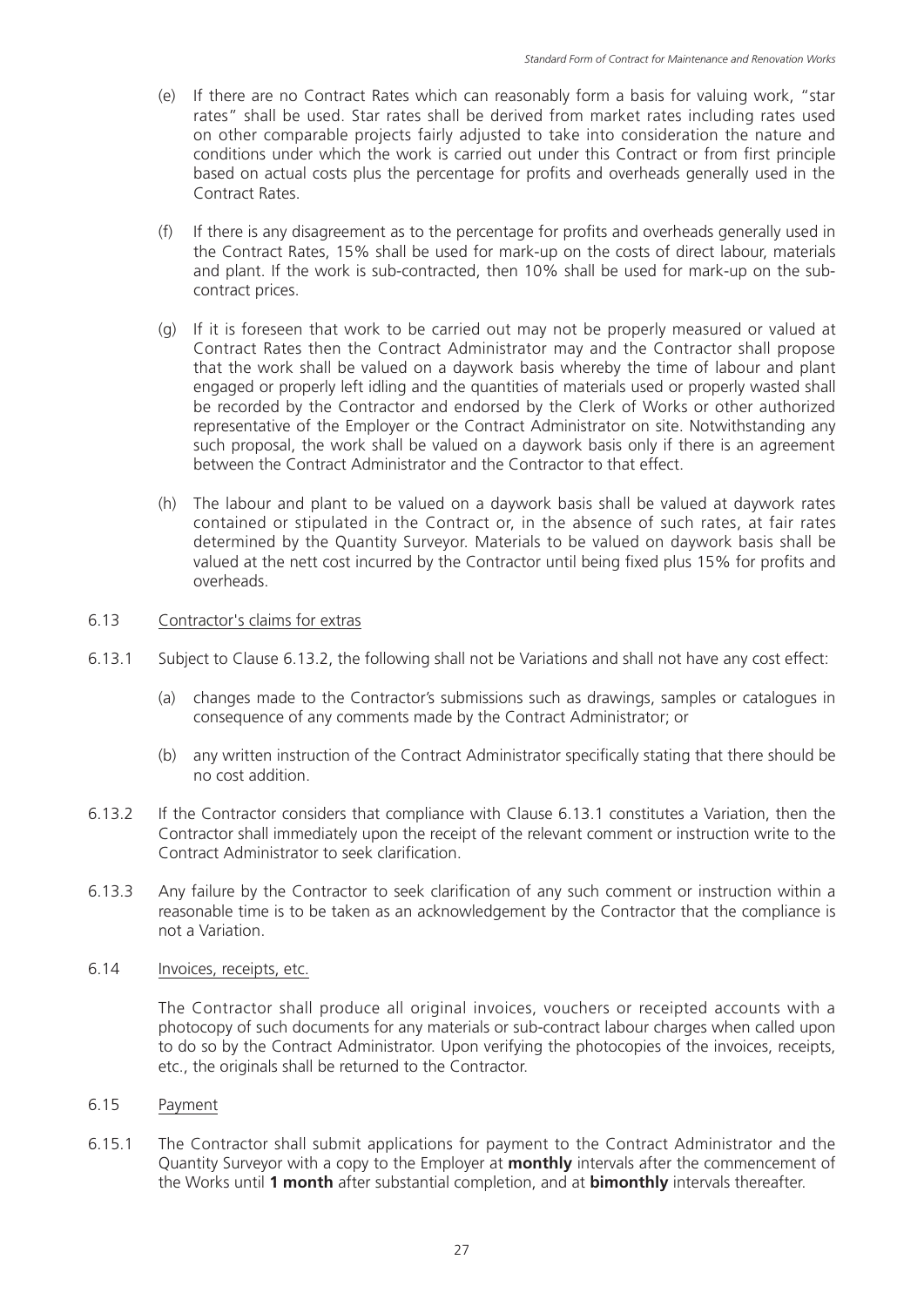(e) If there are no Contract Rates which can reasonably form a basis for valuing work, "star rates" shall be used. Star rates shall be derived from market rates including rates used on other comparable projects fairly adjusted to take into consideration the nature and conditions under which the work is carried out under this Contract or from first principle based on actual costs plus the percentage for profits and overheads generally used in the Contract Rates.

(f) If there is any disagreement as to the percentage for profits and overheads generally used in the Contract Rates, 15% shall be used for mark-up on the costs of direct labour, materials and plant. If the work is sub-contracted, then 10% shall be used for mark-up on the sub-contract prices.

(g) If it is foreseen that work to be carried out may not be properly measured or valued at Contract Rates then the Contract Administrator may and the Contractor shall propose that the work shall be valued on a daywork basis whereby the time of labour and plant engaged or properly left idling and the quantities of materials used or properly wasted shall be recorded by the Contractor and endorsed by the Clerk of Works or other authorized representative of the Employer or the Contract Administrator on site. Notwithstanding any such proposal, the work shall be valued on a daywork basis only if there is an agreement between the Contract Administrator and the Contractor to that effect.

(h) The labour and plant to be valued on a daywork basis shall be valued at daywork rates contained or stipulated in the Contract or, in the absence of such rates, at fair rates determined by the Quantity Surveyor. Materials to be valued on daywork basis shall be valued at the nett cost incurred by the Contractor until being fixed plus 15% for profits and overheads.

6.13 Contractor's claims for extras

6.13.1 Subject to Clause 6.13.2, the following shall not be Variations and shall not have any cost effect:

(a) changes made to the Contractor's submissions such as drawings, samples or catalogues in consequence of any comments made by the Contract Administrator; or

(b) any written instruction of the Contract Administrator specifically stating that there should be no cost addition.

6.13.2 If the Contractor considers that compliance with Clause 6.13.1 constitutes a Variation, then the Contractor shall immediately upon the receipt of the relevant comment or instruction write to the Contract Administrator to seek clarification.

6.13.3 Any failure by the Contractor to seek clarification of any such comment or instruction within a reasonable time is to be taken as an acknowledgement by the Contractor that the compliance is not a Variation.

6.14 Invoices, receipts, etc.

The Contractor shall produce all original invoices, vouchers or receipted accounts with a photocopy of such documents for any materials or sub-contract labour charges when called upon to do so by the Contract Administrator. Upon verifying the photocopies of the invoices, receipts, etc., the originals shall be returned to the Contractor.

6.15 Payment

6.15.1 The Contractor shall submit applications for payment to the Contract Administrator and the Quantity Surveyor with a copy to the Employer at **monthly** intervals after the commencement of the Works until **1 month** after substantial completion, and at **bimonthly** intervals thereafter.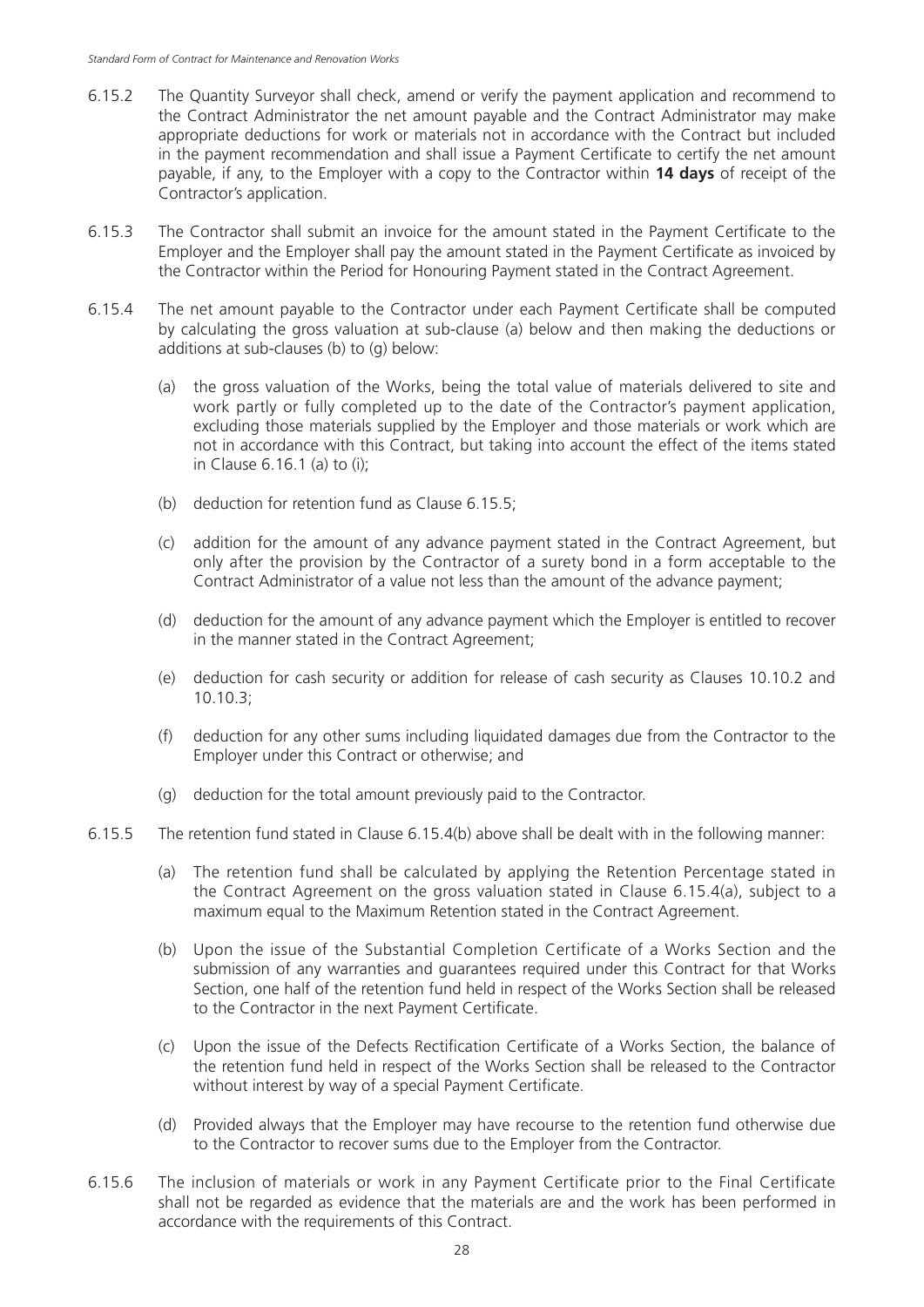6.15.2 The Quantity Surveyor shall check, amend or verify the payment application and recommend to the Contract Administrator the net amount payable and the Contract Administrator may make appropriate deductions for work or materials not in accordance with the Contract but included in the payment recommendation and shall issue a Payment Certificate to certify the net amount payable, if any, to the Employer with a copy to the Contractor within **14 days** of receipt of the Contractor's application.

6.15.3 The Contractor shall submit an invoice for the amount stated in the Payment Certificate to the Employer and the Employer shall pay the amount stated in the Payment Certificate as invoiced by the Contractor within the Period for Honouring Payment stated in the Contract Agreement.

6.15.4 The net amount payable to the Contractor under each Payment Certificate shall be computed by calculating the gross valuation at sub-clause (a) below and then making the deductions or additions at sub-clauses (b) to (g) below:

(a) the gross valuation of the Works, being the total value of materials delivered to site and work partly or fully completed up to the date of the Contractor's payment application, excluding those materials supplied by the Employer and those materials or work which are not in accordance with this Contract, but taking into account the effect of the items stated in Clause 6.16.1 (a) to (i);

(b) deduction for retention fund as Clause 6.15.5;

(c) addition for the amount of any advance payment stated in the Contract Agreement, but only after the provision by the Contractor of a surety bond in a form acceptable to the Contract Administrator of a value not less than the amount of the advance payment;

(d) deduction for the amount of any advance payment which the Employer is entitled to recover in the manner stated in the Contract Agreement;

(e) deduction for cash security or addition for release of cash security as Clauses 10.10.2 and 10.10.3;

(f) deduction for any other sums including liquidated damages due from the Contractor to the Employer under this Contract or otherwise; and

(g) deduction for the total amount previously paid to the Contractor.

6.15.5 The retention fund stated in Clause 6.15.4(b) above shall be dealt with in the following manner:

(a) The retention fund shall be calculated by applying the Retention Percentage stated in the Contract Agreement on the gross valuation stated in Clause 6.15.4(a), subject to a maximum equal to the Maximum Retention stated in the Contract Agreement.

(b) Upon the issue of the Substantial Completion Certificate of a Works Section and the submission of any warranties and guarantees required under this Contract for that Works Section, one half of the retention fund held in respect of the Works Section shall be released to the Contractor in the next Payment Certificate.

(c) Upon the issue of the Defects Rectification Certificate of a Works Section, the balance of the retention fund held in respect of the Works Section shall be released to the Contractor without interest by way of a special Payment Certificate.

(d) Provided always that the Employer may have recourse to the retention fund otherwise due to the Contractor to recover sums due to the Employer from the Contractor.

6.15.6 The inclusion of materials or work in any Payment Certificate prior to the Final Certificate shall not be regarded as evidence that the materials are and the work has been performed in accordance with the requirements of this Contract.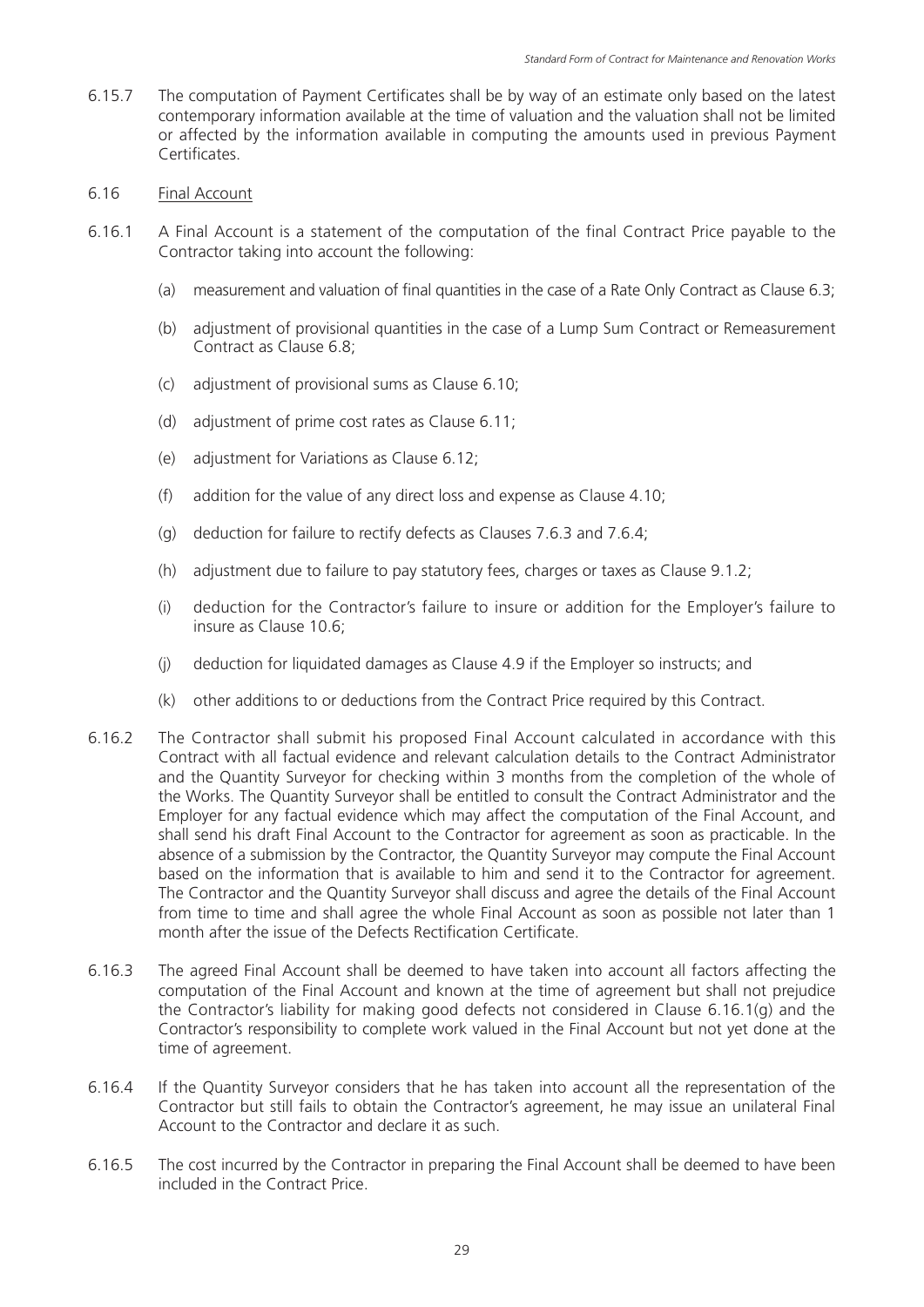6.15.7 The computation of Payment Certificates shall be by way of an estimate only based on the latest contemporary information available at the time of valuation and the valuation shall not be limited or affected by the information available in computing the amounts used in previous Payment Certificates.

6.16 Final Account

6.16.1 A Final Account is a statement of the computation of the final Contract Price payable to the Contractor taking into account the following:

(a) measurement and valuation of final quantities in the case of a Rate Only Contract as Clause 6.3;

(b) adjustment of provisional quantities in the case of a Lump Sum Contract or Remeasurement Contract as Clause 6.8;

(c) adjustment of provisional sums as Clause 6.10;

(d) adjustment of prime cost rates as Clause 6.11;

(e) adjustment for Variations as Clause 6.12;

(f) addition for the value of any direct loss and expense as Clause 4.10;

(g) deduction for failure to rectify defects as Clauses 7.6.3 and 7.6.4;

(h) adjustment due to failure to pay statutory fees, charges or taxes as Clause 9.1.2;

(i) deduction for the Contractor's failure to insure or addition for the Employer's failure to insure as Clause 10.6;

(j) deduction for liquidated damages as Clause 4.9 if the Employer so instructs; and

(k) other additions to or deductions from the Contract Price required by this Contract.

6.16.2 The Contractor shall submit his proposed Final Account calculated in accordance with this Contract with all factual evidence and relevant calculation details to the Contract Administrator and the Quantity Surveyor for checking within 3 months from the completion of the whole of the Works. The Quantity Surveyor shall be entitled to consult the Contract Administrator and the Employer for any factual evidence which may affect the computation of the Final Account, and shall send his draft Final Account to the Contractor for agreement as soon as practicable. In the absence of a submission by the Contractor, the Quantity Surveyor may compute the Final Account based on the information that is available to him and send it to the Contractor for agreement. The Contractor and the Quantity Surveyor shall discuss and agree the details of the Final Account from time to time and shall agree the whole Final Account as soon as possible not later than 1 month after the issue of the Defects Rectification Certificate.

6.16.3 The agreed Final Account shall be deemed to have taken into account all factors affecting the computation of the Final Account and known at the time of agreement but shall not prejudice the Contractor's liability for making good defects not considered in Clause 6.16.1(g) and the Contractor's responsibility to complete work valued in the Final Account but not yet done at the time of agreement.

6.16.4 If the Quantity Surveyor considers that he has taken into account all the representation of the Contractor but still fails to obtain the Contractor's agreement, he may issue an unilateral Final Account to the Contractor and declare it as such.

6.16.5 The cost incurred by the Contractor in preparing the Final Account shall be deemed to have been included in the Contract Price.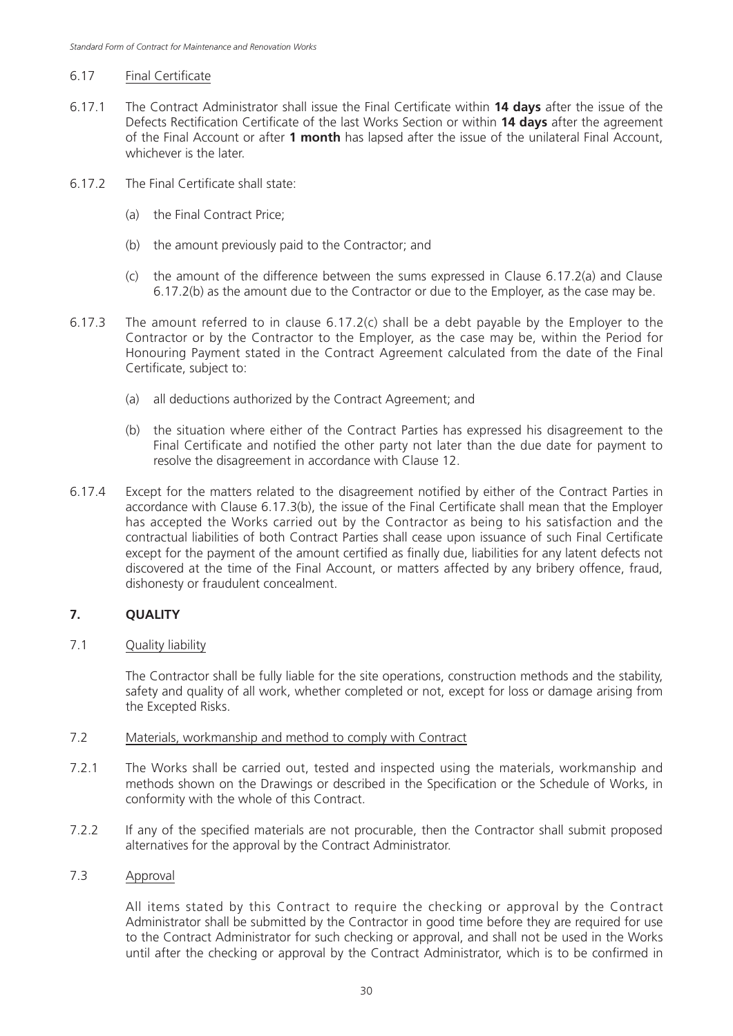6.17 Final Certificate

6.17.1 The Contract Administrator shall issue the Final Certificate within **14 days** after the issue of the Defects Rectification Certificate of the last Works Section or within **14 days** after the agreement of the Final Account or after **1 month** has lapsed after the issue of the unilateral Final Account, whichever is the later.

6.17.2 The Final Certificate shall state:

(a) the Final Contract Price;

(b) the amount previously paid to the Contractor; and

(c) the amount of the difference between the sums expressed in Clause 6.17.2(a) and Clause 6.17.2(b) as the amount due to the Contractor or due to the Employer, as the case may be.

6.17.3 The amount referred to in clause 6.17.2(c) shall be a debt payable by the Employer to the Contractor or by the Contractor to the Employer, as the case may be, within the Period for Honouring Payment stated in the Contract Agreement calculated from the date of the Final Certificate, subject to:

(a) all deductions authorized by the Contract Agreement; and

(b) the situation where either of the Contract Parties has expressed his disagreement to the Final Certificate and notified the other party not later than the due date for payment to resolve the disagreement in accordance with Clause 12.

6.17.4 Except for the matters related to the disagreement notified by either of the Contract Parties in accordance with Clause 6.17.3(b), the issue of the Final Certificate shall mean that the Employer has accepted the Works carried out by the Contractor as being to his satisfaction and the contractual liabilities of both Contract Parties shall cease upon issuance of such Final Certificate except for the payment of the amount certified as finally due, liabilities for any latent defects not discovered at the time of the Final Account, or matters affected by any bribery offence, fraud, dishonesty or fraudulent concealment.

## 7. QUALITY

7.1 Quality liability

The Contractor shall be fully liable for the site operations, construction methods and the stability, safety and quality of all work, whether completed or not, except for loss or damage arising from the Excepted Risks.

7.2 Materials, workmanship and method to comply with Contract

7.2.1 The Works shall be carried out, tested and inspected using the materials, workmanship and methods shown on the Drawings or described in the Specification or the Schedule of Works, in conformity with the whole of this Contract.

7.2.2 If any of the specified materials are not procurable, then the Contractor shall submit proposed alternatives for the approval by the Contract Administrator.

7.3 Approval

All items stated by this Contract to require the checking or approval by the Contract Administrator shall be submitted by the Contractor in good time before they are required for use to the Contract Administrator for such checking or approval, and shall not be used in the Works until after the checking or approval by the Contract Administrator, which is to be confirmed in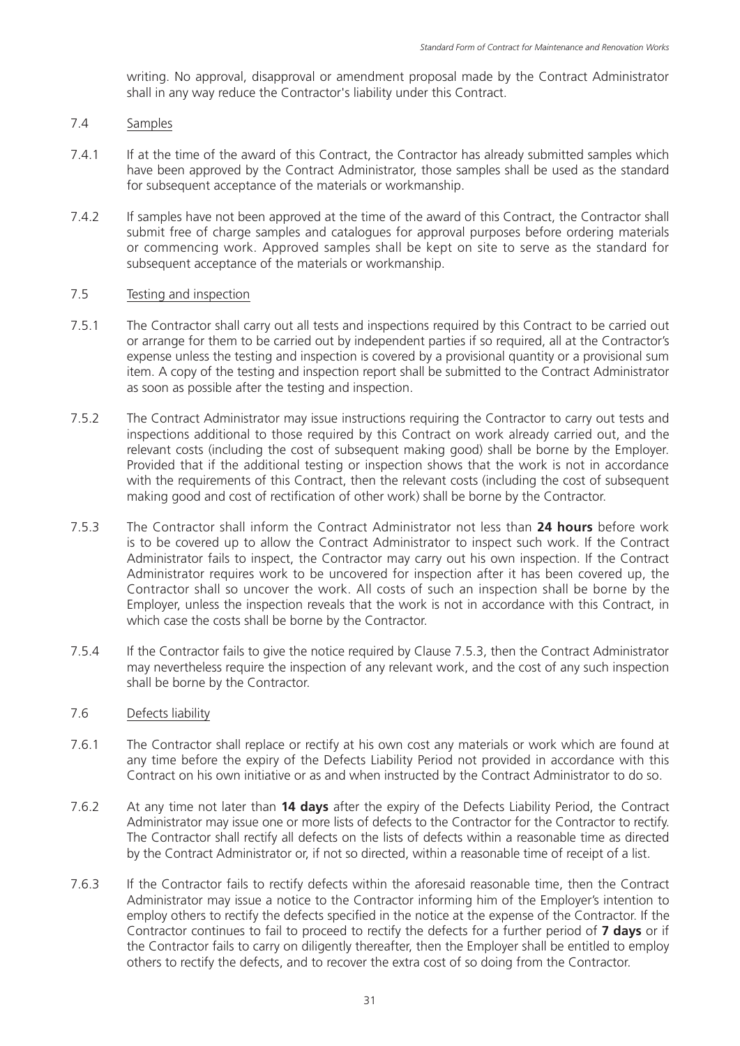writing. No approval, disapproval or amendment proposal made by the Contract Administrator shall in any way reduce the Contractor's liability under this Contract.

7.4 Samples

7.4.1 If at the time of the award of this Contract, the Contractor has already submitted samples which have been approved by the Contract Administrator, those samples shall be used as the standard for subsequent acceptance of the materials or workmanship.

7.4.2 If samples have not been approved at the time of the award of this Contract, the Contractor shall submit free of charge samples and catalogues for approval purposes before ordering materials or commencing work. Approved samples shall be kept on site to serve as the standard for subsequent acceptance of the materials or workmanship.

7.5 Testing and inspection

7.5.1 The Contractor shall carry out all tests and inspections required by this Contract to be carried out or arrange for them to be carried out by independent parties if so required, all at the Contractor's expense unless the testing and inspection is covered by a provisional quantity or a provisional sum item. A copy of the testing and inspection report shall be submitted to the Contract Administrator as soon as possible after the testing and inspection.

7.5.2 The Contract Administrator may issue instructions requiring the Contractor to carry out tests and inspections additional to those required by this Contract on work already carried out, and the relevant costs (including the cost of subsequent making good) shall be borne by the Employer. Provided that if the additional testing or inspection shows that the work is not in accordance with the requirements of this Contract, then the relevant costs (including the cost of subsequent making good and cost of rectification of other work) shall be borne by the Contractor.

7.5.3 The Contractor shall inform the Contract Administrator not less than **24 hours** before work is to be covered up to allow the Contract Administrator to inspect such work. If the Contract Administrator fails to inspect, the Contractor may carry out his own inspection. If the Contract Administrator requires work to be uncovered for inspection after it has been covered up, the Contractor shall so uncover the work. All costs of such an inspection shall be borne by the Employer, unless the inspection reveals that the work is not in accordance with this Contract, in which case the costs shall be borne by the Contractor.

7.5.4 If the Contractor fails to give the notice required by Clause 7.5.3, then the Contract Administrator may nevertheless require the inspection of any relevant work, and the cost of any such inspection shall be borne by the Contractor.

7.6 Defects liability

7.6.1 The Contractor shall replace or rectify at his own cost any materials or work which are found at any time before the expiry of the Defects Liability Period not provided in accordance with this Contract on his own initiative or as and when instructed by the Contract Administrator to do so.

7.6.2 At any time not later than **14 days** after the expiry of the Defects Liability Period, the Contract Administrator may issue one or more lists of defects to the Contractor for the Contractor to rectify. The Contractor shall rectify all defects on the lists of defects within a reasonable time as directed by the Contract Administrator or, if not so directed, within a reasonable time of receipt of a list.

7.6.3 If the Contractor fails to rectify defects within the aforesaid reasonable time, then the Contract Administrator may issue a notice to the Contractor informing him of the Employer's intention to employ others to rectify the defects specified in the notice at the expense of the Contractor. If the Contractor continues to fail to proceed to rectify the defects for a further period of **7 days** or if the Contractor fails to carry on diligently thereafter, then the Employer shall be entitled to employ others to rectify the defects, and to recover the extra cost of so doing from the Contractor.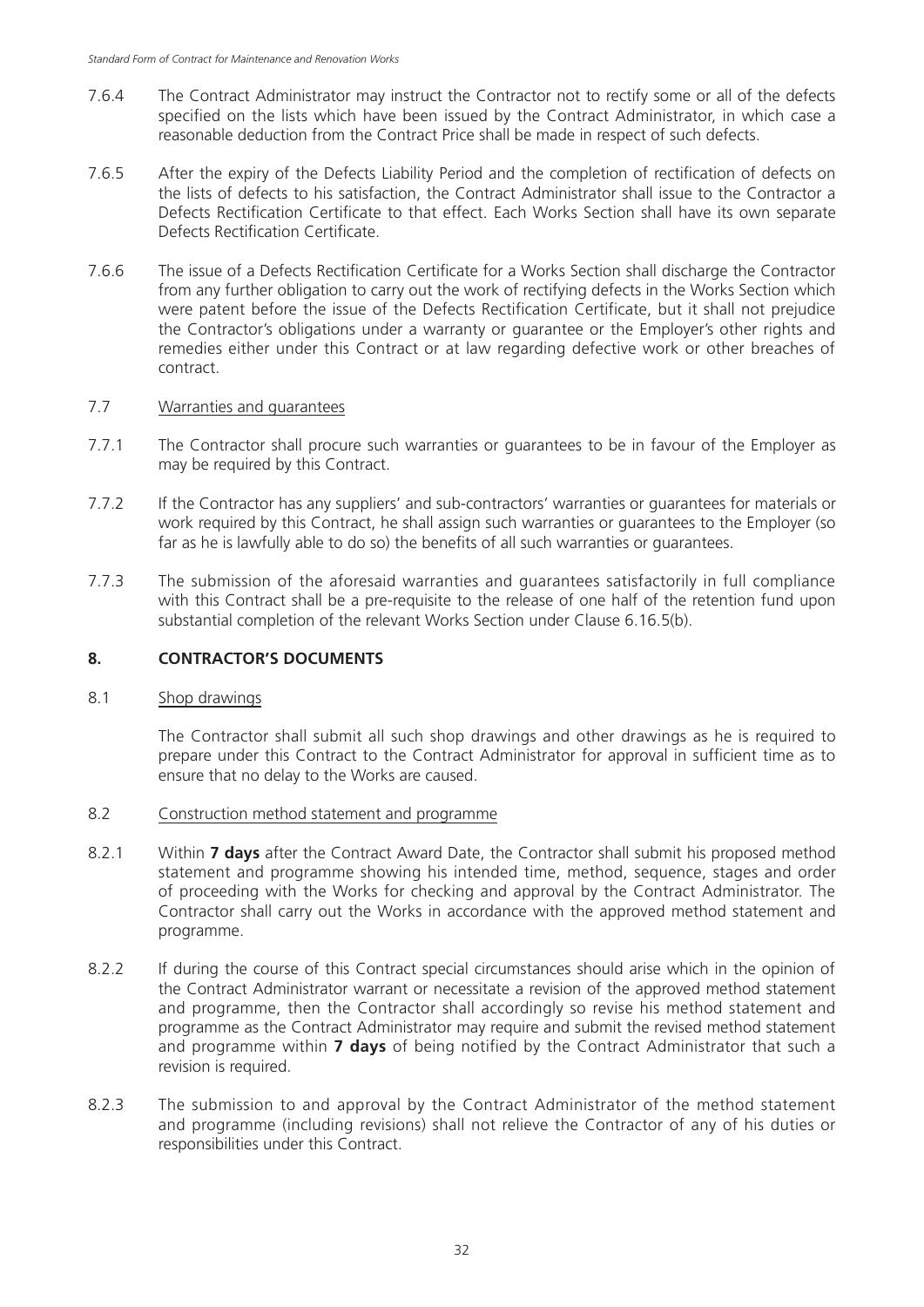7.6.4 The Contract Administrator may instruct the Contractor not to rectify some or all of the defects specified on the lists which have been issued by the Contract Administrator, in which case a reasonable deduction from the Contract Price shall be made in respect of such defects.

7.6.5 After the expiry of the Defects Liability Period and the completion of rectification of defects on the lists of defects to his satisfaction, the Contract Administrator shall issue to the Contractor a Defects Rectification Certificate to that effect. Each Works Section shall have its own separate Defects Rectification Certificate.

7.6.6 The issue of a Defects Rectification Certificate for a Works Section shall discharge the Contractor from any further obligation to carry out the work of rectifying defects in the Works Section which were patent before the issue of the Defects Rectification Certificate, but it shall not prejudice the Contractor's obligations under a warranty or guarantee or the Employer's other rights and remedies either under this Contract or at law regarding defective work or other breaches of contract.

7.7 <u>Warranties and guarantees</u>

7.7.1 The Contractor shall procure such warranties or guarantees to be in favour of the Employer as may be required by this Contract.

7.7.2 If the Contractor has any suppliers' and sub-contractors' warranties or guarantees for materials or work required by this Contract, he shall assign such warranties or guarantees to the Employer (so far as he is lawfully able to do so) the benefits of all such warranties or guarantees.

7.7.3 The submission of the aforesaid warranties and guarantees satisfactorily in full compliance with this Contract shall be a pre-requisite to the release of one half of the retention fund upon substantial completion of the relevant Works Section under Clause 6.16.5(b).

## 8. CONTRACTOR'S DOCUMENTS

8.1 <u>Shop drawings</u>

The Contractor shall submit all such shop drawings and other drawings as he is required to prepare under this Contract to the Contract Administrator for approval in sufficient time as to ensure that no delay to the Works are caused.

8.2 <u>Construction method statement and programme</u>

8.2.1 Within **7 days** after the Contract Award Date, the Contractor shall submit his proposed method statement and programme showing his intended time, method, sequence, stages and order of proceeding with the Works for checking and approval by the Contract Administrator. The Contractor shall carry out the Works in accordance with the approved method statement and programme.

8.2.2 If during the course of this Contract special circumstances should arise which in the opinion of the Contract Administrator warrant or necessitate a revision of the approved method statement and programme, then the Contractor shall accordingly so revise his method statement and programme as the Contract Administrator may require and submit the revised method statement and programme within **7 days** of being notified by the Contract Administrator that such a revision is required.

8.2.3 The submission to and approval by the Contract Administrator of the method statement and programme (including revisions) shall not relieve the Contractor of any of his duties or responsibilities under this Contract.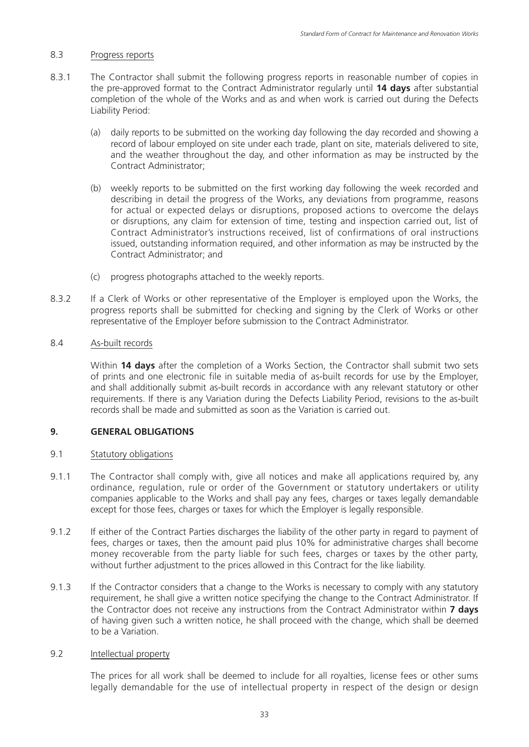8.3 Progress reports

8.3.1 The Contractor shall submit the following progress reports in reasonable number of copies in the pre-approved format to the Contract Administrator regularly until **14 days** after substantial completion of the whole of the Works and as and when work is carried out during the Defects Liability Period:

(a) daily reports to be submitted on the working day following the day recorded and showing a record of labour employed on site under each trade, plant on site, materials delivered to site, and the weather throughout the day, and other information as may be instructed by the Contract Administrator;

(b) weekly reports to be submitted on the first working day following the week recorded and describing in detail the progress of the Works, any deviations from programme, reasons for actual or expected delays or disruptions, proposed actions to overcome the delays or disruptions, any claim for extension of time, testing and inspection carried out, list of Contract Administrator's instructions received, list of confirmations of oral instructions issued, outstanding information required, and other information as may be instructed by the Contract Administrator; and

(c) progress photographs attached to the weekly reports.

8.3.2 If a Clerk of Works or other representative of the Employer is employed upon the Works, the progress reports shall be submitted for checking and signing by the Clerk of Works or other representative of the Employer before submission to the Contract Administrator.

8.4 As-built records

Within **14 days** after the completion of a Works Section, the Contractor shall submit two sets of prints and one electronic file in suitable media of as-built records for use by the Employer, and shall additionally submit as-built records in accordance with any relevant statutory or other requirements. If there is any Variation during the Defects Liability Period, revisions to the as-built records shall be made and submitted as soon as the Variation is carried out.

## 9. GENERAL OBLIGATIONS

9.1 Statutory obligations

9.1.1 The Contractor shall comply with, give all notices and make all applications required by, any ordinance, regulation, rule or order of the Government or statutory undertakers or utility companies applicable to the Works and shall pay any fees, charges or taxes legally demandable except for those fees, charges or taxes for which the Employer is legally responsible.

9.1.2 If either of the Contract Parties discharges the liability of the other party in regard to payment of fees, charges or taxes, then the amount paid plus 10% for administrative charges shall become money recoverable from the party liable for such fees, charges or taxes by the other party, without further adjustment to the prices allowed in this Contract for the like liability.

9.1.3 If the Contractor considers that a change to the Works is necessary to comply with any statutory requirement, he shall give a written notice specifying the change to the Contract Administrator. If the Contractor does not receive any instructions from the Contract Administrator within **7 days** of having given such a written notice, he shall proceed with the change, which shall be deemed to be a Variation.

9.2 Intellectual property

The prices for all work shall be deemed to include for all royalties, license fees or other sums legally demandable for the use of intellectual property in respect of the design or design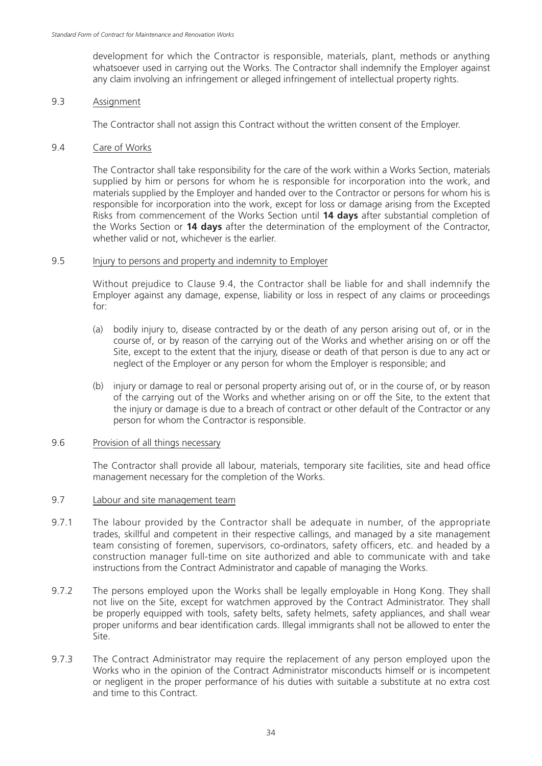development for which the Contractor is responsible, materials, plant, methods or anything whatsoever used in carrying out the Works. The Contractor shall indemnify the Employer against any claim involving an infringement or alleged infringement of intellectual property rights.

9.3 Assignment

The Contractor shall not assign this Contract without the written consent of the Employer.

9.4 Care of Works

The Contractor shall take responsibility for the care of the work within a Works Section, materials supplied by him or persons for whom he is responsible for incorporation into the work, and materials supplied by the Employer and handed over to the Contractor or persons for whom his is responsible for incorporation into the work, except for loss or damage arising from the Excepted Risks from commencement of the Works Section until **14 days** after substantial completion of the Works Section or **14 days** after the determination of the employment of the Contractor, whether valid or not, whichever is the earlier.

9.5 Injury to persons and property and indemnity to Employer

Without prejudice to Clause 9.4, the Contractor shall be liable for and shall indemnify the Employer against any damage, expense, liability or loss in respect of any claims or proceedings for:

(a) bodily injury to, disease contracted by or the death of any person arising out of, or in the course of, or by reason of the carrying out of the Works and whether arising on or off the Site, except to the extent that the injury, disease or death of that person is due to any act or neglect of the Employer or any person for whom the Employer is responsible; and

(b) injury or damage to real or personal property arising out of, or in the course of, or by reason of the carrying out of the Works and whether arising on or off the Site, to the extent that the injury or damage is due to a breach of contract or other default of the Contractor or any person for whom the Contractor is responsible.

9.6 Provision of all things necessary

The Contractor shall provide all labour, materials, temporary site facilities, site and head office management necessary for the completion of the Works.

9.7 Labour and site management team

9.7.1 The labour provided by the Contractor shall be adequate in number, of the appropriate trades, skillful and competent in their respective callings, and managed by a site management team consisting of foremen, supervisors, co-ordinators, safety officers, etc. and headed by a construction manager full-time on site authorized and able to communicate with and take instructions from the Contract Administrator and capable of managing the Works.

9.7.2 The persons employed upon the Works shall be legally employable in Hong Kong. They shall not live on the Site, except for watchmen approved by the Contract Administrator. They shall be properly equipped with tools, safety belts, safety helmets, safety appliances, and shall wear proper uniforms and bear identification cards. Illegal immigrants shall not be allowed to enter the Site.

9.7.3 The Contract Administrator may require the replacement of any person employed upon the Works who in the opinion of the Contract Administrator misconducts himself or is incompetent or negligent in the proper performance of his duties with suitable a substitute at no extra cost and time to this Contract.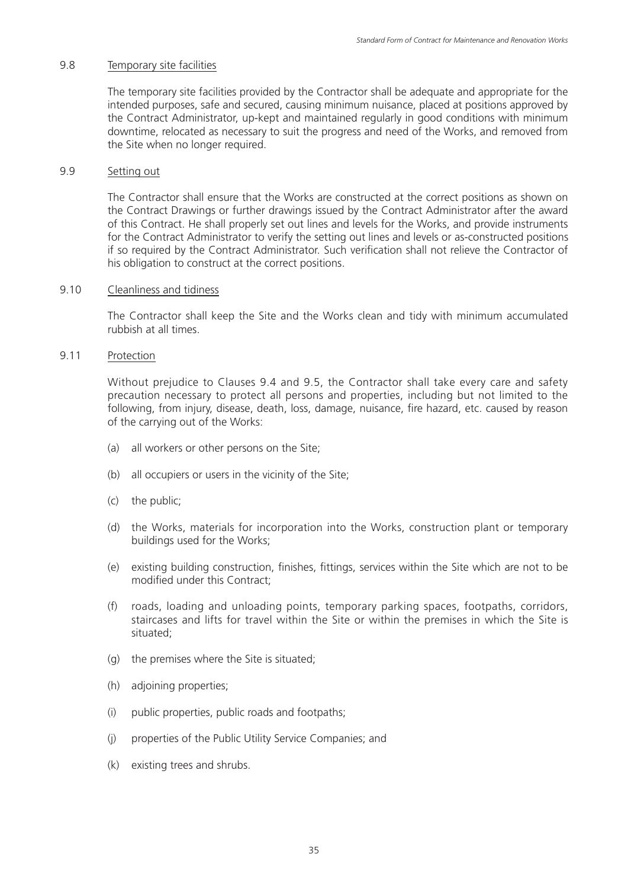### 9.8 Temporary site facilities

The temporary site facilities provided by the Contractor shall be adequate and appropriate for the intended purposes, safe and secured, causing minimum nuisance, placed at positions approved by the Contract Administrator, up-kept and maintained regularly in good conditions with minimum downtime, relocated as necessary to suit the progress and need of the Works, and removed from the Site when no longer required.

### 9.9 Setting out

The Contractor shall ensure that the Works are constructed at the correct positions as shown on the Contract Drawings or further drawings issued by the Contract Administrator after the award of this Contract. He shall properly set out lines and levels for the Works, and provide instruments for the Contract Administrator to verify the setting out lines and levels or as-constructed positions if so required by the Contract Administrator. Such verification shall not relieve the Contractor of his obligation to construct at the correct positions.

### 9.10 Cleanliness and tidiness

The Contractor shall keep the Site and the Works clean and tidy with minimum accumulated rubbish at all times.

### 9.11 Protection

Without prejudice to Clauses 9.4 and 9.5, the Contractor shall take every care and safety precaution necessary to protect all persons and properties, including but not limited to the following, from injury, disease, death, loss, damage, nuisance, fire hazard, etc. caused by reason of the carrying out of the Works:

(a) all workers or other persons on the Site;

(b) all occupiers or users in the vicinity of the Site;

(c) the public;

(d) the Works, materials for incorporation into the Works, construction plant or temporary buildings used for the Works;

(e) existing building construction, finishes, fittings, services within the Site which are not to be modified under this Contract;

(f) roads, loading and unloading points, temporary parking spaces, footpaths, corridors, staircases and lifts for travel within the Site or within the premises in which the Site is situated;

(g) the premises where the Site is situated;

(h) adjoining properties;

(i) public properties, public roads and footpaths;

(j) properties of the Public Utility Service Companies; and

(k) existing trees and shrubs.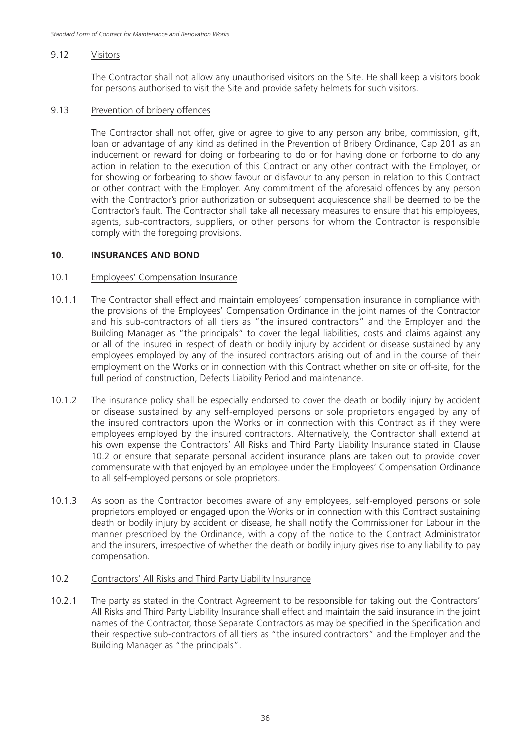9.12 Visitors

The Contractor shall not allow any unauthorised visitors on the Site. He shall keep a visitors book for persons authorised to visit the Site and provide safety helmets for such visitors.

9.13 Prevention of bribery offences

The Contractor shall not offer, give or agree to give to any person any bribe, commission, gift, loan or advantage of any kind as defined in the Prevention of Bribery Ordinance, Cap 201 as an inducement or reward for doing or forbearing to do or for having done or forborne to do any action in relation to the execution of this Contract or any other contract with the Employer, or for showing or forbearing to show favour or disfavour to any person in relation to this Contract or other contract with the Employer. Any commitment of the aforesaid offences by any person with the Contractor's prior authorization or subsequent acquiescence shall be deemed to be the Contractor's fault. The Contractor shall take all necessary measures to ensure that his employees, agents, sub-contractors, suppliers, or other persons for whom the Contractor is responsible comply with the foregoing provisions.

## 10. INSURANCES AND BOND

10.1 Employees' Compensation Insurance

10.1.1 The Contractor shall effect and maintain employees' compensation insurance in compliance with the provisions of the Employees' Compensation Ordinance in the joint names of the Contractor and his sub-contractors of all tiers as "the insured contractors" and the Employer and the Building Manager as "the principals" to cover the legal liabilities, costs and claims against any or all of the insured in respect of death or bodily injury by accident or disease sustained by any employees employed by any of the insured contractors arising out of and in the course of their employment on the Works or in connection with this Contract whether on site or off-site, for the full period of construction, Defects Liability Period and maintenance.

10.1.2 The insurance policy shall be especially endorsed to cover the death or bodily injury by accident or disease sustained by any self-employed persons or sole proprietors engaged by any of the insured contractors upon the Works or in connection with this Contract as if they were employees employed by the insured contractors. Alternatively, the Contractor shall extend at his own expense the Contractors' All Risks and Third Party Liability Insurance stated in Clause 10.2 or ensure that separate personal accident insurance plans are taken out to provide cover commensurate with that enjoyed by an employee under the Employees' Compensation Ordinance to all self-employed persons or sole proprietors.

10.1.3 As soon as the Contractor becomes aware of any employees, self-employed persons or sole proprietors employed or engaged upon the Works or in connection with this Contract sustaining death or bodily injury by accident or disease, he shall notify the Commissioner for Labour in the manner prescribed by the Ordinance, with a copy of the notice to the Contract Administrator and the insurers, irrespective of whether the death or bodily injury gives rise to any liability to pay compensation.

10.2 Contractors' All Risks and Third Party Liability Insurance

10.2.1 The party as stated in the Contract Agreement to be responsible for taking out the Contractors' All Risks and Third Party Liability Insurance shall effect and maintain the said insurance in the joint names of the Contractor, those Separate Contractors as may be specified in the Specification and their respective sub-contractors of all tiers as "the insured contractors" and the Employer and the Building Manager as "the principals".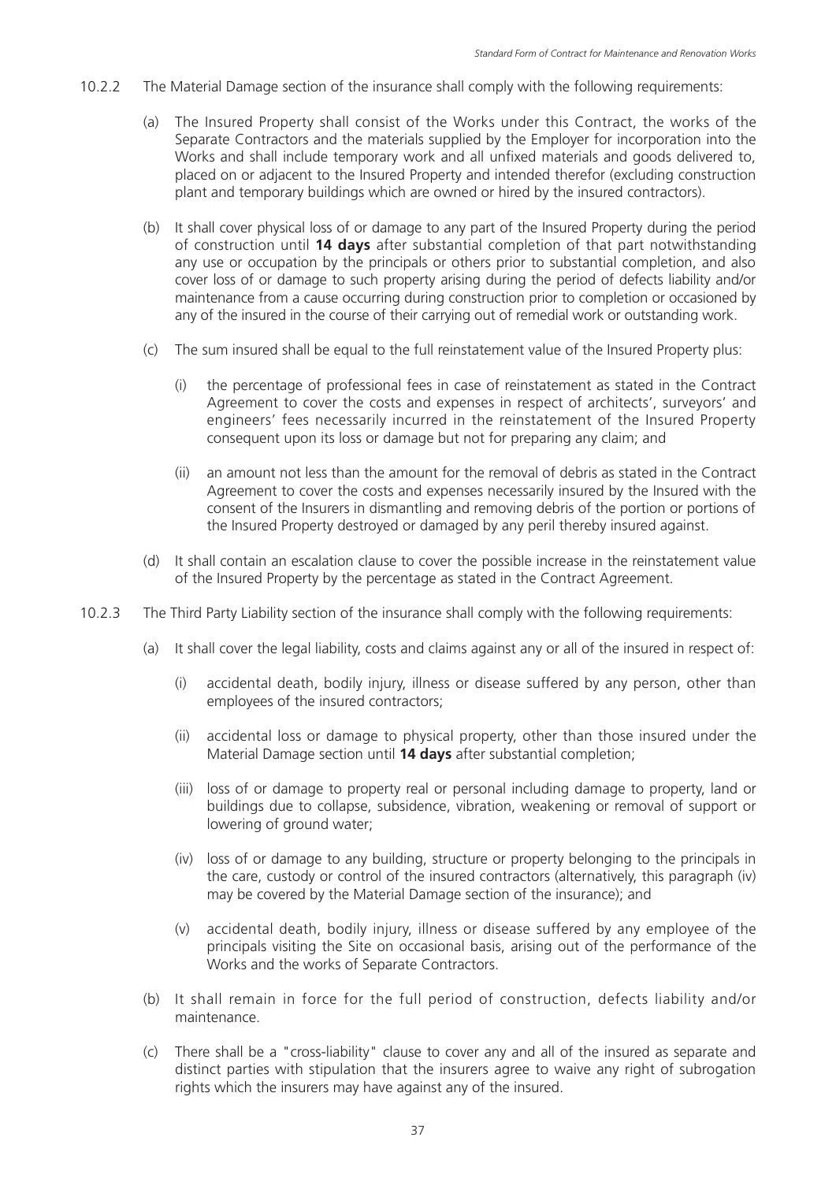10.2.2 The Material Damage section of the insurance shall comply with the following requirements:

(a) The Insured Property shall consist of the Works under this Contract, the works of the Separate Contractors and the materials supplied by the Employer for incorporation into the Works and shall include temporary work and all unfixed materials and goods delivered to, placed on or adjacent to the Insured Property and intended therefor (excluding construction plant and temporary buildings which are owned or hired by the insured contractors).

(b) It shall cover physical loss of or damage to any part of the Insured Property during the period of construction until **14 days** after substantial completion of that part notwithstanding any use or occupation by the principals or others prior to substantial completion, and also cover loss of or damage to such property arising during the period of defects liability and/or maintenance from a cause occurring during construction prior to completion or occasioned by any of the insured in the course of their carrying out of remedial work or outstanding work.

(c) The sum insured shall be equal to the full reinstatement value of the Insured Property plus:

(i) the percentage of professional fees in case of reinstatement as stated in the Contract Agreement to cover the costs and expenses in respect of architects', surveyors' and engineers' fees necessarily incurred in the reinstatement of the Insured Property consequent upon its loss or damage but not for preparing any claim; and

(ii) an amount not less than the amount for the removal of debris as stated in the Contract Agreement to cover the costs and expenses necessarily insured by the Insured with the consent of the Insurers in dismantling and removing debris of the portion or portions of the Insured Property destroyed or damaged by any peril thereby insured against.

(d) It shall contain an escalation clause to cover the possible increase in the reinstatement value of the Insured Property by the percentage as stated in the Contract Agreement.

10.2.3 The Third Party Liability section of the insurance shall comply with the following requirements:

(a) It shall cover the legal liability, costs and claims against any or all of the insured in respect of:

(i) accidental death, bodily injury, illness or disease suffered by any person, other than employees of the insured contractors;

(ii) accidental loss or damage to physical property, other than those insured under the Material Damage section until **14 days** after substantial completion;

(iii) loss of or damage to property real or personal including damage to property, land or buildings due to collapse, subsidence, vibration, weakening or removal of support or lowering of ground water;

(iv) loss of or damage to any building, structure or property belonging to the principals in the care, custody or control of the insured contractors (alternatively, this paragraph (iv) may be covered by the Material Damage section of the insurance); and

(v) accidental death, bodily injury, illness or disease suffered by any employee of the principals visiting the Site on occasional basis, arising out of the performance of the Works and the works of Separate Contractors.

(b) It shall remain in force for the full period of construction, defects liability and/or maintenance.

(c) There shall be a "cross-liability" clause to cover any and all of the insured as separate and distinct parties with stipulation that the insurers agree to waive any right of subrogation rights which the insurers may have against any of the insured.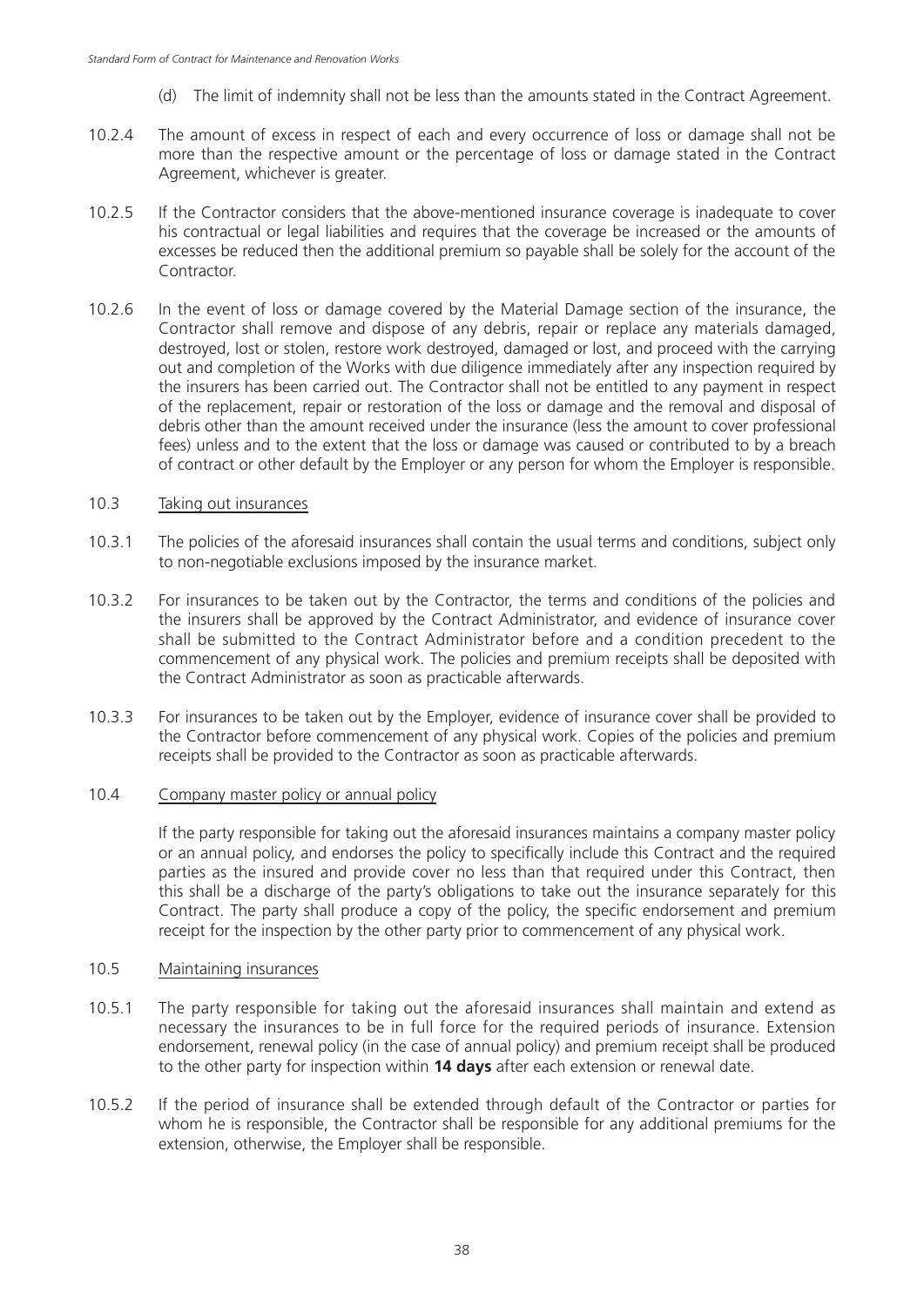(d) The limit of indemnity shall not be less than the amounts stated in the Contract Agreement.

10.2.4 The amount of excess in respect of each and every occurrence of loss or damage shall not be more than the respective amount or the percentage of loss or damage stated in the Contract Agreement, whichever is greater.

10.2.5 If the Contractor considers that the above-mentioned insurance coverage is inadequate to cover his contractual or legal liabilities and requires that the coverage be increased or the amounts of excesses be reduced then the additional premium so payable shall be solely for the account of the Contractor.

10.2.6 In the event of loss or damage covered by the Material Damage section of the insurance, the Contractor shall remove and dispose of any debris, repair or replace any materials damaged, destroyed, lost or stolen, restore work destroyed, damaged or lost, and proceed with the carrying out and completion of the Works with due diligence immediately after any inspection required by the insurers has been carried out. The Contractor shall not be entitled to any payment in respect of the replacement, repair or restoration of the loss or damage and the removal and disposal of debris other than the amount received under the insurance (less the amount to cover professional fees) unless and to the extent that the loss or damage was caused or contributed to by a breach of contract or other default by the Employer or any person for whom the Employer is responsible.

10.3 <u>Taking out insurances</u>

10.3.1 The policies of the aforesaid insurances shall contain the usual terms and conditions, subject only to non-negotiable exclusions imposed by the insurance market.

10.3.2 For insurances to be taken out by the Contractor, the terms and conditions of the policies and the insurers shall be approved by the Contract Administrator, and evidence of insurance cover shall be submitted to the Contract Administrator before and a condition precedent to the commencement of any physical work. The policies and premium receipts shall be deposited with the Contract Administrator as soon as practicable afterwards.

10.3.3 For insurances to be taken out by the Employer, evidence of insurance cover shall be provided to the Contractor before commencement of any physical work. Copies of the policies and premium receipts shall be provided to the Contractor as soon as practicable afterwards.

10.4 <u>Company master policy or annual policy</u>

If the party responsible for taking out the aforesaid insurances maintains a company master policy or an annual policy, and endorses the policy to specifically include this Contract and the required parties as the insured and provide cover no less than that required under this Contract, then this shall be a discharge of the party's obligations to take out the insurance separately for this Contract. The party shall produce a copy of the policy, the specific endorsement and premium receipt for the inspection by the other party prior to commencement of any physical work.

10.5 <u>Maintaining insurances</u>

10.5.1 The party responsible for taking out the aforesaid insurances shall maintain and extend as necessary the insurances to be in full force for the required periods of insurance. Extension endorsement, renewal policy (in the case of annual policy) and premium receipt shall be produced to the other party for inspection within **14 days** after each extension or renewal date.

10.5.2 If the period of insurance shall be extended through default of the Contractor or parties for whom he is responsible, the Contractor shall be responsible for any additional premiums for the extension, otherwise, the Employer shall be responsible.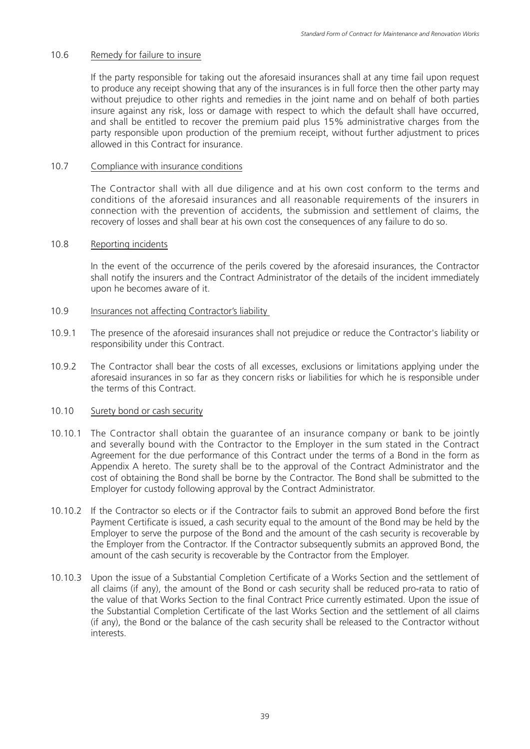### 10.6 Remedy for failure to insure

If the party responsible for taking out the aforesaid insurances shall at any time fail upon request to produce any receipt showing that any of the insurances is in full force then the other party may without prejudice to other rights and remedies in the joint name and on behalf of both parties insure against any risk, loss or damage with respect to which the default shall have occurred, and shall be entitled to recover the premium paid plus 15% administrative charges from the party responsible upon production of the premium receipt, without further adjustment to prices allowed in this Contract for insurance.

### 10.7 Compliance with insurance conditions

The Contractor shall with all due diligence and at his own cost conform to the terms and conditions of the aforesaid insurances and all reasonable requirements of the insurers in connection with the prevention of accidents, the submission and settlement of claims, the recovery of losses and shall bear at his own cost the consequences of any failure to do so.

### 10.8 Reporting incidents

In the event of the occurrence of the perils covered by the aforesaid insurances, the Contractor shall notify the insurers and the Contract Administrator of the details of the incident immediately upon he becomes aware of it.

### 10.9 Insurances not affecting Contractor's liability

10.9.1 The presence of the aforesaid insurances shall not prejudice or reduce the Contractor's liability or responsibility under this Contract.

10.9.2 The Contractor shall bear the costs of all excesses, exclusions or limitations applying under the aforesaid insurances in so far as they concern risks or liabilities for which he is responsible under the terms of this Contract.

### 10.10 Surety bond or cash security

10.10.1 The Contractor shall obtain the guarantee of an insurance company or bank to be jointly and severally bound with the Contractor to the Employer in the sum stated in the Contract Agreement for the due performance of this Contract under the terms of a Bond in the form as Appendix A hereto. The surety shall be to the approval of the Contract Administrator and the cost of obtaining the Bond shall be borne by the Contractor. The Bond shall be submitted to the Employer for custody following approval by the Contract Administrator.

10.10.2 If the Contractor so elects or if the Contractor fails to submit an approved Bond before the first Payment Certificate is issued, a cash security equal to the amount of the Bond may be held by the Employer to serve the purpose of the Bond and the amount of the cash security is recoverable by the Employer from the Contractor. If the Contractor subsequently submits an approved Bond, the amount of the cash security is recoverable by the Contractor from the Employer.

10.10.3 Upon the issue of a Substantial Completion Certificate of a Works Section and the settlement of all claims (if any), the amount of the Bond or cash security shall be reduced pro-rata to ratio of the value of that Works Section to the final Contract Price currently estimated. Upon the issue of the Substantial Completion Certificate of the last Works Section and the settlement of all claims (if any), the Bond or the balance of the cash security shall be released to the Contractor without interests.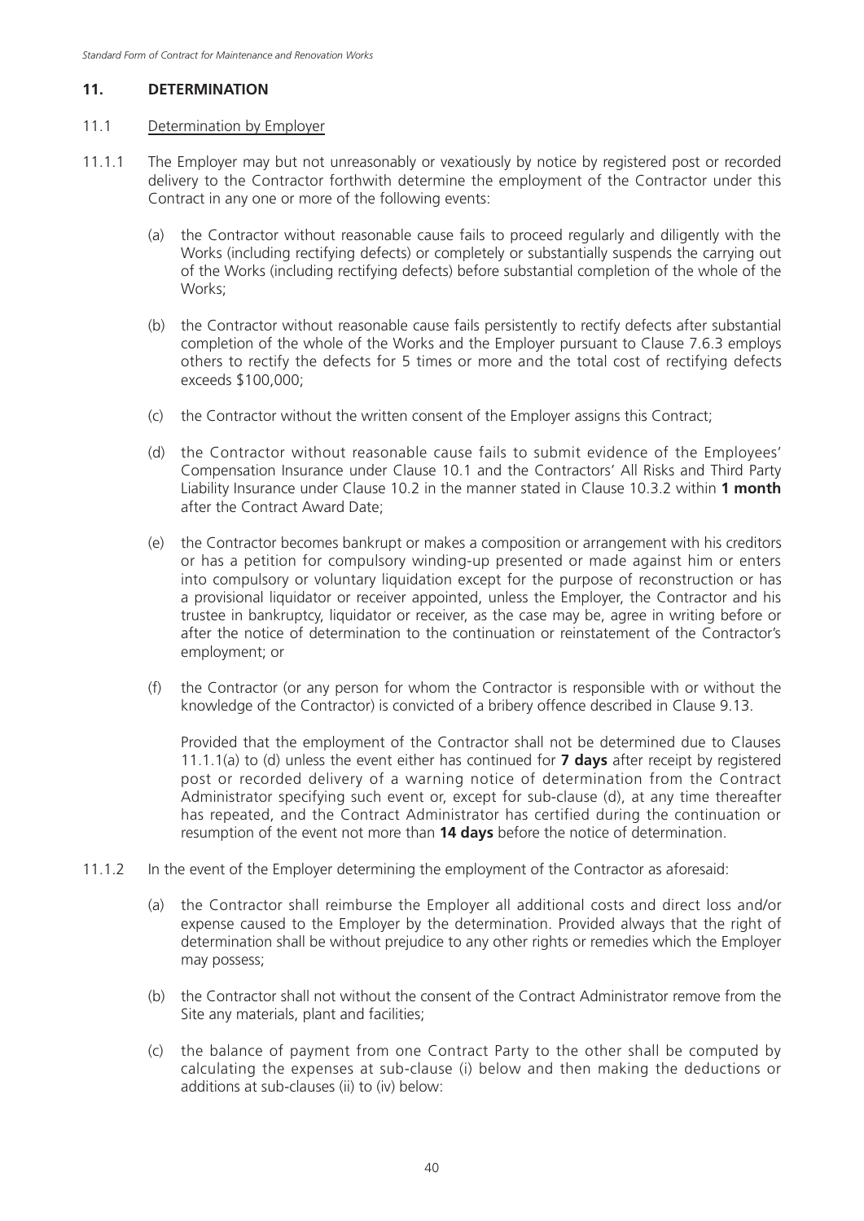## 11. DETERMINATION

### 11.1 Determination by Employer

11.1.1 The Employer may but not unreasonably or vexatiously by notice by registered post or recorded delivery to the Contractor forthwith determine the employment of the Contractor under this Contract in any one or more of the following events:

(a) the Contractor without reasonable cause fails to proceed regularly and diligently with the Works (including rectifying defects) or completely or substantially suspends the carrying out of the Works (including rectifying defects) before substantial completion of the whole of the Works;

(b) the Contractor without reasonable cause fails persistently to rectify defects after substantial completion of the whole of the Works and the Employer pursuant to Clause 7.6.3 employs others to rectify the defects for 5 times or more and the total cost of rectifying defects exceeds $100,000;

(c) the Contractor without the written consent of the Employer assigns this Contract;

(d) the Contractor without reasonable cause fails to submit evidence of the Employees' Compensation Insurance under Clause 10.1 and the Contractors' All Risks and Third Party Liability Insurance under Clause 10.2 in the manner stated in Clause 10.3.2 within **1 month** after the Contract Award Date;

(e) the Contractor becomes bankrupt or makes a composition or arrangement with his creditors or has a petition for compulsory winding-up presented or made against him or enters into compulsory or voluntary liquidation except for the purpose of reconstruction or has a provisional liquidator or receiver appointed, unless the Employer, the Contractor and his trustee in bankruptcy, liquidator or receiver, as the case may be, agree in writing before or after the notice of determination to the continuation or reinstatement of the Contractor's employment; or

(f) the Contractor (or any person for whom the Contractor is responsible with or without the knowledge of the Contractor) is convicted of a bribery offence described in Clause 9.13.

Provided that the employment of the Contractor shall not be determined due to Clauses 11.1.1(a) to (d) unless the event either has continued for **7 days** after receipt by registered post or recorded delivery of a warning notice of determination from the Contract Administrator specifying such event or, except for sub-clause (d), at any time thereafter has repeated, and the Contract Administrator has certified during the continuation or resumption of the event not more than **14 days** before the notice of determination.

11.1.2 In the event of the Employer determining the employment of the Contractor as aforesaid:

(a) the Contractor shall reimburse the Employer all additional costs and direct loss and/or expense caused to the Employer by the determination. Provided always that the right of determination shall be without prejudice to any other rights or remedies which the Employer may possess;

(b) the Contractor shall not without the consent of the Contract Administrator remove from the Site any materials, plant and facilities;

(c) the balance of payment from one Contract Party to the other shall be computed by calculating the expenses at sub-clause (i) below and then making the deductions or additions at sub-clauses (ii) to (iv) below: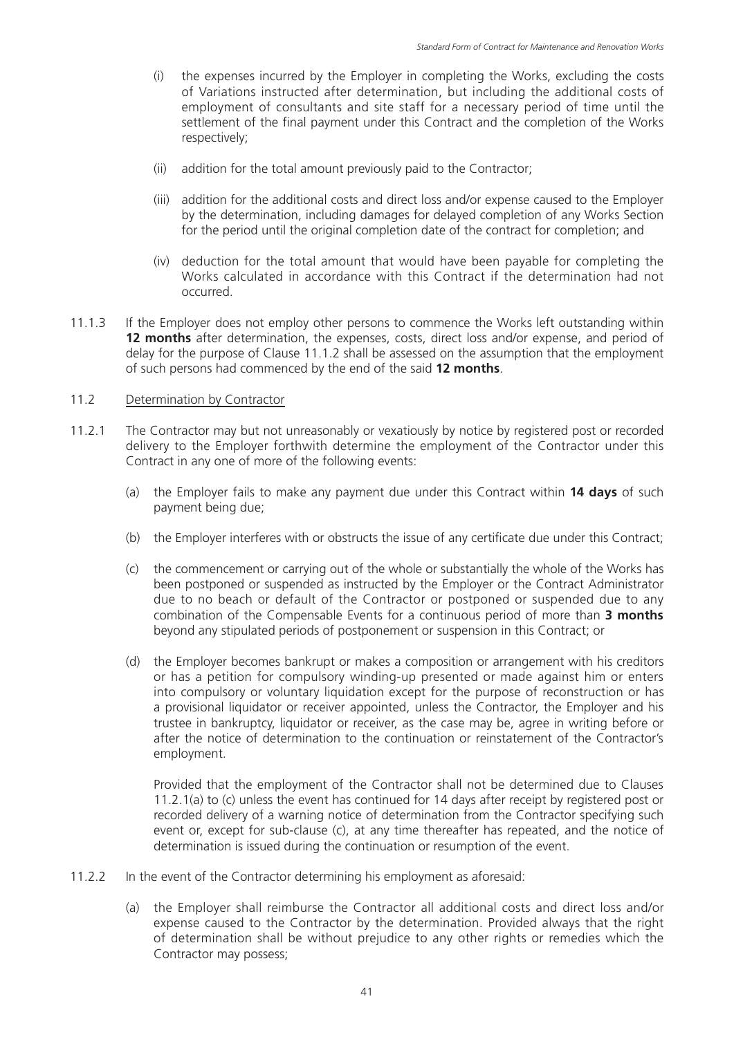(i) the expenses incurred by the Employer in completing the Works, excluding the costs of Variations instructed after determination, but including the additional costs of employment of consultants and site staff for a necessary period of time until the settlement of the final payment under this Contract and the completion of the Works respectively;

(ii) addition for the total amount previously paid to the Contractor;

(iii) addition for the additional costs and direct loss and/or expense caused to the Employer by the determination, including damages for delayed completion of any Works Section for the period until the original completion date of the contract for completion; and

(iv) deduction for the total amount that would have been payable for completing the Works calculated in accordance with this Contract if the determination had not occurred.

11.1.3 If the Employer does not employ other persons to commence the Works left outstanding within **12 months** after determination, the expenses, costs, direct loss and/or expense, and period of delay for the purpose of Clause 11.1.2 shall be assessed on the assumption that the employment of such persons had commenced by the end of the said **12 months**.

11.2 Determination by Contractor

11.2.1 The Contractor may but not unreasonably or vexatiously by notice by registered post or recorded delivery to the Employer forthwith determine the employment of the Contractor under this Contract in any one of more of the following events:

(a) the Employer fails to make any payment due under this Contract within **14 days** of such payment being due;

(b) the Employer interferes with or obstructs the issue of any certificate due under this Contract;

(c) the commencement or carrying out of the whole or substantially the whole of the Works has been postponed or suspended as instructed by the Employer or the Contract Administrator due to no beach or default of the Contractor or postponed or suspended due to any combination of the Compensable Events for a continuous period of more than **3 months** beyond any stipulated periods of postponement or suspension in this Contract; or

(d) the Employer becomes bankrupt or makes a composition or arrangement with his creditors or has a petition for compulsory winding-up presented or made against him or enters into compulsory or voluntary liquidation except for the purpose of reconstruction or has a provisional liquidator or receiver appointed, unless the Contractor, the Employer and his trustee in bankruptcy, liquidator or receiver, as the case may be, agree in writing before or after the notice of determination to the continuation or reinstatement of the Contractor's employment.

Provided that the employment of the Contractor shall not be determined due to Clauses 11.2.1(a) to (c) unless the event has continued for 14 days after receipt by registered post or recorded delivery of a warning notice of determination from the Contractor specifying such event or, except for sub-clause (c), at any time thereafter has repeated, and the notice of determination is issued during the continuation or resumption of the event.

11.2.2 In the event of the Contractor determining his employment as aforesaid:

(a) the Employer shall reimburse the Contractor all additional costs and direct loss and/or expense caused to the Contractor by the determination. Provided always that the right of determination shall be without prejudice to any other rights or remedies which the Contractor may possess;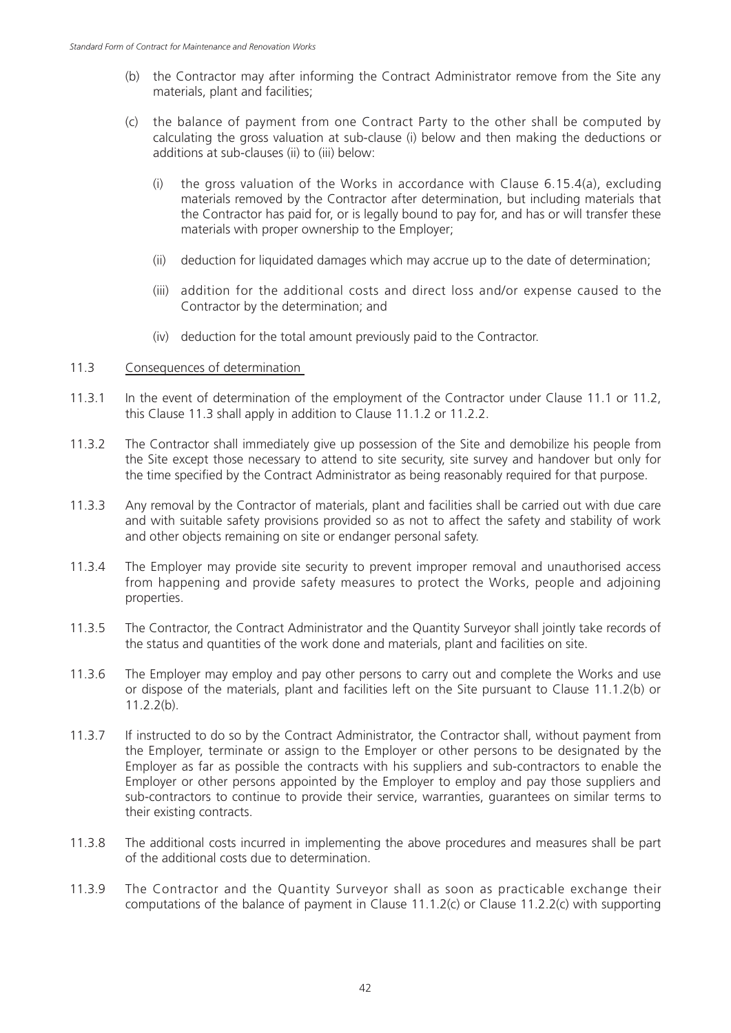(b) the Contractor may after informing the Contract Administrator remove from the Site any materials, plant and facilities;

(c) the balance of payment from one Contract Party to the other shall be computed by calculating the gross valuation at sub-clause (i) below and then making the deductions or additions at sub-clauses (ii) to (iii) below:

   (i) the gross valuation of the Works in accordance with Clause 6.15.4(a), excluding materials removed by the Contractor after determination, but including materials that the Contractor has paid for, or is legally bound to pay for, and has or will transfer these materials with proper ownership to the Employer;

   (ii) deduction for liquidated damages which may accrue up to the date of determination;

   (iii) addition for the additional costs and direct loss and/or expense caused to the Contractor by the determination; and

   (iv) deduction for the total amount previously paid to the Contractor.

11.3 Consequences of determination

11.3.1 In the event of determination of the employment of the Contractor under Clause 11.1 or 11.2, this Clause 11.3 shall apply in addition to Clause 11.1.2 or 11.2.2.

11.3.2 The Contractor shall immediately give up possession of the Site and demobilize his people from the Site except those necessary to attend to site security, site survey and handover but only for the time specified by the Contract Administrator as being reasonably required for that purpose.

11.3.3 Any removal by the Contractor of materials, plant and facilities shall be carried out with due care and with suitable safety provisions provided so as not to affect the safety and stability of work and other objects remaining on site or endanger personal safety.

11.3.4 The Employer may provide site security to prevent improper removal and unauthorised access from happening and provide safety measures to protect the Works, people and adjoining properties.

11.3.5 The Contractor, the Contract Administrator and the Quantity Surveyor shall jointly take records of the status and quantities of the work done and materials, plant and facilities on site.

11.3.6 The Employer may employ and pay other persons to carry out and complete the Works and use or dispose of the materials, plant and facilities left on the Site pursuant to Clause 11.1.2(b) or 11.2.2(b).

11.3.7 If instructed to do so by the Contract Administrator, the Contractor shall, without payment from the Employer, terminate or assign to the Employer or other persons to be designated by the Employer as far as possible the contracts with his suppliers and sub-contractors to enable the Employer or other persons appointed by the Employer to employ and pay those suppliers and sub-contractors to continue to provide their service, warranties, guarantees on similar terms to their existing contracts.

11.3.8 The additional costs incurred in implementing the above procedures and measures shall be part of the additional costs due to determination.

11.3.9 The Contractor and the Quantity Surveyor shall as soon as practicable exchange their computations of the balance of payment in Clause 11.1.2(c) or Clause 11.2.2(c) with supporting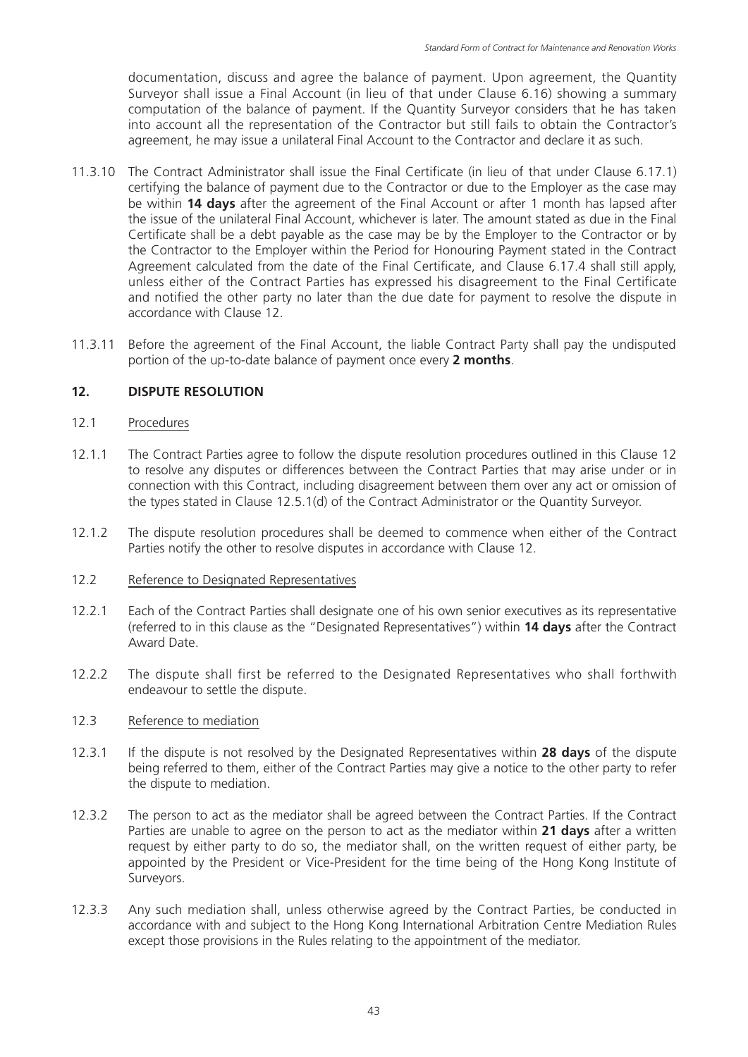documentation, discuss and agree the balance of payment. Upon agreement, the Quantity Surveyor shall issue a Final Account (in lieu of that under Clause 6.16) showing a summary computation of the balance of payment. If the Quantity Surveyor considers that he has taken into account all the representation of the Contractor but still fails to obtain the Contractor's agreement, he may issue a unilateral Final Account to the Contractor and declare it as such.

11.3.10 The Contract Administrator shall issue the Final Certificate (in lieu of that under Clause 6.17.1) certifying the balance of payment due to the Contractor or due to the Employer as the case may be within **14 days** after the agreement of the Final Account or after 1 month has lapsed after the issue of the unilateral Final Account, whichever is later. The amount stated as due in the Final Certificate shall be a debt payable as the case may be by the Employer to the Contractor or by the Contractor to the Employer within the Period for Honouring Payment stated in the Contract Agreement calculated from the date of the Final Certificate, and Clause 6.17.4 shall still apply, unless either of the Contract Parties has expressed his disagreement to the Final Certificate and notified the other party no later than the due date for payment to resolve the dispute in accordance with Clause 12.

11.3.11 Before the agreement of the Final Account, the liable Contract Party shall pay the undisputed portion of the up-to-date balance of payment once every **2 months**.

## 12. DISPUTE RESOLUTION

12.1 Procedures

12.1.1 The Contract Parties agree to follow the dispute resolution procedures outlined in this Clause 12 to resolve any disputes or differences between the Contract Parties that may arise under or in connection with this Contract, including disagreement between them over any act or omission of the types stated in Clause 12.5.1(d) of the Contract Administrator or the Quantity Surveyor.

12.1.2 The dispute resolution procedures shall be deemed to commence when either of the Contract Parties notify the other to resolve disputes in accordance with Clause 12.

12.2 Reference to Designated Representatives

12.2.1 Each of the Contract Parties shall designate one of his own senior executives as its representative (referred to in this clause as the "Designated Representatives") within **14 days** after the Contract Award Date.

12.2.2 The dispute shall first be referred to the Designated Representatives who shall forthwith endeavour to settle the dispute.

12.3 Reference to mediation

12.3.1 If the dispute is not resolved by the Designated Representatives within **28 days** of the dispute being referred to them, either of the Contract Parties may give a notice to the other party to refer the dispute to mediation.

12.3.2 The person to act as the mediator shall be agreed between the Contract Parties. If the Contract Parties are unable to agree on the person to act as the mediator within **21 days** after a written request by either party to do so, the mediator shall, on the written request of either party, be appointed by the President or Vice-President for the time being of the Hong Kong Institute of Surveyors.

12.3.3 Any such mediation shall, unless otherwise agreed by the Contract Parties, be conducted in accordance with and subject to the Hong Kong International Arbitration Centre Mediation Rules except those provisions in the Rules relating to the appointment of the mediator.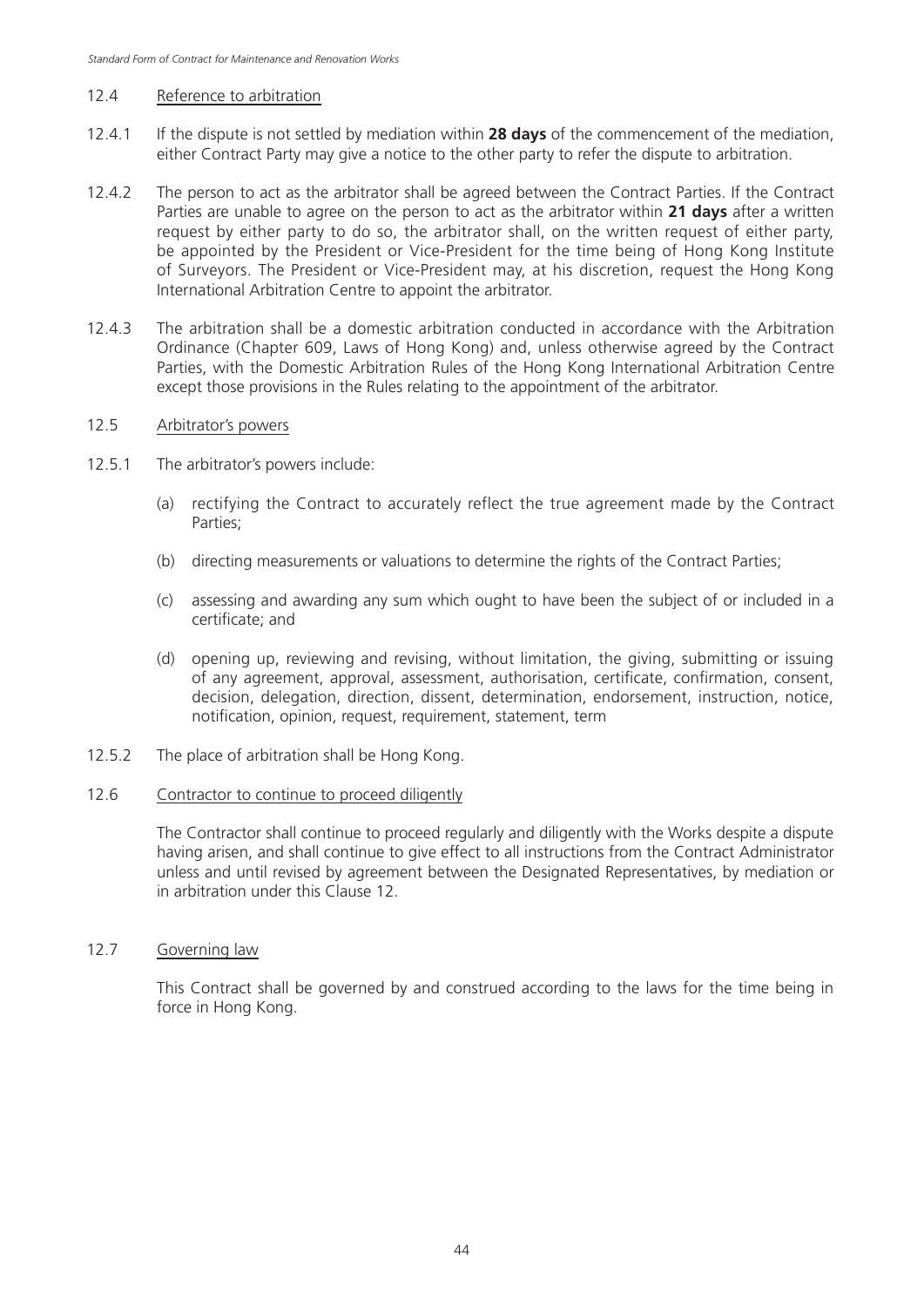### 12.4 Reference to arbitration

12.4.1 If the dispute is not settled by mediation within **28 days** of the commencement of the mediation, either Contract Party may give a notice to the other party to refer the dispute to arbitration.

12.4.2 The person to act as the arbitrator shall be agreed between the Contract Parties. If the Contract Parties are unable to agree on the person to act as the arbitrator within **21 days** after a written request by either party to do so, the arbitrator shall, on the written request of either party, be appointed by the President or Vice-President for the time being of Hong Kong Institute of Surveyors. The President or Vice-President may, at his discretion, request the Hong Kong International Arbitration Centre to appoint the arbitrator.

12.4.3 The arbitration shall be a domestic arbitration conducted in accordance with the Arbitration Ordinance (Chapter 609, Laws of Hong Kong) and, unless otherwise agreed by the Contract Parties, with the Domestic Arbitration Rules of the Hong Kong International Arbitration Centre except those provisions in the Rules relating to the appointment of the arbitrator.

### 12.5 Arbitrator's powers

12.5.1 The arbitrator's powers include:

(a) rectifying the Contract to accurately reflect the true agreement made by the Contract Parties;

(b) directing measurements or valuations to determine the rights of the Contract Parties;

(c) assessing and awarding any sum which ought to have been the subject of or included in a certificate; and

(d) opening up, reviewing and revising, without limitation, the giving, submitting or issuing of any agreement, approval, assessment, authorisation, certificate, confirmation, consent, decision, delegation, direction, dissent, determination, endorsement, instruction, notice, notification, opinion, request, requirement, statement, term

12.5.2 The place of arbitration shall be Hong Kong.

### 12.6 Contractor to continue to proceed diligently

The Contractor shall continue to proceed regularly and diligently with the Works despite a dispute having arisen, and shall continue to give effect to all instructions from the Contract Administrator unless and until revised by agreement between the Designated Representatives, by mediation or in arbitration under this Clause 12.

### 12.7 Governing law

This Contract shall be governed by and construed according to the laws for the time being in force in Hong Kong.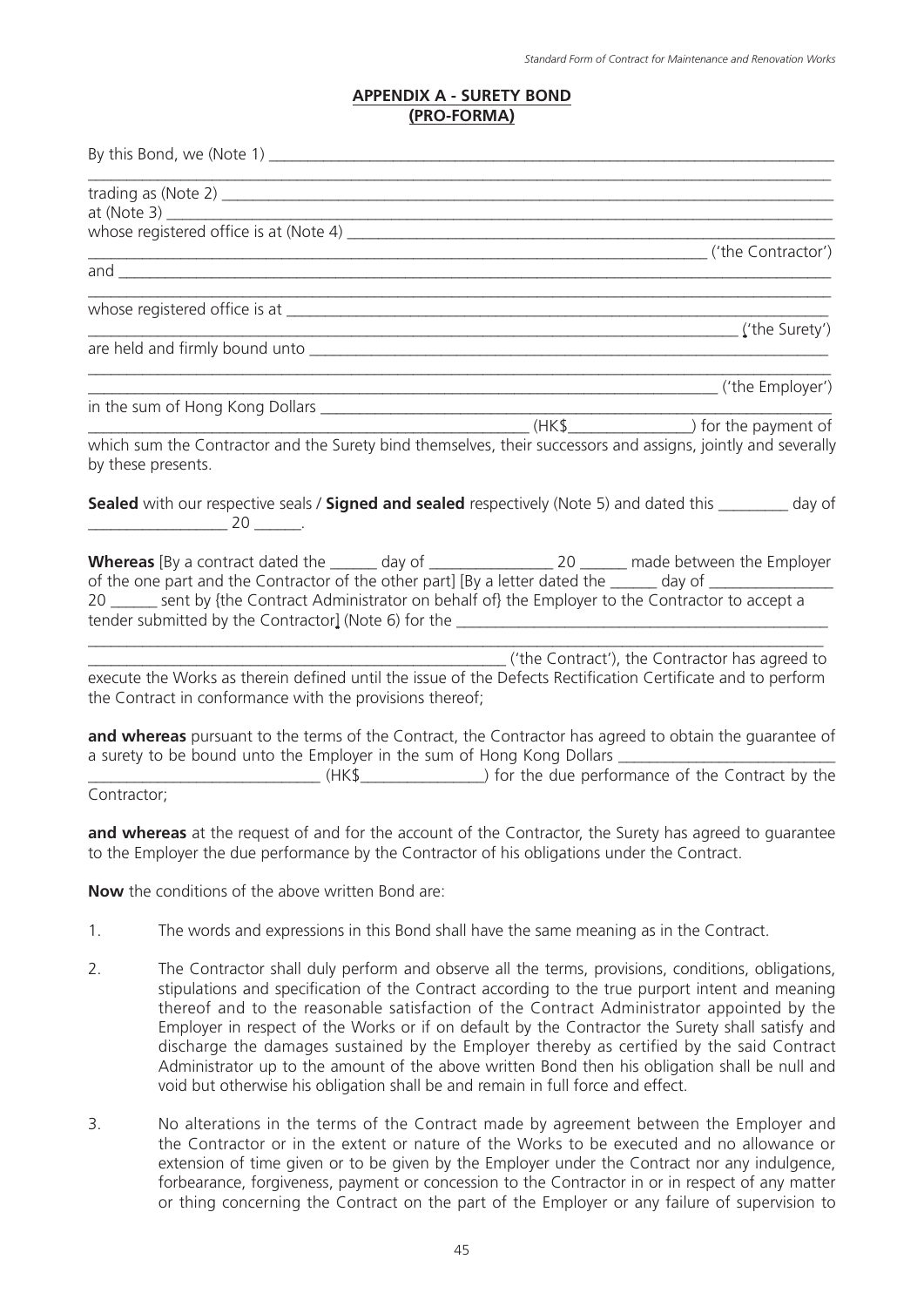## APPENDIX A - SURETY BOND
## (PRO-FORMA)

By this Bond, we (Note 1) ____________________________________________________________

____________________________________________________________________________________

trading as (Note 2) ___________________________________________________________________

at (Note 3) ________________________________________________________________________

whose registered office is at (Note 4) _____________________________________________________

____________________________________________________________________ ('the Contractor')

and ______________________________________________________________________________

____________________________________________________________________________________

whose registered office is at ___________________________________________________________

______________________________________________________________________ ('the Surety')

are held and firmly bound unto _________________________________________________________

____________________________________________________________________________________

____________________________________________________________________ ('the Employer')

in the sum of Hong Kong Dollars ________________________________________________________

_____________________________________________ (HK$______________) for the payment of which sum the Contractor and the Surety bind themselves, their successors and assigns, jointly and severally by these presents.

**Sealed** with our respective seals / **Signed and sealed** respectively (Note 5) and dated this ________ day of ________________ 20 ______.

**Whereas** [By a contract dated the ______ day of _______________ 20 ______ made between the Employer of the one part and the Contractor of the other part] [By a letter dated the ______ day of _______________ 20 ______ sent by {the Contract Administrator on behalf of} the Employer to the Contractor to accept a tender submitted by the Contractor] (Note 6) for the _____________________________________________

____________________________________________________________________________________

_____________________________________________________ ('the Contract'), the Contractor has agreed to execute the Works as therein defined until the issue of the Defects Rectification Certificate and to perform the Contract in conformance with the provisions thereof;

**and whereas** pursuant to the terms of the Contract, the Contractor has agreed to obtain the guarantee of a surety to be bound unto the Employer in the sum of Hong Kong Dollars ___________________________ ____________________________ (HK$______________) for the due performance of the Contract by the Contractor;

**and whereas** at the request of and for the account of the Contractor, the Surety has agreed to guarantee to the Employer the due performance by the Contractor of his obligations under the Contract.

**Now** the conditions of the above written Bond are:

1. The words and expressions in this Bond shall have the same meaning as in the Contract.

2. The Contractor shall duly perform and observe all the terms, provisions, conditions, obligations, stipulations and specification of the Contract according to the true purport intent and meaning thereof and to the reasonable satisfaction of the Contract Administrator appointed by the Employer in respect of the Works or if on default by the Contractor the Surety shall satisfy and discharge the damages sustained by the Employer thereby as certified by the said Contract Administrator up to the amount of the above written Bond then his obligation shall be null and void but otherwise his obligation shall be and remain in full force and effect.

3. No alterations in the terms of the Contract made by agreement between the Employer and the Contractor or in the extent or nature of the Works to be executed and no allowance or extension of time given or to be given by the Employer under the Contract nor any indulgence, forbearance, forgiveness, payment or concession to the Contractor in or in respect of any matter or thing concerning the Contract on the part of the Employer or any failure of supervision to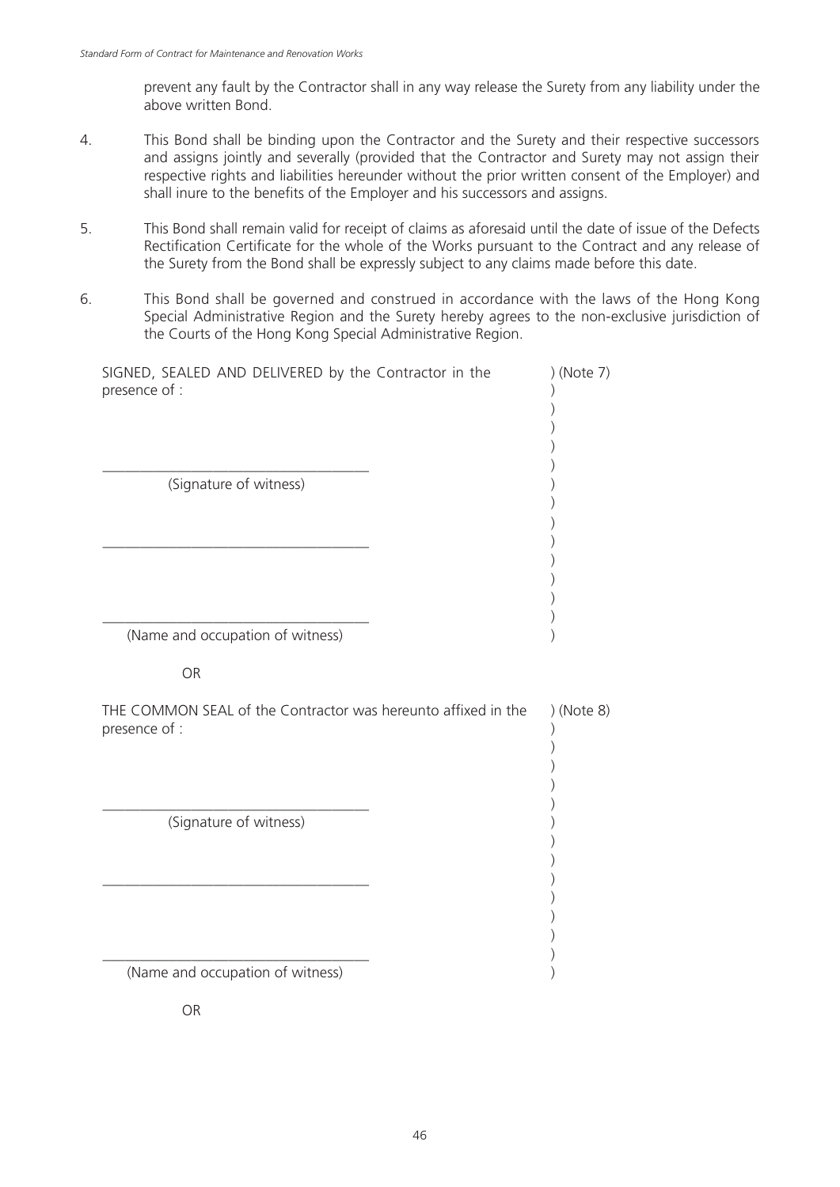prevent any fault by the Contractor shall in any way release the Surety from any liability under the above written Bond.

4. This Bond shall be binding upon the Contractor and the Surety and their respective successors and assigns jointly and severally (provided that the Contractor and Surety may not assign their respective rights and liabilities hereunder without the prior written consent of the Employer) and shall inure to the benefits of the Employer and his successors and assigns.

5. This Bond shall remain valid for receipt of claims as aforesaid until the date of issue of the Defects Rectification Certificate for the whole of the Works pursuant to the Contract and any release of the Surety from the Bond shall be expressly subject to any claims made before this date.

6. This Bond shall be governed and construed in accordance with the laws of the Hong Kong Special Administrative Region and the Surety hereby agrees to the non-exclusive jurisdiction of the Courts of the Hong Kong Special Administrative Region.

SIGNED, SEALED AND DELIVERED by the Contractor in the presence of : ) (Note 7)

\_\_\_\_\_\_\_\_\_\_\_\_\_\_\_\_\_\_\_\_\_\_\_\_\_\_\_\_\_\_\_\_\_\_\_

(Signature of witness)

\_\_\_\_\_\_\_\_\_\_\_\_\_\_\_\_\_\_\_\_\_\_\_\_\_\_\_\_\_\_\_\_\_\_\_

\_\_\_\_\_\_\_\_\_\_\_\_\_\_\_\_\_\_\_\_\_\_\_\_\_\_\_\_\_\_\_\_\_\_\_

(Name and occupation of witness)

OR

THE COMMON SEAL of the Contractor was hereunto affixed in the presence of : ) (Note 8)

\_\_\_\_\_\_\_\_\_\_\_\_\_\_\_\_\_\_\_\_\_\_\_\_\_\_\_\_\_\_\_\_\_\_\_

(Signature of witness)

\_\_\_\_\_\_\_\_\_\_\_\_\_\_\_\_\_\_\_\_\_\_\_\_\_\_\_\_\_\_\_\_\_\_\_

\_\_\_\_\_\_\_\_\_\_\_\_\_\_\_\_\_\_\_\_\_\_\_\_\_\_\_\_\_\_\_\_\_\_\_

(Name and occupation of witness)

OR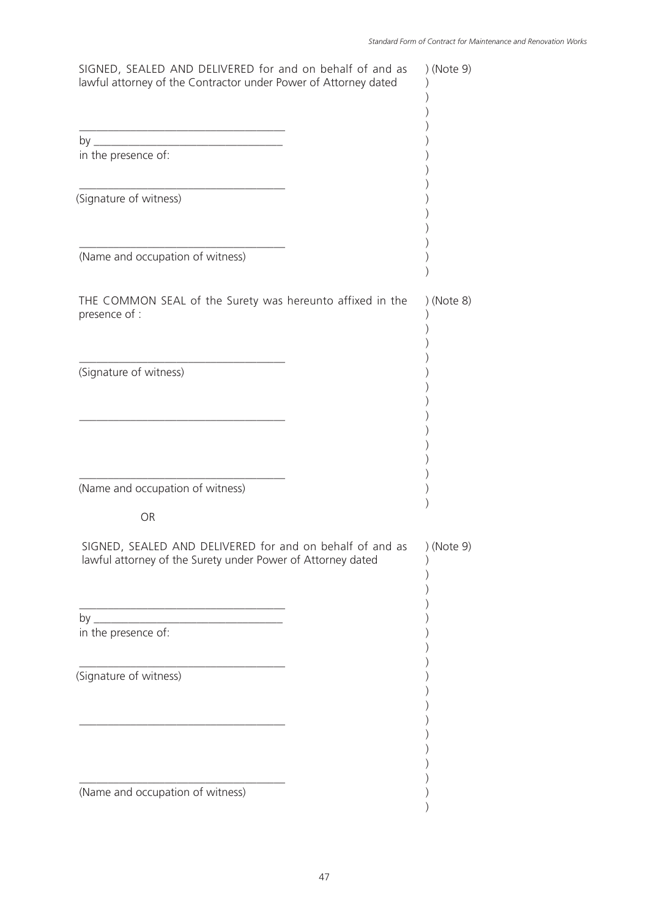SIGNED, SEALED AND DELIVERED for and on behalf of and as lawful attorney of the Contractor under Power of Attorney dated ) (Note 9)

\_\_\_\_\_\_\_\_\_\_\_\_\_\_\_\_\_\_\_\_\_\_\_\_\_\_\_\_\_\_\_\_\_\_\_

by \_\_\_\_\_\_\_\_\_\_\_\_\_\_\_\_\_\_\_\_\_\_\_\_\_\_\_\_\_\_\_\_

in the presence of:

\_\_\_\_\_\_\_\_\_\_\_\_\_\_\_\_\_\_\_\_\_\_\_\_\_\_\_\_\_\_\_\_\_\_\_

(Signature of witness)

\_\_\_\_\_\_\_\_\_\_\_\_\_\_\_\_\_\_\_\_\_\_\_\_\_\_\_\_\_\_\_\_\_\_\_

(Name and occupation of witness)

THE COMMON SEAL of the Surety was hereunto affixed in the presence of : ) (Note 8)

\_\_\_\_\_\_\_\_\_\_\_\_\_\_\_\_\_\_\_\_\_\_\_\_\_\_\_\_\_\_\_\_\_\_\_

(Signature of witness)

\_\_\_\_\_\_\_\_\_\_\_\_\_\_\_\_\_\_\_\_\_\_\_\_\_\_\_\_\_\_\_\_\_\_\_

\_\_\_\_\_\_\_\_\_\_\_\_\_\_\_\_\_\_\_\_\_\_\_\_\_\_\_\_\_\_\_\_\_\_\_

(Name and occupation of witness)

OR

SIGNED, SEALED AND DELIVERED for and on behalf of and as lawful attorney of the Surety under Power of Attorney dated ) (Note 9)

\_\_\_\_\_\_\_\_\_\_\_\_\_\_\_\_\_\_\_\_\_\_\_\_\_\_\_\_\_\_\_\_\_\_\_

by \_\_\_\_\_\_\_\_\_\_\_\_\_\_\_\_\_\_\_\_\_\_\_\_\_\_\_\_\_\_\_\_

in the presence of:

\_\_\_\_\_\_\_\_\_\_\_\_\_\_\_\_\_\_\_\_\_\_\_\_\_\_\_\_\_\_\_\_\_\_\_

(Signature of witness)

\_\_\_\_\_\_\_\_\_\_\_\_\_\_\_\_\_\_\_\_\_\_\_\_\_\_\_\_\_\_\_\_\_\_\_

\_\_\_\_\_\_\_\_\_\_\_\_\_\_\_\_\_\_\_\_\_\_\_\_\_\_\_\_\_\_\_\_\_\_\_

(Name and occupation of witness)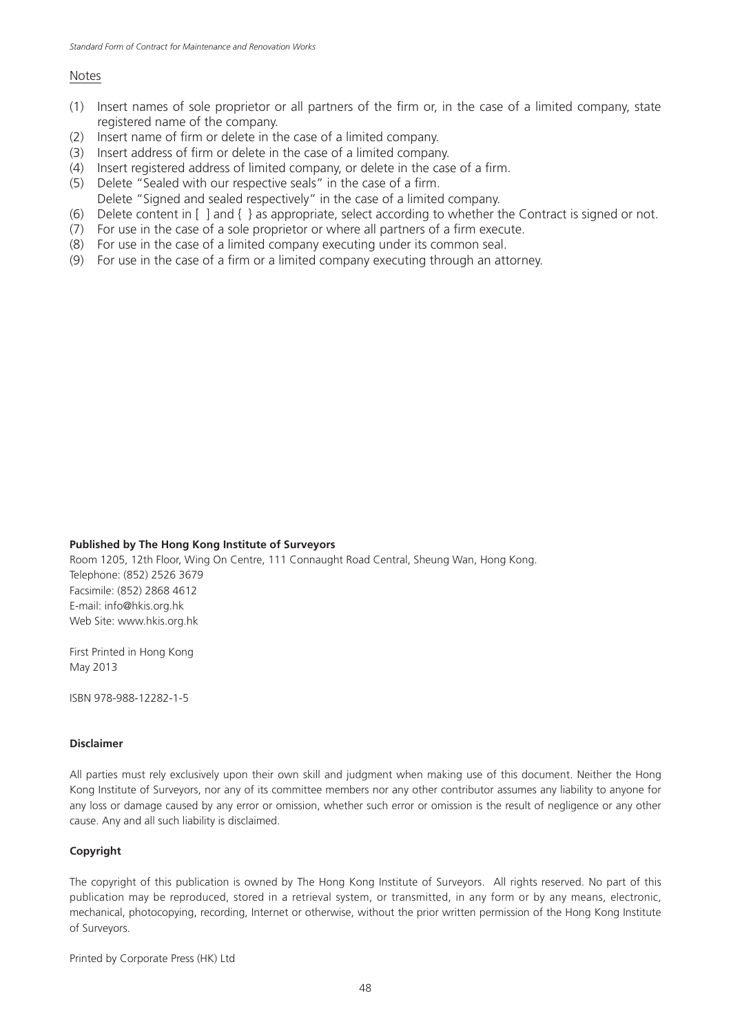Notes

(1) Insert names of sole proprietor or all partners of the firm or, in the case of a limited company, state registered name of the company.
(2) Insert name of firm or delete in the case of a limited company.
(3) Insert address of firm or delete in the case of a limited company.
(4) Insert registered address of limited company, or delete in the case of a firm.
(5) Delete "Sealed with our respective seals" in the case of a firm.
    Delete "Signed and sealed respectively" in the case of a limited company.
(6) Delete content in [ ] and { } as appropriate, select according to whether the Contract is signed or not.
(7) For use in the case of a sole proprietor or where all partners of a firm execute.
(8) For use in the case of a limited company executing under its common seal.
(9) For use in the case of a firm or a limited company executing through an attorney.

**Published by The Hong Kong Institute of Surveyors**
Room 1205, 12th Floor, Wing On Centre, 111 Connaught Road Central, Sheung Wan, Hong Kong.
Telephone: (852) 2526 3679
Facsimile: (852) 2868 4612
E-mail: info@hkis.org.hk
Web Site: www.hkis.org.hk

First Printed in Hong Kong
May 2013

ISBN 978-988-12282-1-5

**Disclaimer**

All parties must rely exclusively upon their own skill and judgment when making use of this document. Neither the Hong Kong Institute of Surveyors, nor any of its committee members nor any other contributor assumes any liability to anyone for any loss or damage caused by any error or omission, whether such error or omission is the result of negligence or any other cause. Any and all such liability is disclaimed.

**Copyright**

The copyright of this publication is owned by The Hong Kong Institute of Surveyors. All rights reserved. No part of this publication may be reproduced, stored in a retrieval system, or transmitted, in any form or by any means, electronic, mechanical, photocopying, recording, Internet or otherwise, without the prior written permission of the Hong Kong Institute of Surveyors.

Printed by Corporate Press (HK) Ltd